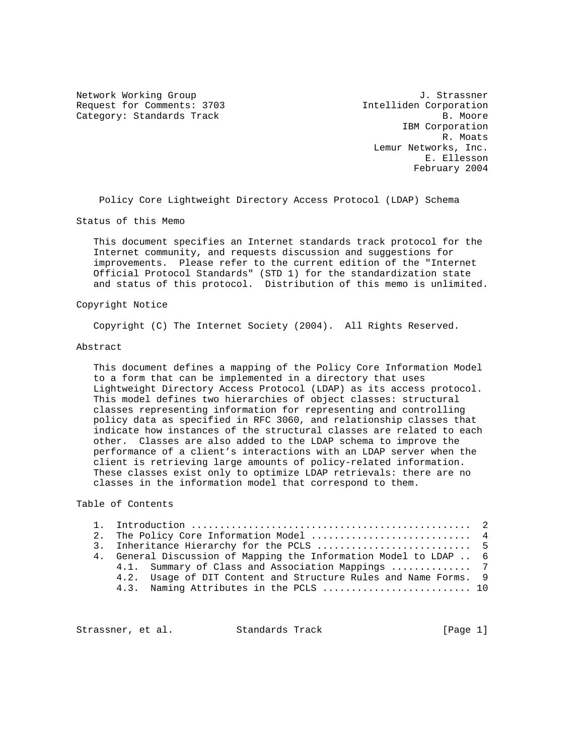Network Working Group J. Strassner
Request for Comments: 3703 Intelliden Corporation
Category: Standards Track B. Moore
IBM Corporation
R. Moats
Lemur Networks, Inc.
E. Ellesson
February 2004

# Policy Core Lightweight Directory Access Protocol (LDAP) Schema

## Status of this Memo

This document specifies an Internet standards track protocol for the Internet community, and requests discussion and suggestions for improvements. Please refer to the current edition of the "Internet Official Protocol Standards" (STD 1) for the standardization state and status of this protocol. Distribution of this memo is unlimited.

## Copyright Notice

Copyright (C) The Internet Society (2004). All Rights Reserved.

## Abstract

This document defines a mapping of the Policy Core Information Model to a form that can be implemented in a directory that uses Lightweight Directory Access Protocol (LDAP) as its access protocol. This model defines two hierarchies of object classes: structural classes representing information for representing and controlling policy data as specified in RFC 3060, and relationship classes that indicate how instances of the structural classes are related to each other. Classes are also added to the LDAP schema to improve the performance of a client's interactions with an LDAP server when the client is retrieving large amounts of policy-related information. These classes exist only to optimize LDAP retrievals: there are no classes in the information model that correspond to them.

## Table of Contents

```
1.  Introduction ................................................  2
2.  The Policy Core Information Model ...........................  4
3.  Inheritance Hierarchy for the PCLS ..........................  5
4.  General Discussion of Mapping the Information Model to LDAP ..  6
    4.1.  Summary of Class and Association Mappings .............  7
    4.2.  Usage of DIT Content and Structure Rules and Name Forms.  9
    4.3.  Naming Attributes in the PCLS ......................... 10
```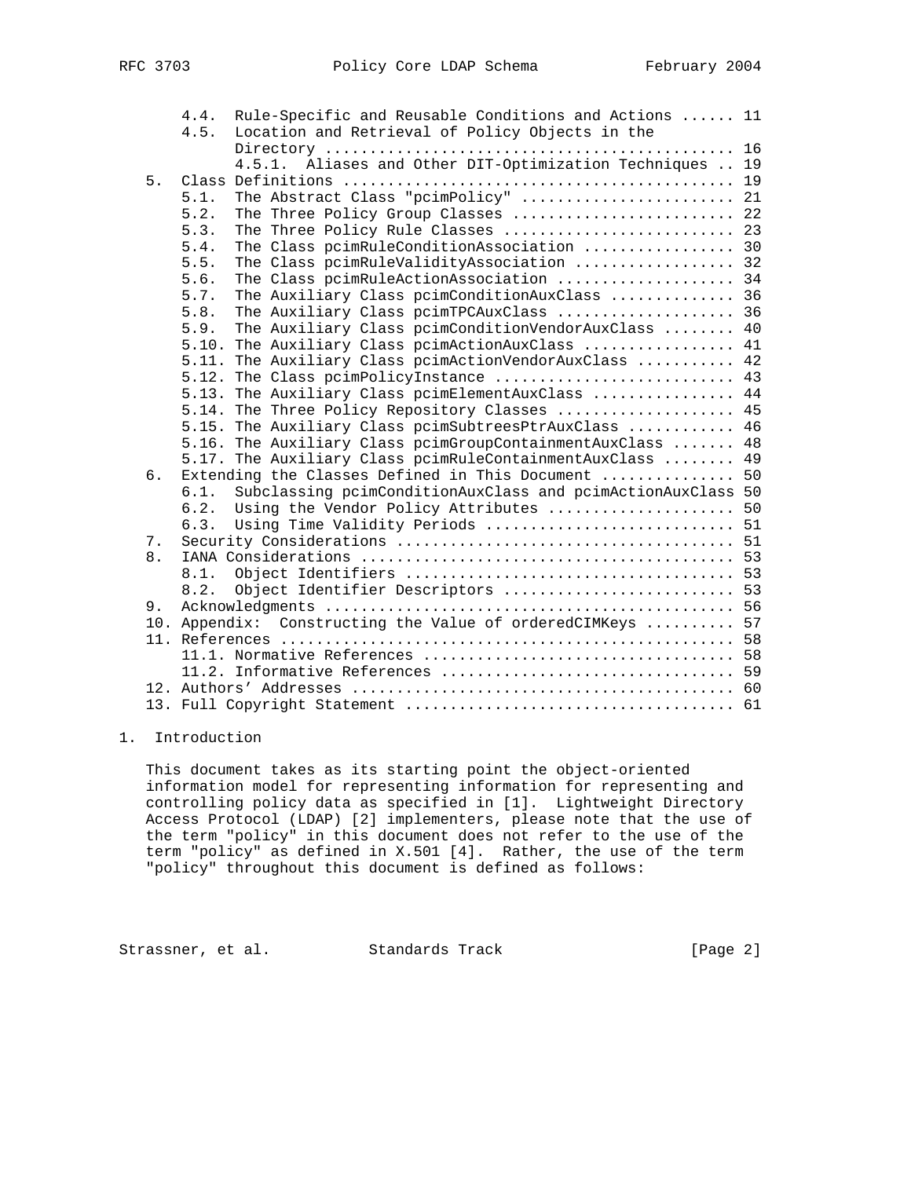```
      4.4.  Rule-Specific and Reusable Conditions and Actions ...... 11
      4.5.  Location and Retrieval of Policy Objects in the
            Directory ............................................. 16
            4.5.1.  Aliases and Other DIT-Optimization Techniques .. 19
   5.  Class Definitions ........................................... 19
      5.1.  The Abstract Class "pcimPolicy" ....................... 21
      5.2.  The Three Policy Group Classes ........................ 22
      5.3.  The Three Policy Rule Classes ......................... 23
      5.4.  The Class pcimRuleConditionAssociation ................ 30
      5.5.  The Class pcimRuleValidityAssociation ................. 32
      5.6.  The Class pcimRuleActionAssociation ................... 34
      5.7.  The Auxiliary Class pcimConditionAuxClass ............. 36
      5.8.  The Auxiliary Class pcimTPCAuxClass ................... 36
      5.9.  The Auxiliary Class pcimConditionVendorAuxClass ....... 40
      5.10. The Auxiliary Class pcimActionAuxClass ................ 41
      5.11. The Auxiliary Class pcimActionVendorAuxClass .......... 42
      5.12. The Class pcimPolicyInstance .......................... 43
      5.13. The Auxiliary Class pcimElementAuxClass ............... 44
      5.14. The Three Policy Repository Classes ................... 45
      5.15. The Auxiliary Class pcimSubtreesPtrAuxClass ........... 46
      5.16. The Auxiliary Class pcimGroupContainmentAuxClass ...... 48
      5.17. The Auxiliary Class pcimRuleContainmentAuxClass ....... 49
   6.  Extending the Classes Defined in This Document .............. 50
      6.1.  Subclassing pcimConditionAuxClass and pcimActionAuxClass 50
      6.2.  Using the Vendor Policy Attributes .................... 50
      6.3.  Using Time Validity Periods ........................... 51
   7.  Security Considerations ..................................... 51
   8.  IANA Considerations ......................................... 53
      8.1.  Object Identifiers .................................... 53
      8.2.  Object Identifier Descriptors ......................... 53
   9.  Acknowledgments ............................................. 56
   10. Appendix:  Constructing the Value of orderedCIMKeys .......... 57
   11. References .................................................. 58
      11.1. Normative References .................................. 58
      11.2. Informative References ................................ 59
   12. Authors' Addresses .......................................... 60
   13. Full Copyright Statement .................................... 61
```

## 1. Introduction

This document takes as its starting point the object-oriented information model for representing information for representing and controlling policy data as specified in [1]. Lightweight Directory Access Protocol (LDAP) [2] implementers, please note that the use of the term "policy" in this document does not refer to the use of the term "policy" as defined in X.501 [4]. Rather, the use of the term "policy" throughout this document is defined as follows: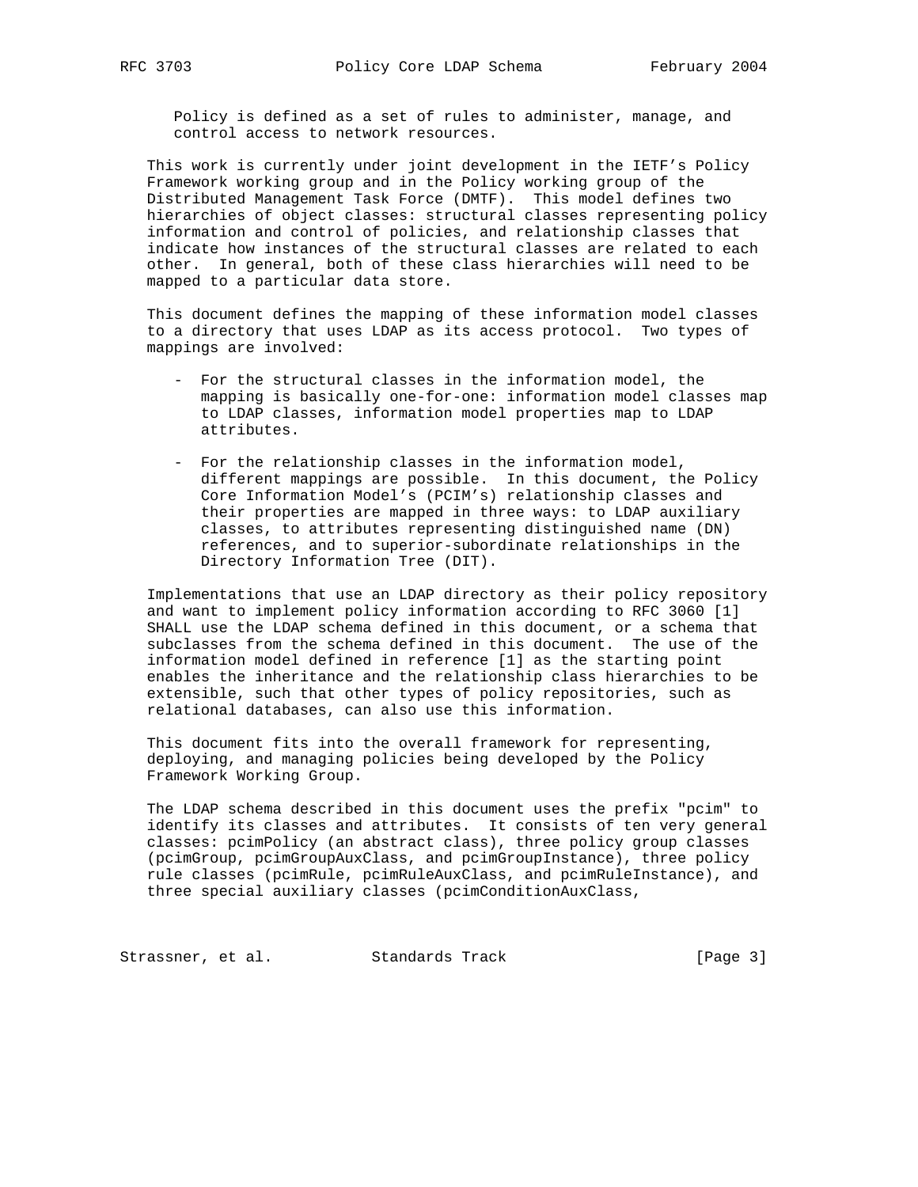Policy is defined as a set of rules to administer, manage, and control access to network resources.

This work is currently under joint development in the IETF's Policy Framework working group and in the Policy working group of the Distributed Management Task Force (DMTF). This model defines two hierarchies of object classes: structural classes representing policy information and control of policies, and relationship classes that indicate how instances of the structural classes are related to each other. In general, both of these class hierarchies will need to be mapped to a particular data store.

This document defines the mapping of these information model classes to a directory that uses LDAP as its access protocol. Two types of mappings are involved:

- For the structural classes in the information model, the mapping is basically one-for-one: information model classes map to LDAP classes, information model properties map to LDAP attributes.

- For the relationship classes in the information model, different mappings are possible. In this document, the Policy Core Information Model's (PCIM's) relationship classes and their properties are mapped in three ways: to LDAP auxiliary classes, to attributes representing distinguished name (DN) references, and to superior-subordinate relationships in the Directory Information Tree (DIT).

Implementations that use an LDAP directory as their policy repository and want to implement policy information according to RFC 3060 [1] SHALL use the LDAP schema defined in this document, or a schema that subclasses from the schema defined in this document. The use of the information model defined in reference [1] as the starting point enables the inheritance and the relationship class hierarchies to be extensible, such that other types of policy repositories, such as relational databases, can also use this information.

This document fits into the overall framework for representing, deploying, and managing policies being developed by the Policy Framework Working Group.

The LDAP schema described in this document uses the prefix "pcim" to identify its classes and attributes. It consists of ten very general classes: pcimPolicy (an abstract class), three policy group classes (pcimGroup, pcimGroupAuxClass, and pcimGroupInstance), three policy rule classes (pcimRule, pcimRuleAuxClass, and pcimRuleInstance), and three special auxiliary classes (pcimConditionAuxClass,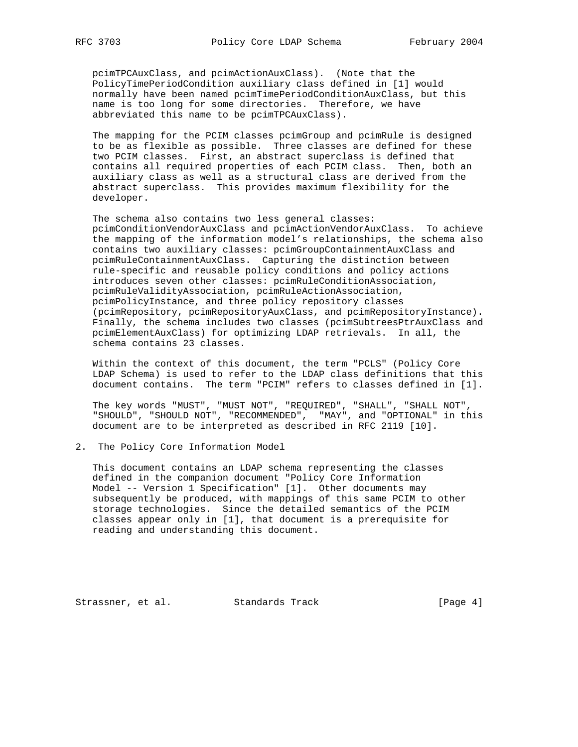pcimTPCAuxClass, and pcimActionAuxClass). (Note that the PolicyTimePeriodCondition auxiliary class defined in [1] would normally have been named pcimTimePeriodConditionAuxClass, but this name is too long for some directories. Therefore, we have abbreviated this name to be pcimTPCAuxClass).

The mapping for the PCIM classes pcimGroup and pcimRule is designed to be as flexible as possible. Three classes are defined for these two PCIM classes. First, an abstract superclass is defined that contains all required properties of each PCIM class. Then, both an auxiliary class as well as a structural class are derived from the abstract superclass. This provides maximum flexibility for the developer.

The schema also contains two less general classes: pcimConditionVendorAuxClass and pcimActionVendorAuxClass. To achieve the mapping of the information model's relationships, the schema also contains two auxiliary classes: pcimGroupContainmentAuxClass and pcimRuleContainmentAuxClass. Capturing the distinction between rule-specific and reusable policy conditions and policy actions introduces seven other classes: pcimRuleConditionAssociation, pcimRuleValidityAssociation, pcimRuleActionAssociation, pcimPolicyInstance, and three policy repository classes (pcimRepository, pcimRepositoryAuxClass, and pcimRepositoryInstance). Finally, the schema includes two classes (pcimSubtreesPtrAuxClass and pcimElementAuxClass) for optimizing LDAP retrievals. In all, the schema contains 23 classes.

Within the context of this document, the term "PCLS" (Policy Core LDAP Schema) is used to refer to the LDAP class definitions that this document contains. The term "PCIM" refers to classes defined in [1].

The key words "MUST", "MUST NOT", "REQUIRED", "SHALL", "SHALL NOT", "SHOULD", "SHOULD NOT", "RECOMMENDED", "MAY", and "OPTIONAL" in this document are to be interpreted as described in RFC 2119 [10].

## 2. The Policy Core Information Model

This document contains an LDAP schema representing the classes defined in the companion document "Policy Core Information Model -- Version 1 Specification" [1]. Other documents may subsequently be produced, with mappings of this same PCIM to other storage technologies. Since the detailed semantics of the PCIM classes appear only in [1], that document is a prerequisite for reading and understanding this document.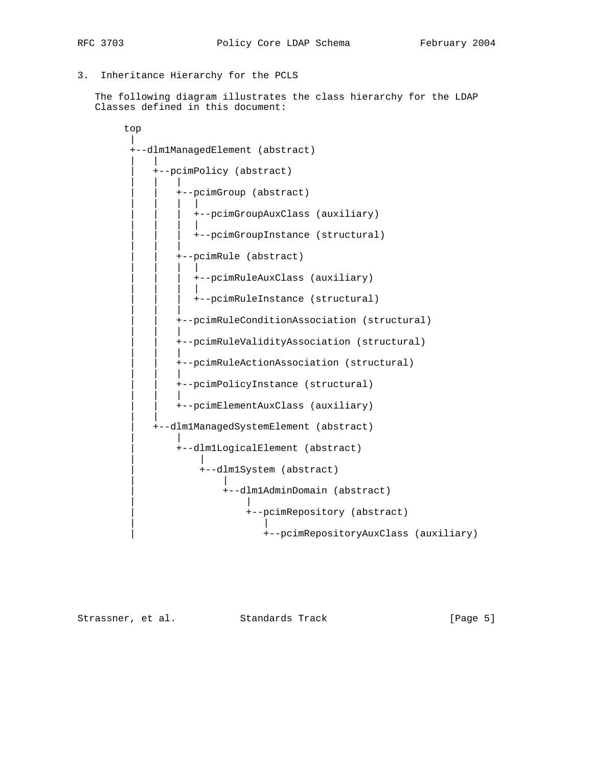## 3. Inheritance Hierarchy for the PCLS

The following diagram illustrates the class hierarchy for the LDAP Classes defined in this document:

```
top
 |
 +--dlm1ManagedElement (abstract)
 |   |
 |   +--pcimPolicy (abstract)
 |   |   |
 |   |   +--pcimGroup (abstract)
 |   |   |  |
 |   |   |  +--pcimGroupAuxClass (auxiliary)
 |   |   |  |
 |   |   |  +--pcimGroupInstance (structural)
 |   |   |
 |   |   +--pcimRule (abstract)
 |   |   |  |
 |   |   |  +--pcimRuleAuxClass (auxiliary)
 |   |   |  |
 |   |   |  +--pcimRuleInstance (structural)
 |   |   |
 |   |   +--pcimRuleConditionAssociation (structural)
 |   |   |
 |   |   +--pcimRuleValidityAssociation (structural)
 |   |   |
 |   |   +--pcimRuleActionAssociation (structural)
 |   |   |
 |   |   +--pcimPolicyInstance (structural)
 |   |   |
 |   |   +--pcimElementAuxClass (auxiliary)
 |   |
 |   +--dlm1ManagedSystemElement (abstract)
 |       |
 |       +--dlm1LogicalElement (abstract)
 |           |
 |           +--dlm1System (abstract)
 |               |
 |               +--dlm1AdminDomain (abstract)
 |                   |
 |                   +--pcimRepository (abstract)
 |                      |
 |                      +--pcimRepositoryAuxClass (auxiliary)
```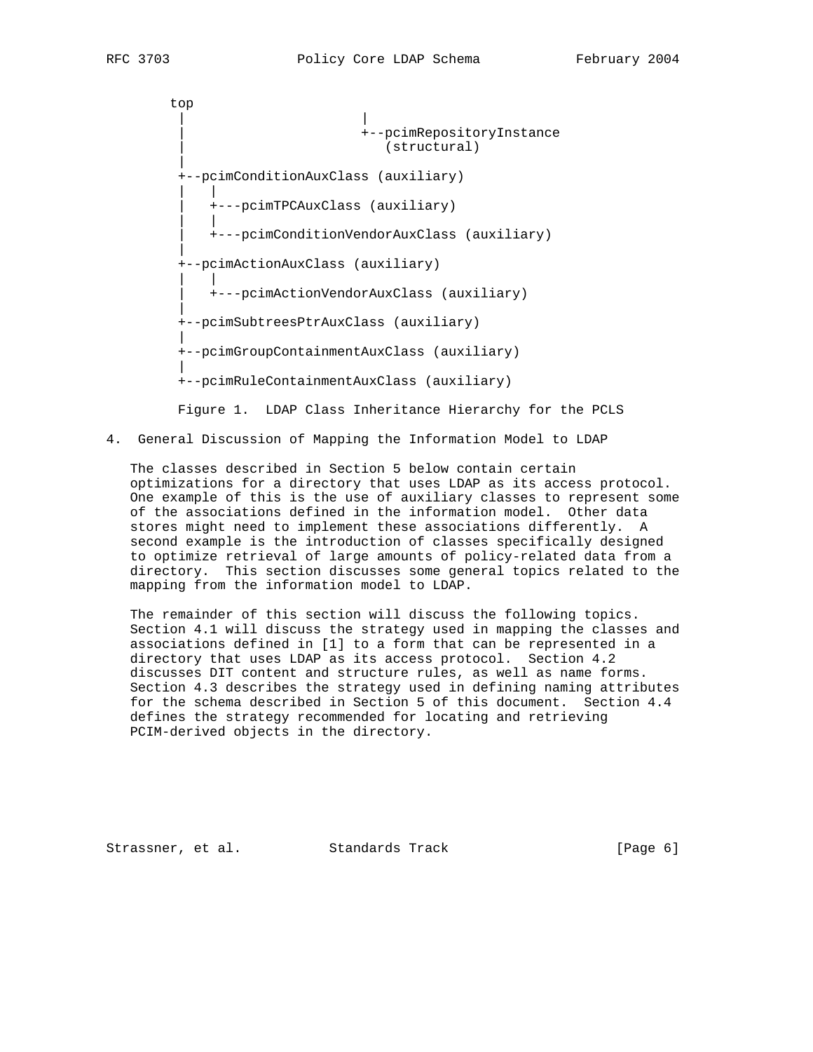```
        top
         |                    |
         |                    +--pcimRepositoryInstance
         |                       (structural)
         |
         +--pcimConditionAuxClass (auxiliary)
         |   |
         |   +---pcimTPCAuxClass (auxiliary)
         |   |
         |   +---pcimConditionVendorAuxClass (auxiliary)
         |
         +--pcimActionAuxClass (auxiliary)
         |   |
         |   +---pcimActionVendorAuxClass (auxiliary)
         |
         +--pcimSubtreesPtrAuxClass (auxiliary)
         |
         +--pcimGroupContainmentAuxClass (auxiliary)
         |
         +--pcimRuleContainmentAuxClass (auxiliary)
```

Figure 1. LDAP Class Inheritance Hierarchy for the PCLS

## 4. General Discussion of Mapping the Information Model to LDAP

The classes described in Section 5 below contain certain optimizations for a directory that uses LDAP as its access protocol. One example of this is the use of auxiliary classes to represent some of the associations defined in the information model. Other data stores might need to implement these associations differently. A second example is the introduction of classes specifically designed to optimize retrieval of large amounts of policy-related data from a directory. This section discusses some general topics related to the mapping from the information model to LDAP.

The remainder of this section will discuss the following topics. Section 4.1 will discuss the strategy used in mapping the classes and associations defined in [1] to a form that can be represented in a directory that uses LDAP as its access protocol. Section 4.2 discusses DIT content and structure rules, as well as name forms. Section 4.3 describes the strategy used in defining naming attributes for the schema described in Section 5 of this document. Section 4.4 defines the strategy recommended for locating and retrieving PCIM-derived objects in the directory.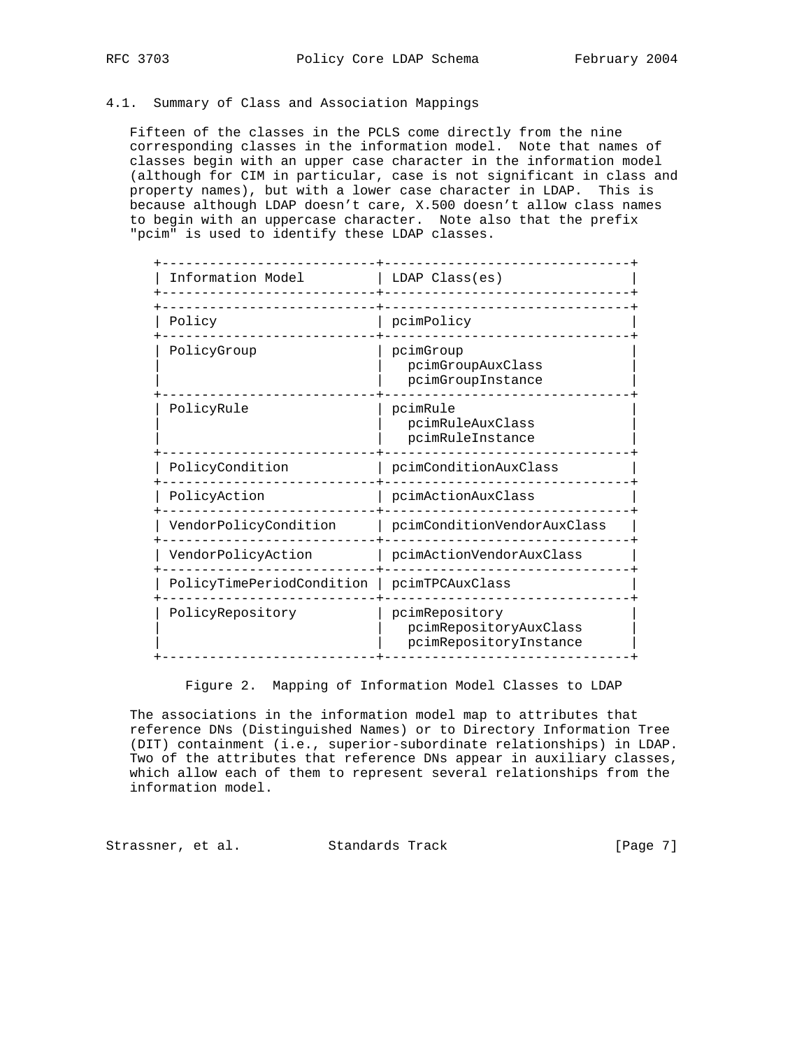### 4.1. Summary of Class and Association Mappings

Fifteen of the classes in the PCLS come directly from the nine corresponding classes in the information model. Note that names of classes begin with an upper case character in the information model (although for CIM in particular, case is not significant in class and property names), but with a lower case character in LDAP. This is because although LDAP doesn't care, X.500 doesn't allow class names to begin with an uppercase character. Note also that the prefix "pcim" is used to identify these LDAP classes.

| Information Model | LDAP Class(es) |
|---|---|
| Policy | pcimPolicy |
| PolicyGroup | pcimGroup<br>pcimGroupAuxClass<br>pcimGroupInstance |
| PolicyRule | pcimRule<br>pcimRuleAuxClass<br>pcimRuleInstance |
| PolicyCondition | pcimConditionAuxClass |
| PolicyAction | pcimActionAuxClass |
| VendorPolicyCondition | pcimConditionVendorAuxClass |
| VendorPolicyAction | pcimActionVendorAuxClass |
| PolicyTimePeriodCondition | pcimTPCAuxClass |
| PolicyRepository | pcimRepository<br>pcimRepositoryAuxClass<br>pcimRepositoryInstance |

Figure 2. Mapping of Information Model Classes to LDAP

The associations in the information model map to attributes that reference DNs (Distinguished Names) or to Directory Information Tree (DIT) containment (i.e., superior-subordinate relationships) in LDAP. Two of the attributes that reference DNs appear in auxiliary classes, which allow each of them to represent several relationships from the information model.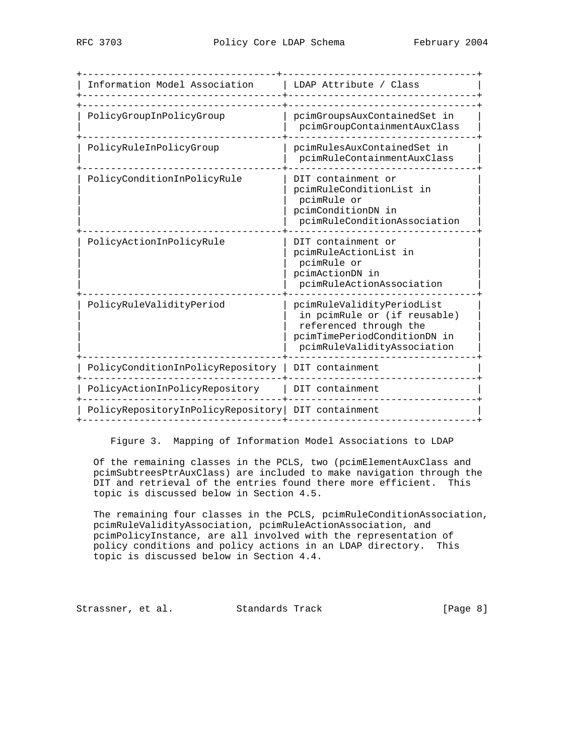| Information Model Association | LDAP Attribute / Class |
| --- | --- |
| PolicyGroupInPolicyGroup | pcimGroupsAuxContainedSet in pcimGroupContainmentAuxClass |
| PolicyRuleInPolicyGroup | pcimRulesAuxContainedSet in pcimRuleContainmentAuxClass |
| PolicyConditionInPolicyRule | DIT containment or pcimRuleConditionList in pcimRule or pcimConditionDN in pcimRuleConditionAssociation |
| PolicyActionInPolicyRule | DIT containment or pcimRuleActionList in pcimRule or pcimActionDN in pcimRuleActionAssociation |
| PolicyRuleValidityPeriod | pcimRuleValidityPeriodList in pcimRule or (if reusable) referenced through the pcimTimePeriodConditionDN in pcimRuleValidityAssociation |
| PolicyConditionInPolicyRepository | DIT containment |
| PolicyActionInPolicyRepository | DIT containment |
| PolicyRepositoryInPolicyRepository | DIT containment |

Figure 3. Mapping of Information Model Associations to LDAP

Of the remaining classes in the PCLS, two (pcimElementAuxClass and pcimSubtreesPtrAuxClass) are included to make navigation through the DIT and retrieval of the entries found there more efficient. This topic is discussed below in Section 4.5.

The remaining four classes in the PCLS, pcimRuleConditionAssociation, pcimRuleValidityAssociation, pcimRuleActionAssociation, and pcimPolicyInstance, are all involved with the representation of policy conditions and policy actions in an LDAP directory. This topic is discussed below in Section 4.4.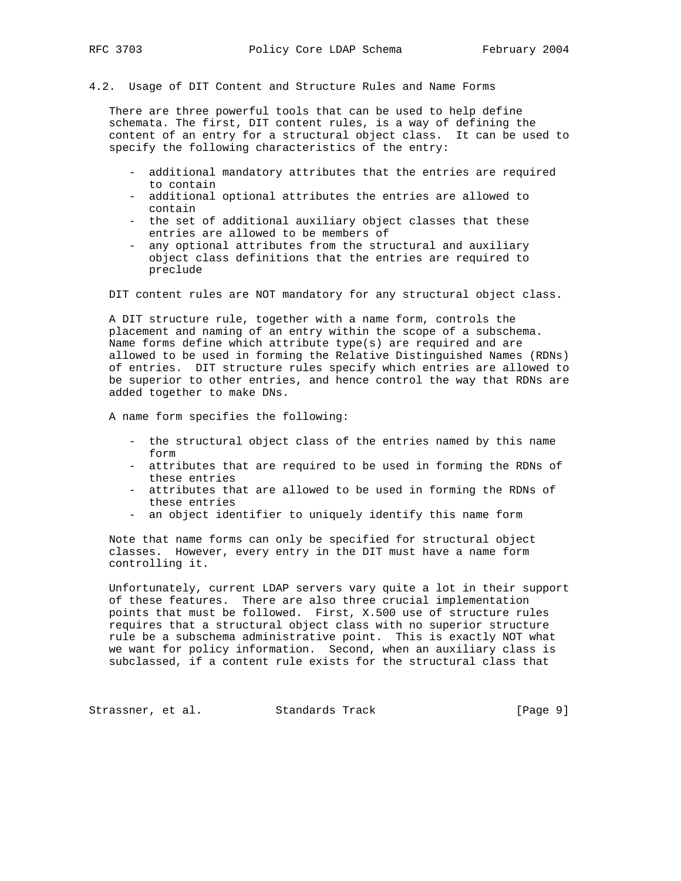### 4.2. Usage of DIT Content and Structure Rules and Name Forms

There are three powerful tools that can be used to help define schemata. The first, DIT content rules, is a way of defining the content of an entry for a structural object class. It can be used to specify the following characteristics of the entry:

- additional mandatory attributes that the entries are required to contain
- additional optional attributes the entries are allowed to contain
- the set of additional auxiliary object classes that these entries are allowed to be members of
- any optional attributes from the structural and auxiliary object class definitions that the entries are required to preclude

DIT content rules are NOT mandatory for any structural object class.

A DIT structure rule, together with a name form, controls the placement and naming of an entry within the scope of a subschema. Name forms define which attribute type(s) are required and are allowed to be used in forming the Relative Distinguished Names (RDNs) of entries. DIT structure rules specify which entries are allowed to be superior to other entries, and hence control the way that RDNs are added together to make DNs.

A name form specifies the following:

- the structural object class of the entries named by this name form
- attributes that are required to be used in forming the RDNs of these entries
- attributes that are allowed to be used in forming the RDNs of these entries
- an object identifier to uniquely identify this name form

Note that name forms can only be specified for structural object classes. However, every entry in the DIT must have a name form controlling it.

Unfortunately, current LDAP servers vary quite a lot in their support of these features. There are also three crucial implementation points that must be followed. First, X.500 use of structure rules requires that a structural object class with no superior structure rule be a subschema administrative point. This is exactly NOT what we want for policy information. Second, when an auxiliary class is subclassed, if a content rule exists for the structural class that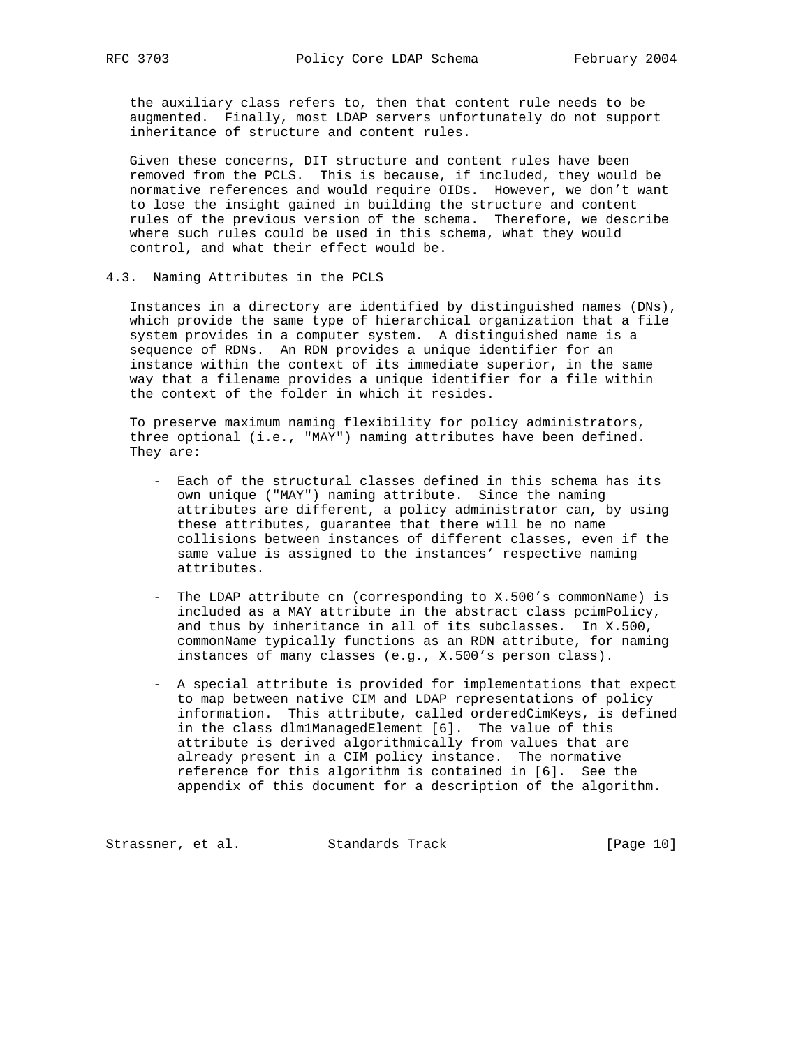the auxiliary class refers to, then that content rule needs to be augmented. Finally, most LDAP servers unfortunately do not support inheritance of structure and content rules.

Given these concerns, DIT structure and content rules have been removed from the PCLS. This is because, if included, they would be normative references and would require OIDs. However, we don't want to lose the insight gained in building the structure and content rules of the previous version of the schema. Therefore, we describe where such rules could be used in this schema, what they would control, and what their effect would be.

### 4.3. Naming Attributes in the PCLS

Instances in a directory are identified by distinguished names (DNs), which provide the same type of hierarchical organization that a file system provides in a computer system. A distinguished name is a sequence of RDNs. An RDN provides a unique identifier for an instance within the context of its immediate superior, in the same way that a filename provides a unique identifier for a file within the context of the folder in which it resides.

To preserve maximum naming flexibility for policy administrators, three optional (i.e., "MAY") naming attributes have been defined. They are:

- Each of the structural classes defined in this schema has its own unique ("MAY") naming attribute. Since the naming attributes are different, a policy administrator can, by using these attributes, guarantee that there will be no name collisions between instances of different classes, even if the same value is assigned to the instances' respective naming attributes.

- The LDAP attribute cn (corresponding to X.500's commonName) is included as a MAY attribute in the abstract class pcimPolicy, and thus by inheritance in all of its subclasses. In X.500, commonName typically functions as an RDN attribute, for naming instances of many classes (e.g., X.500's person class).

- A special attribute is provided for implementations that expect to map between native CIM and LDAP representations of policy information. This attribute, called orderedCimKeys, is defined in the class dlm1ManagedElement [6]. The value of this attribute is derived algorithmically from values that are already present in a CIM policy instance. The normative reference for this algorithm is contained in [6]. See the appendix of this document for a description of the algorithm.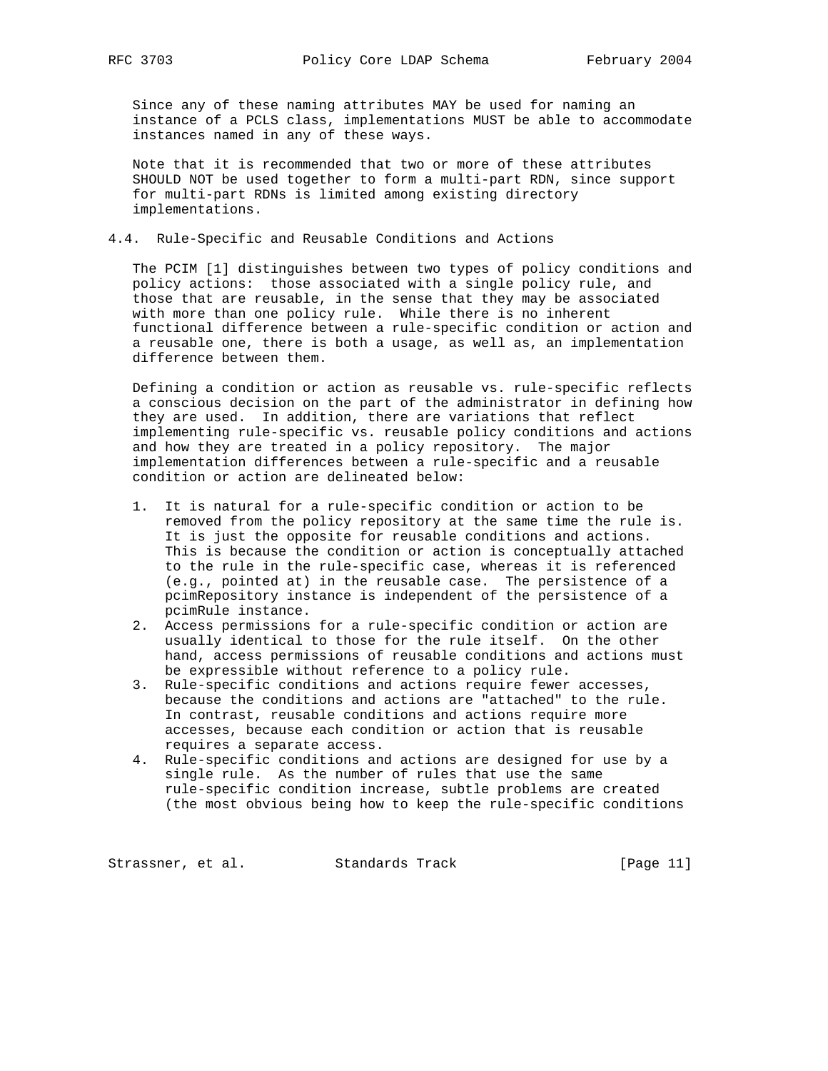Since any of these naming attributes MAY be used for naming an instance of a PCLS class, implementations MUST be able to accommodate instances named in any of these ways.

Note that it is recommended that two or more of these attributes SHOULD NOT be used together to form a multi-part RDN, since support for multi-part RDNs is limited among existing directory implementations.

## 4.4. Rule-Specific and Reusable Conditions and Actions

The PCIM [1] distinguishes between two types of policy conditions and policy actions: those associated with a single policy rule, and those that are reusable, in the sense that they may be associated with more than one policy rule. While there is no inherent functional difference between a rule-specific condition or action and a reusable one, there is both a usage, as well as, an implementation difference between them.

Defining a condition or action as reusable vs. rule-specific reflects a conscious decision on the part of the administrator in defining how they are used. In addition, there are variations that reflect implementing rule-specific vs. reusable policy conditions and actions and how they are treated in a policy repository. The major implementation differences between a rule-specific and a reusable condition or action are delineated below:

1. It is natural for a rule-specific condition or action to be removed from the policy repository at the same time the rule is. It is just the opposite for reusable conditions and actions. This is because the condition or action is conceptually attached to the rule in the rule-specific case, whereas it is referenced (e.g., pointed at) in the reusable case. The persistence of a pcimRepository instance is independent of the persistence of a pcimRule instance.
2. Access permissions for a rule-specific condition or action are usually identical to those for the rule itself. On the other hand, access permissions of reusable conditions and actions must be expressible without reference to a policy rule.
3. Rule-specific conditions and actions require fewer accesses, because the conditions and actions are "attached" to the rule. In contrast, reusable conditions and actions require more accesses, because each condition or action that is reusable requires a separate access.
4. Rule-specific conditions and actions are designed for use by a single rule. As the number of rules that use the same rule-specific condition increase, subtle problems are created (the most obvious being how to keep the rule-specific conditions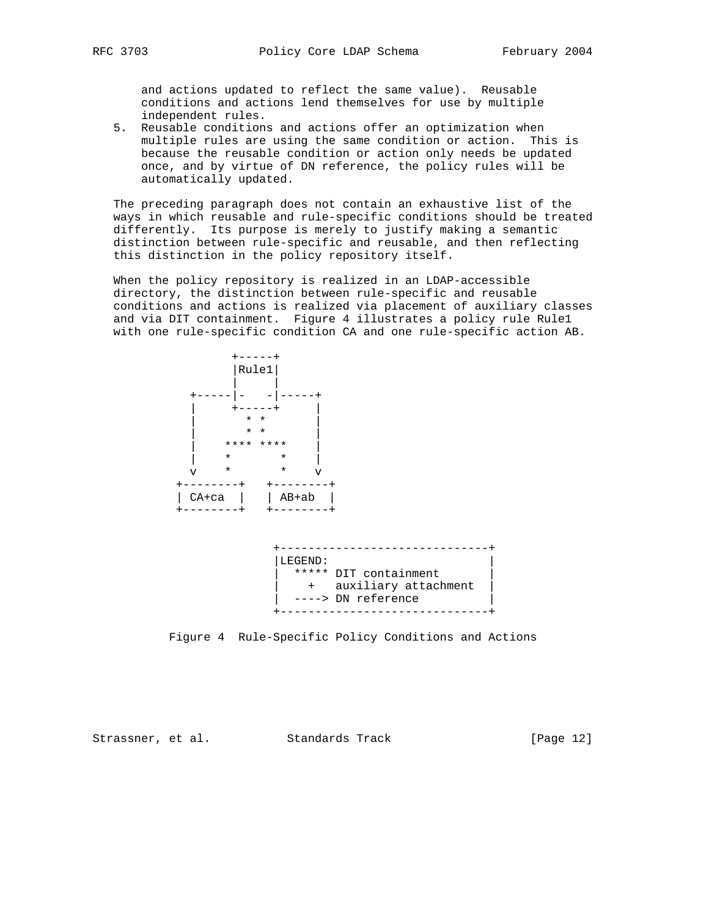and actions updated to reflect the same value). Reusable conditions and actions lend themselves for use by multiple independent rules.

5. Reusable conditions and actions offer an optimization when multiple rules are using the same condition or action. This is because the reusable condition or action only needs be updated once, and by virtue of DN reference, the policy rules will be automatically updated.

The preceding paragraph does not contain an exhaustive list of the ways in which reusable and rule-specific conditions should be treated differently. Its purpose is merely to justify making a semantic distinction between rule-specific and reusable, and then reflecting this distinction in the policy repository itself.

When the policy repository is realized in an LDAP-accessible directory, the distinction between rule-specific and reusable conditions and actions is realized via placement of auxiliary classes and via DIT containment. Figure 4 illustrates a policy rule Rule1 with one rule-specific condition CA and one rule-specific action AB.

```
                +-----+
                |Rule1|
                |     |
          +-----|-   -|-----+
          |     +-----+     |
          |       * *       |
          |       * *       |
          |    **** ****    |
          |    *       *    |
          v    *       *    v
        +--------+   +--------+
        | CA+ca  |   | AB+ab  |
        +--------+   +--------+

                       +------------------------------+
                       |LEGEND:                       |
                       |  ***** DIT containment       |
                       |    +   auxiliary attachment  |
                       |  ----> DN reference          |
                       +------------------------------+
```

Figure 4 Rule-Specific Policy Conditions and Actions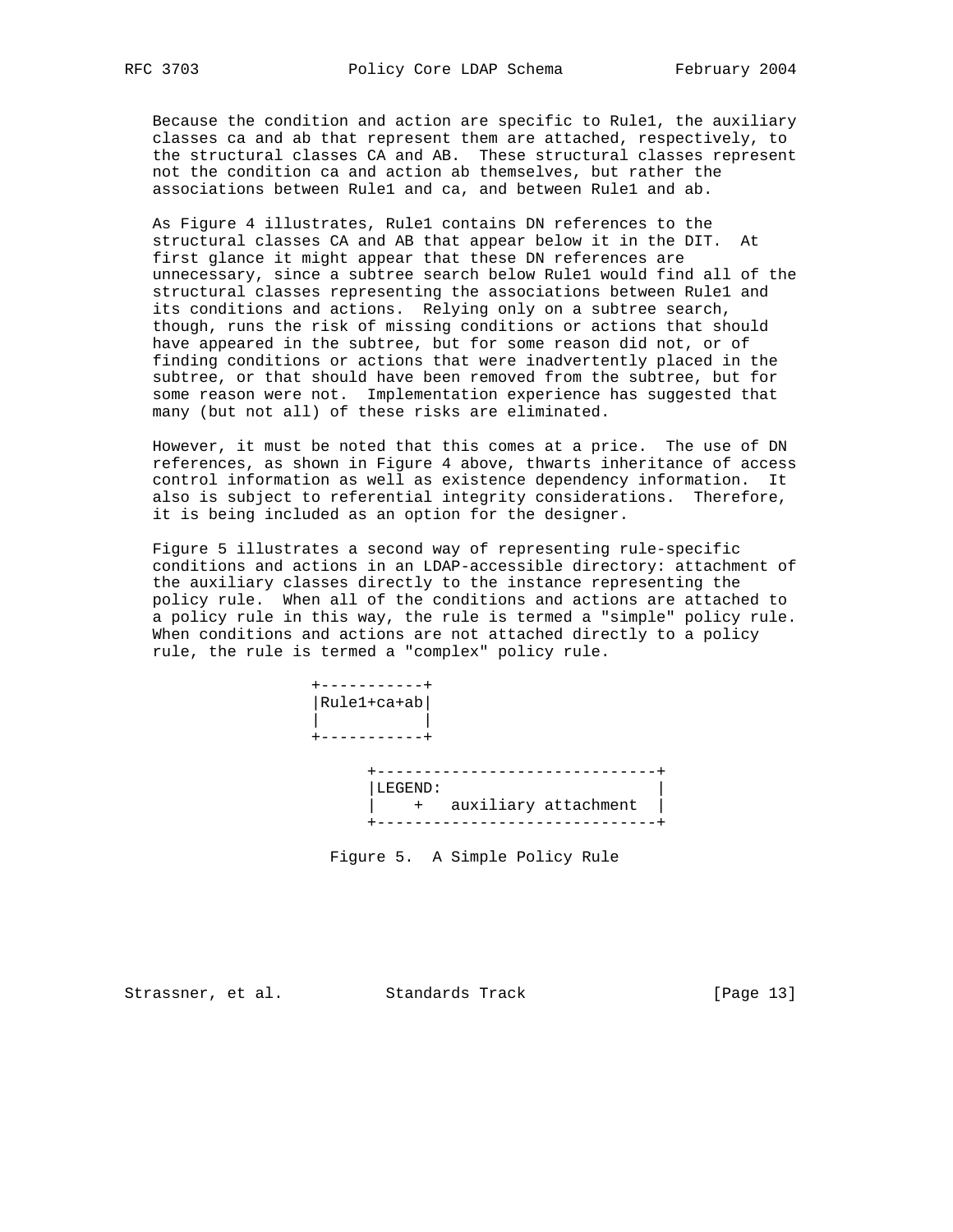Because the condition and action are specific to Rule1, the auxiliary classes ca and ab that represent them are attached, respectively, to the structural classes CA and AB. These structural classes represent not the condition ca and action ab themselves, but rather the associations between Rule1 and ca, and between Rule1 and ab.

As Figure 4 illustrates, Rule1 contains DN references to the structural classes CA and AB that appear below it in the DIT. At first glance it might appear that these DN references are unnecessary, since a subtree search below Rule1 would find all of the structural classes representing the associations between Rule1 and its conditions and actions. Relying only on a subtree search, though, runs the risk of missing conditions or actions that should have appeared in the subtree, but for some reason did not, or of finding conditions or actions that were inadvertently placed in the subtree, or that should have been removed from the subtree, but for some reason were not. Implementation experience has suggested that many (but not all) of these risks are eliminated.

However, it must be noted that this comes at a price. The use of DN references, as shown in Figure 4 above, thwarts inheritance of access control information as well as existence dependency information. It also is subject to referential integrity considerations. Therefore, it is being included as an option for the designer.

Figure 5 illustrates a second way of representing rule-specific conditions and actions in an LDAP-accessible directory: attachment of the auxiliary classes directly to the instance representing the policy rule. When all of the conditions and actions are attached to a policy rule in this way, the rule is termed a "simple" policy rule. When conditions and actions are not attached directly to a policy rule, the rule is termed a "complex" policy rule.

```
              +-----------+
              |Rule1+ca+ab|
              |           |
              +-----------+

                    +------------------------------+
                    |LEGEND:                       |
                    |    +   auxiliary attachment  |
                    +------------------------------+
```

Figure 5. A Simple Policy Rule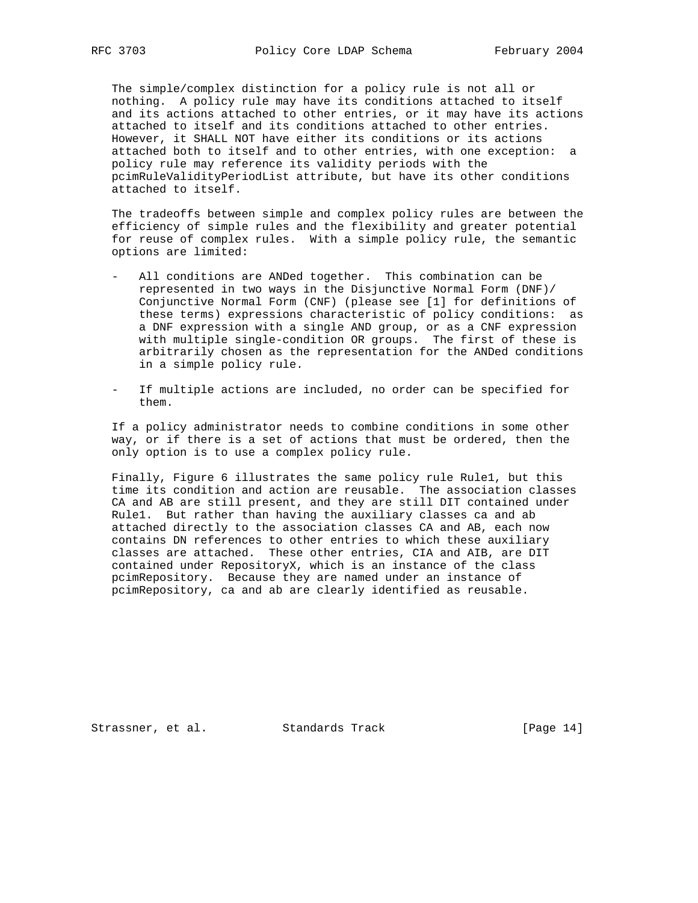The simple/complex distinction for a policy rule is not all or nothing. A policy rule may have its conditions attached to itself and its actions attached to other entries, or it may have its actions attached to itself and its conditions attached to other entries. However, it SHALL NOT have either its conditions or its actions attached both to itself and to other entries, with one exception: a policy rule may reference its validity periods with the pcimRuleValidityPeriodList attribute, but have its other conditions attached to itself.

The tradeoffs between simple and complex policy rules are between the efficiency of simple rules and the flexibility and greater potential for reuse of complex rules. With a simple policy rule, the semantic options are limited:

- All conditions are ANDed together. This combination can be represented in two ways in the Disjunctive Normal Form (DNF)/ Conjunctive Normal Form (CNF) (please see [1] for definitions of these terms) expressions characteristic of policy conditions: as a DNF expression with a single AND group, or as a CNF expression with multiple single-condition OR groups. The first of these is arbitrarily chosen as the representation for the ANDed conditions in a simple policy rule.

- If multiple actions are included, no order can be specified for them.

If a policy administrator needs to combine conditions in some other way, or if there is a set of actions that must be ordered, then the only option is to use a complex policy rule.

Finally, Figure 6 illustrates the same policy rule Rule1, but this time its condition and action are reusable. The association classes CA and AB are still present, and they are still DIT contained under Rule1. But rather than having the auxiliary classes ca and ab attached directly to the association classes CA and AB, each now contains DN references to other entries to which these auxiliary classes are attached. These other entries, CIA and AIB, are DIT contained under RepositoryX, which is an instance of the class pcimRepository. Because they are named under an instance of pcimRepository, ca and ab are clearly identified as reusable.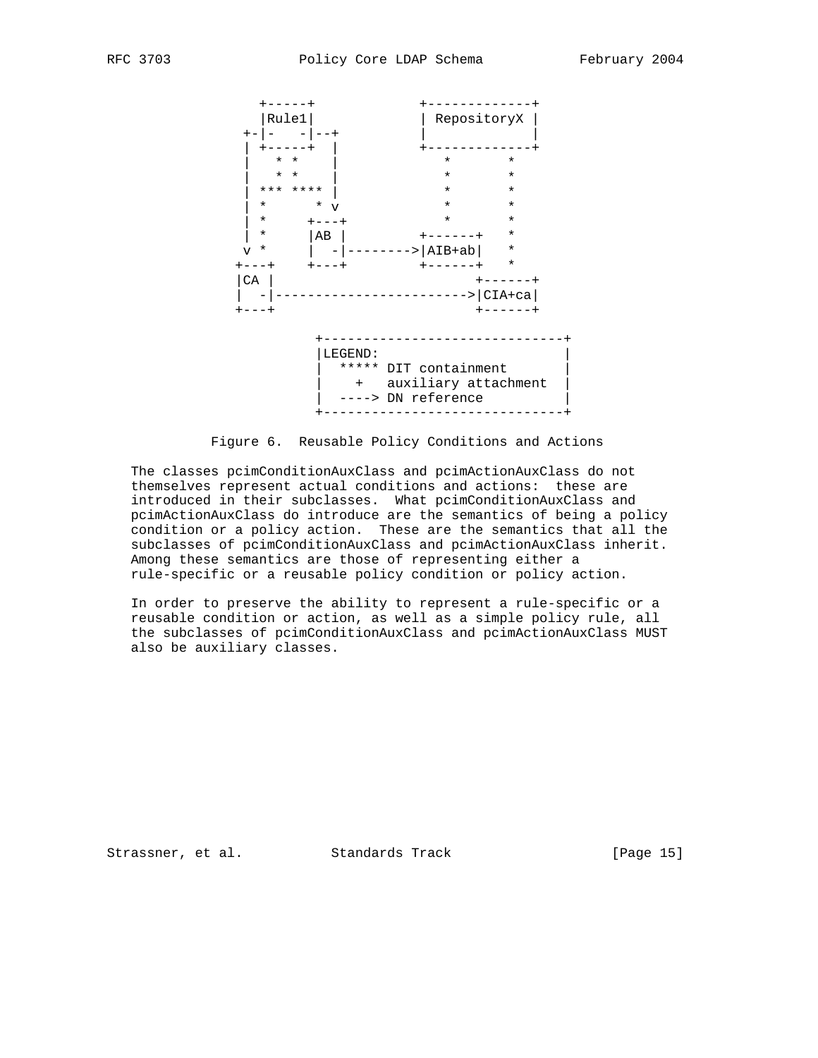```
       +-----+             +-------------+
       |Rule1|             | RepositoryX |
     +-|-   -|--+          |             |
     | +-----+  |          +-------------+
     |   * *    |             *       *
     |   * *    |             *       *
     | *** **** |             *       *
     | *      * v             *       *
     | *     +---+            *       *
     | *     |AB |         +------+   *
     v *     |  -|-------->|AIB+ab|   *
    +---+    +---+         +------+   *
    |CA |                         +------+
    |  -|------------------------>|CIA+ca|
    +---+                         +------+

               +------------------------------+
               |LEGEND:                       |
               |  ***** DIT containment       |
               |    +   auxiliary attachment  |
               |  ----> DN reference          |
               +------------------------------+
```

Figure 6. Reusable Policy Conditions and Actions

The classes pcimConditionAuxClass and pcimActionAuxClass do not themselves represent actual conditions and actions: these are introduced in their subclasses. What pcimConditionAuxClass and pcimActionAuxClass do introduce are the semantics of being a policy condition or a policy action. These are the semantics that all the subclasses of pcimConditionAuxClass and pcimActionAuxClass inherit. Among these semantics are those of representing either a rule-specific or a reusable policy condition or policy action.

In order to preserve the ability to represent a rule-specific or a reusable condition or action, as well as a simple policy rule, all the subclasses of pcimConditionAuxClass and pcimActionAuxClass MUST also be auxiliary classes.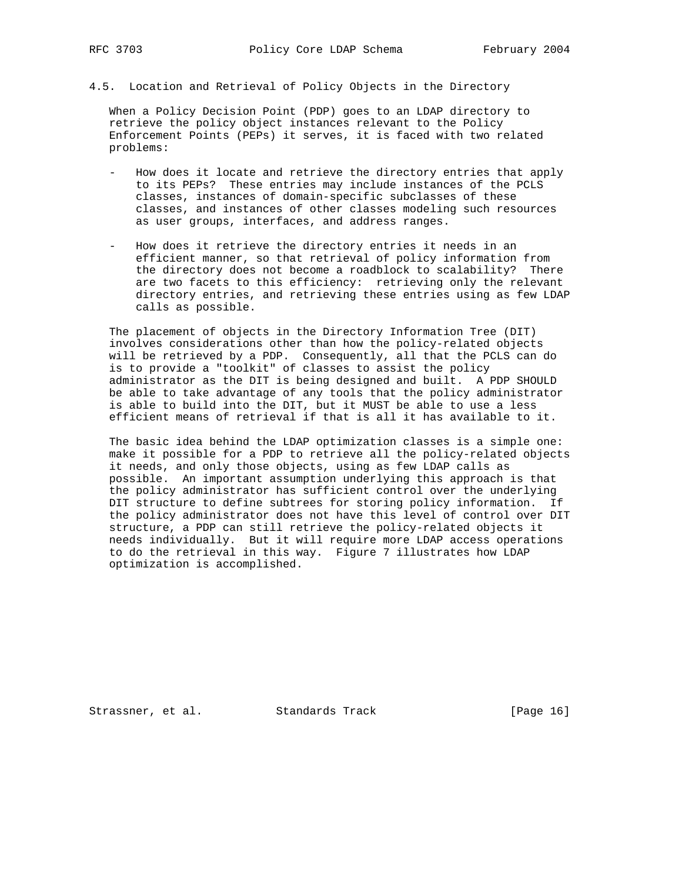### 4.5. Location and Retrieval of Policy Objects in the Directory

When a Policy Decision Point (PDP) goes to an LDAP directory to retrieve the policy object instances relevant to the Policy Enforcement Points (PEPs) it serves, it is faced with two related problems:

- How does it locate and retrieve the directory entries that apply to its PEPs? These entries may include instances of the PCLS classes, instances of domain-specific subclasses of these classes, and instances of other classes modeling such resources as user groups, interfaces, and address ranges.

- How does it retrieve the directory entries it needs in an efficient manner, so that retrieval of policy information from the directory does not become a roadblock to scalability? There are two facets to this efficiency: retrieving only the relevant directory entries, and retrieving these entries using as few LDAP calls as possible.

The placement of objects in the Directory Information Tree (DIT) involves considerations other than how the policy-related objects will be retrieved by a PDP. Consequently, all that the PCLS can do is to provide a "toolkit" of classes to assist the policy administrator as the DIT is being designed and built. A PDP SHOULD be able to take advantage of any tools that the policy administrator is able to build into the DIT, but it MUST be able to use a less efficient means of retrieval if that is all it has available to it.

The basic idea behind the LDAP optimization classes is a simple one: make it possible for a PDP to retrieve all the policy-related objects it needs, and only those objects, using as few LDAP calls as possible. An important assumption underlying this approach is that the policy administrator has sufficient control over the underlying DIT structure to define subtrees for storing policy information. If the policy administrator does not have this level of control over DIT structure, a PDP can still retrieve the policy-related objects it needs individually. But it will require more LDAP access operations to do the retrieval in this way. Figure 7 illustrates how LDAP optimization is accomplished.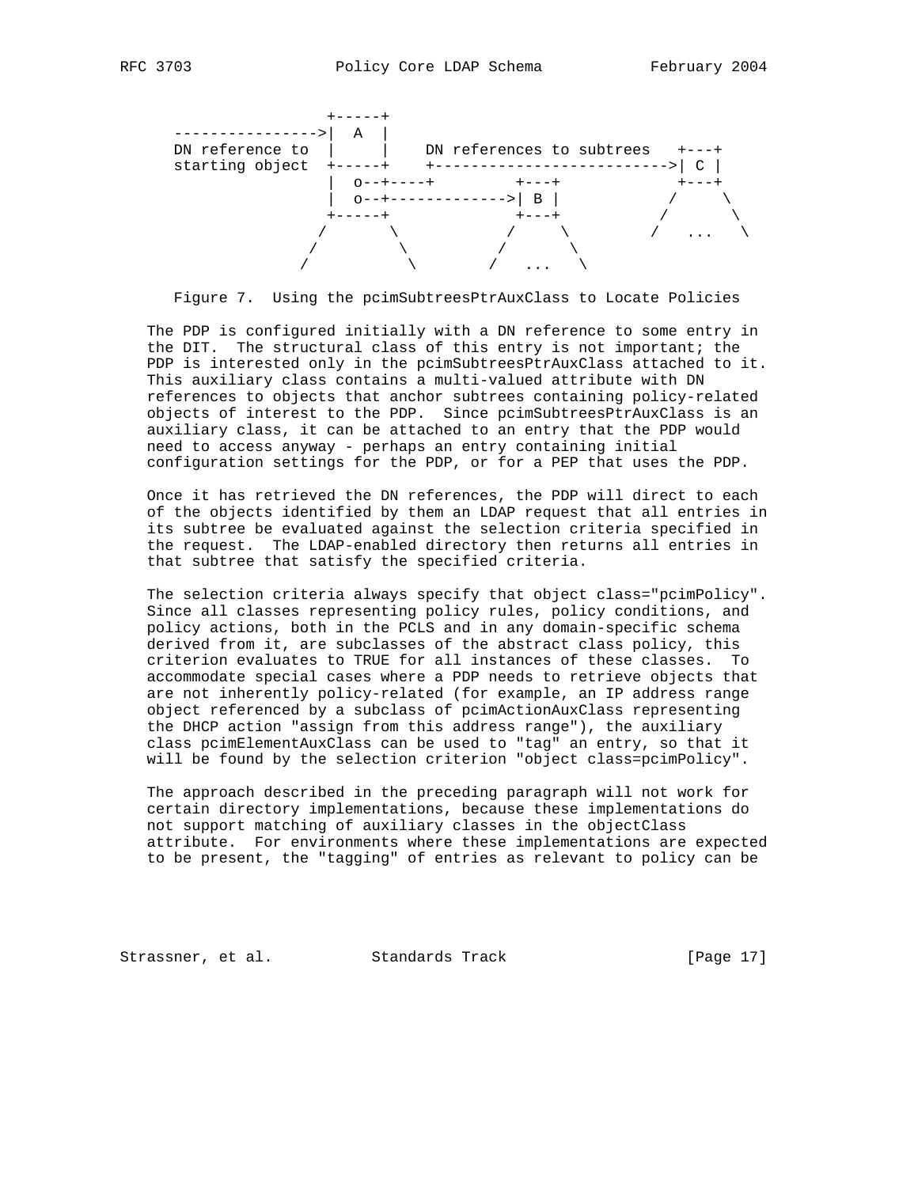```
                 +-----+
---------------->|  A  |
DN reference to  |     |    DN references to subtrees   +---+
starting object  +-----+    +-------------------------->| C |
                 |  o--+----+         +---+             +---+
                 |  o--+------------->| B |            /     \
                 +-----+              +---+           /       \
                /       \            /     \         /   ...   \
               /         \          /       \
              /           \        /   ...   \
```

Figure 7. Using the pcimSubtreesPtrAuxClass to Locate Policies

The PDP is configured initially with a DN reference to some entry in the DIT. The structural class of this entry is not important; the PDP is interested only in the pcimSubtreesPtrAuxClass attached to it. This auxiliary class contains a multi-valued attribute with DN references to objects that anchor subtrees containing policy-related objects of interest to the PDP. Since pcimSubtreesPtrAuxClass is an auxiliary class, it can be attached to an entry that the PDP would need to access anyway - perhaps an entry containing initial configuration settings for the PDP, or for a PEP that uses the PDP.

Once it has retrieved the DN references, the PDP will direct to each of the objects identified by them an LDAP request that all entries in its subtree be evaluated against the selection criteria specified in the request. The LDAP-enabled directory then returns all entries in that subtree that satisfy the specified criteria.

The selection criteria always specify that object class="pcimPolicy". Since all classes representing policy rules, policy conditions, and policy actions, both in the PCLS and in any domain-specific schema derived from it, are subclasses of the abstract class policy, this criterion evaluates to TRUE for all instances of these classes. To accommodate special cases where a PDP needs to retrieve objects that are not inherently policy-related (for example, an IP address range object referenced by a subclass of pcimActionAuxClass representing the DHCP action "assign from this address range"), the auxiliary class pcimElementAuxClass can be used to "tag" an entry, so that it will be found by the selection criterion "object class=pcimPolicy".

The approach described in the preceding paragraph will not work for certain directory implementations, because these implementations do not support matching of auxiliary classes in the objectClass attribute. For environments where these implementations are expected to be present, the "tagging" of entries as relevant to policy can be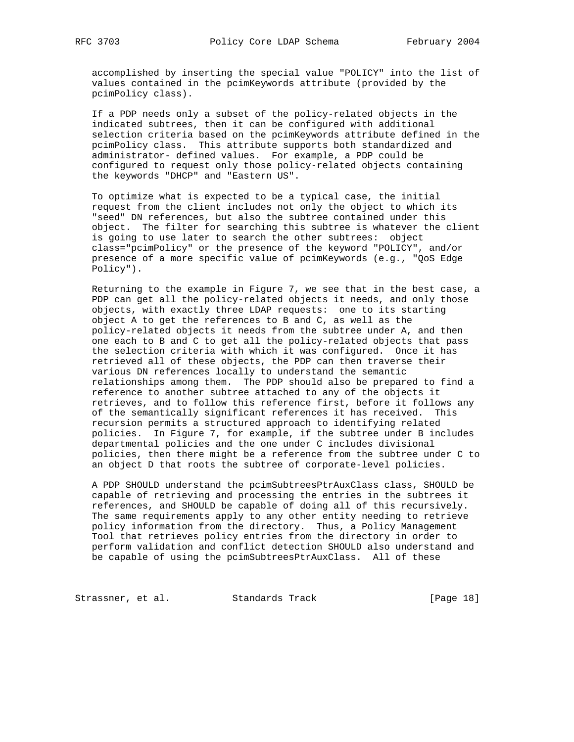accomplished by inserting the special value "POLICY" into the list of values contained in the pcimKeywords attribute (provided by the pcimPolicy class).

If a PDP needs only a subset of the policy-related objects in the indicated subtrees, then it can be configured with additional selection criteria based on the pcimKeywords attribute defined in the pcimPolicy class. This attribute supports both standardized and administrator- defined values. For example, a PDP could be configured to request only those policy-related objects containing the keywords "DHCP" and "Eastern US".

To optimize what is expected to be a typical case, the initial request from the client includes not only the object to which its "seed" DN references, but also the subtree contained under this object. The filter for searching this subtree is whatever the client is going to use later to search the other subtrees: object class="pcimPolicy" or the presence of the keyword "POLICY", and/or presence of a more specific value of pcimKeywords (e.g., "QoS Edge Policy").

Returning to the example in Figure 7, we see that in the best case, a PDP can get all the policy-related objects it needs, and only those objects, with exactly three LDAP requests: one to its starting object A to get the references to B and C, as well as the policy-related objects it needs from the subtree under A, and then one each to B and C to get all the policy-related objects that pass the selection criteria with which it was configured. Once it has retrieved all of these objects, the PDP can then traverse their various DN references locally to understand the semantic relationships among them. The PDP should also be prepared to find a reference to another subtree attached to any of the objects it retrieves, and to follow this reference first, before it follows any of the semantically significant references it has received. This recursion permits a structured approach to identifying related policies. In Figure 7, for example, if the subtree under B includes departmental policies and the one under C includes divisional policies, then there might be a reference from the subtree under C to an object D that roots the subtree of corporate-level policies.

A PDP SHOULD understand the pcimSubtreesPtrAuxClass class, SHOULD be capable of retrieving and processing the entries in the subtrees it references, and SHOULD be capable of doing all of this recursively. The same requirements apply to any other entity needing to retrieve policy information from the directory. Thus, a Policy Management Tool that retrieves policy entries from the directory in order to perform validation and conflict detection SHOULD also understand and be capable of using the pcimSubtreesPtrAuxClass. All of these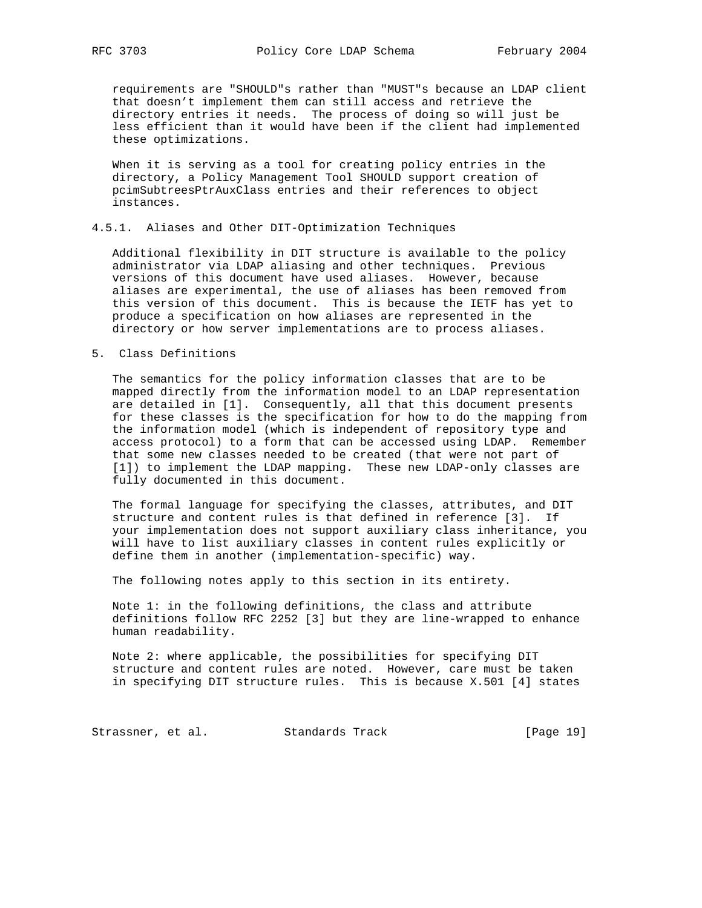requirements are "SHOULD"s rather than "MUST"s because an LDAP client that doesn't implement them can still access and retrieve the directory entries it needs. The process of doing so will just be less efficient than it would have been if the client had implemented these optimizations.

When it is serving as a tool for creating policy entries in the directory, a Policy Management Tool SHOULD support creation of pcimSubtreesPtrAuxClass entries and their references to object instances.

### 4.5.1. Aliases and Other DIT-Optimization Techniques

Additional flexibility in DIT structure is available to the policy administrator via LDAP aliasing and other techniques. Previous versions of this document have used aliases. However, because aliases are experimental, the use of aliases has been removed from this version of this document. This is because the IETF has yet to produce a specification on how aliases are represented in the directory or how server implementations are to process aliases.

## 5. Class Definitions

The semantics for the policy information classes that are to be mapped directly from the information model to an LDAP representation are detailed in [1]. Consequently, all that this document presents for these classes is the specification for how to do the mapping from the information model (which is independent of repository type and access protocol) to a form that can be accessed using LDAP. Remember that some new classes needed to be created (that were not part of [1]) to implement the LDAP mapping. These new LDAP-only classes are fully documented in this document.

The formal language for specifying the classes, attributes, and DIT structure and content rules is that defined in reference [3]. If your implementation does not support auxiliary class inheritance, you will have to list auxiliary classes in content rules explicitly or define them in another (implementation-specific) way.

The following notes apply to this section in its entirety.

Note 1: in the following definitions, the class and attribute definitions follow RFC 2252 [3] but they are line-wrapped to enhance human readability.

Note 2: where applicable, the possibilities for specifying DIT structure and content rules are noted. However, care must be taken in specifying DIT structure rules. This is because X.501 [4] states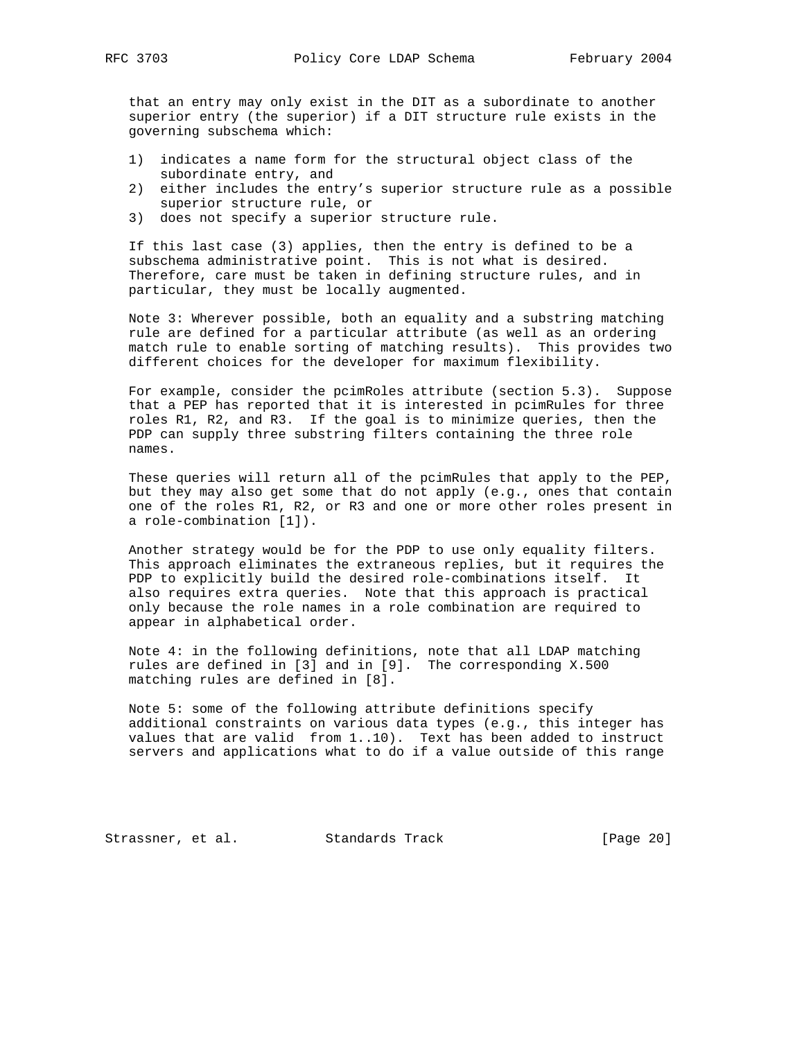that an entry may only exist in the DIT as a subordinate to another superior entry (the superior) if a DIT structure rule exists in the governing subschema which:

1) indicates a name form for the structural object class of the subordinate entry, and
2) either includes the entry's superior structure rule as a possible superior structure rule, or
3) does not specify a superior structure rule.

If this last case (3) applies, then the entry is defined to be a subschema administrative point. This is not what is desired. Therefore, care must be taken in defining structure rules, and in particular, they must be locally augmented.

Note 3: Wherever possible, both an equality and a substring matching rule are defined for a particular attribute (as well as an ordering match rule to enable sorting of matching results). This provides two different choices for the developer for maximum flexibility.

For example, consider the pcimRoles attribute (section 5.3). Suppose that a PEP has reported that it is interested in pcimRules for three roles R1, R2, and R3. If the goal is to minimize queries, then the PDP can supply three substring filters containing the three role names.

These queries will return all of the pcimRules that apply to the PEP, but they may also get some that do not apply (e.g., ones that contain one of the roles R1, R2, or R3 and one or more other roles present in a role-combination [1]).

Another strategy would be for the PDP to use only equality filters. This approach eliminates the extraneous replies, but it requires the PDP to explicitly build the desired role-combinations itself. It also requires extra queries. Note that this approach is practical only because the role names in a role combination are required to appear in alphabetical order.

Note 4: in the following definitions, note that all LDAP matching rules are defined in [3] and in [9]. The corresponding X.500 matching rules are defined in [8].

Note 5: some of the following attribute definitions specify additional constraints on various data types (e.g., this integer has values that are valid from 1..10). Text has been added to instruct servers and applications what to do if a value outside of this range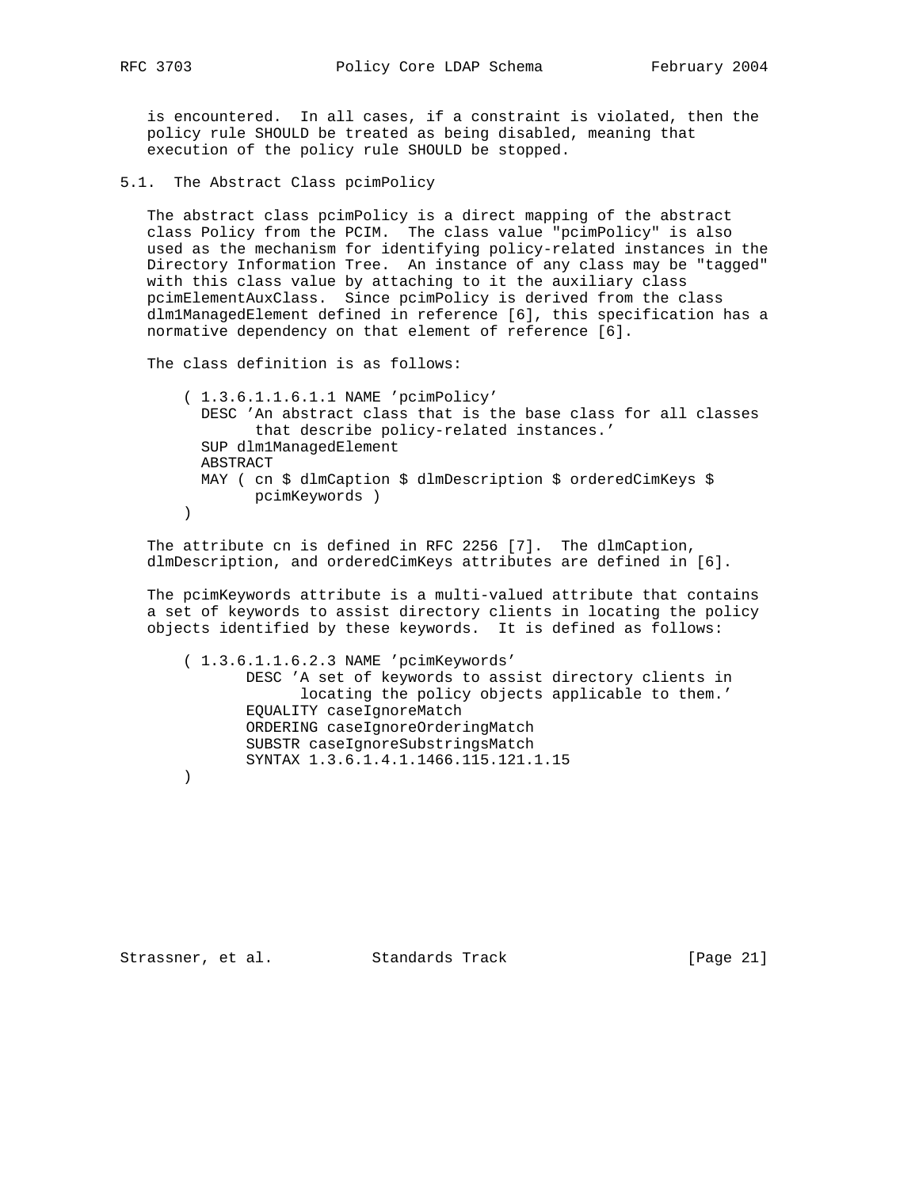is encountered. In all cases, if a constraint is violated, then the policy rule SHOULD be treated as being disabled, meaning that execution of the policy rule SHOULD be stopped.

## 5.1. The Abstract Class pcimPolicy

The abstract class pcimPolicy is a direct mapping of the abstract class Policy from the PCIM. The class value "pcimPolicy" is also used as the mechanism for identifying policy-related instances in the Directory Information Tree. An instance of any class may be "tagged" with this class value by attaching to it the auxiliary class pcimElementAuxClass. Since pcimPolicy is derived from the class dlm1ManagedElement defined in reference [6], this specification has a normative dependency on that element of reference [6].

The class definition is as follows:

```
( 1.3.6.1.1.6.1.1 NAME 'pcimPolicy'
  DESC 'An abstract class that is the base class for all classes
        that describe policy-related instances.'
  SUP dlm1ManagedElement
  ABSTRACT
  MAY ( cn $ dlmCaption $ dlmDescription $ orderedCimKeys $
        pcimKeywords )
)
```

The attribute cn is defined in RFC 2256 [7]. The dlmCaption, dlmDescription, and orderedCimKeys attributes are defined in [6].

The pcimKeywords attribute is a multi-valued attribute that contains a set of keywords to assist directory clients in locating the policy objects identified by these keywords. It is defined as follows:

```
( 1.3.6.1.1.6.2.3 NAME 'pcimKeywords'
       DESC 'A set of keywords to assist directory clients in
             locating the policy objects applicable to them.'
       EQUALITY caseIgnoreMatch
       ORDERING caseIgnoreOrderingMatch
       SUBSTR caseIgnoreSubstringsMatch
       SYNTAX 1.3.6.1.4.1.1466.115.121.1.15
)
```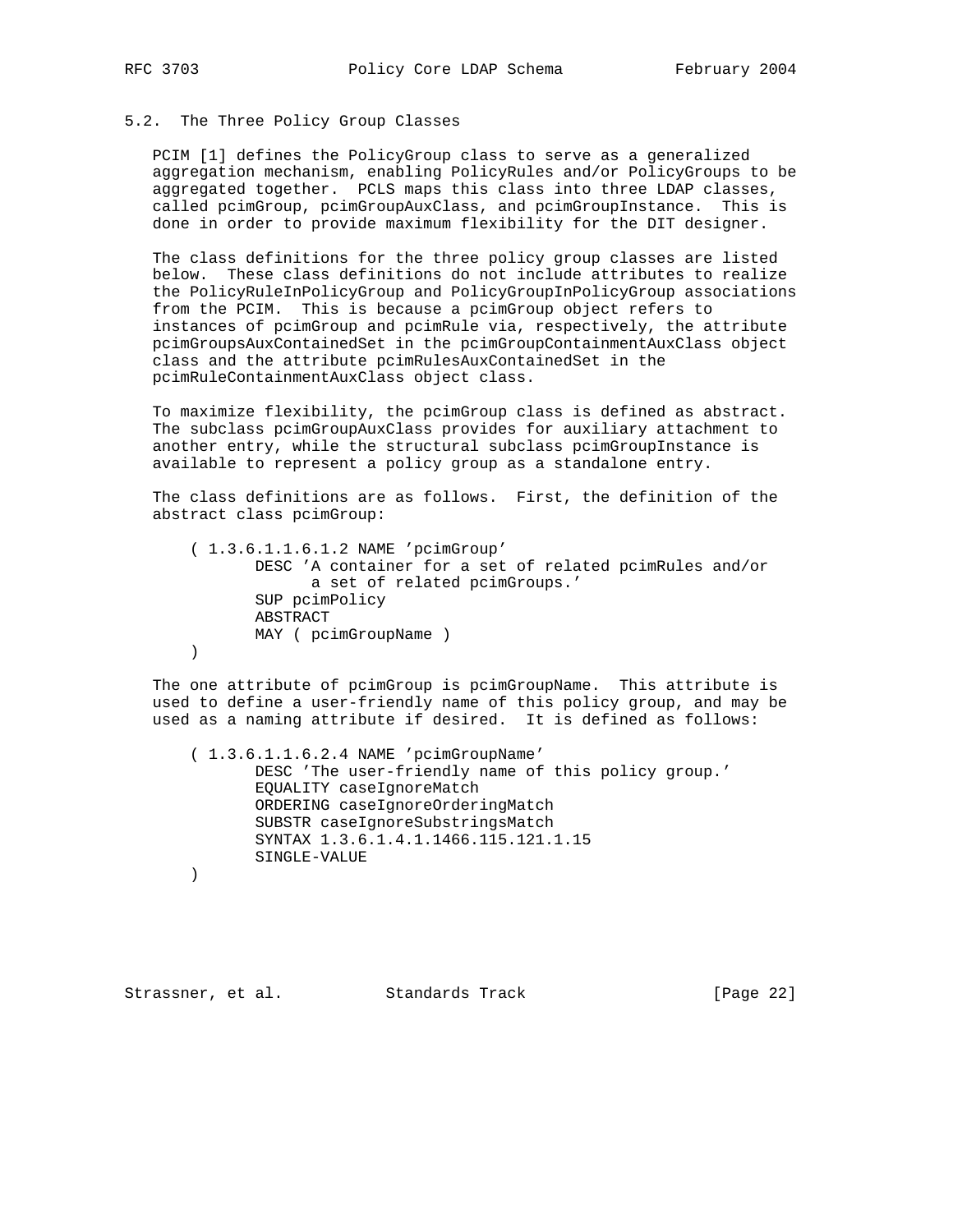## 5.2. The Three Policy Group Classes

PCIM [1] defines the PolicyGroup class to serve as a generalized aggregation mechanism, enabling PolicyRules and/or PolicyGroups to be aggregated together. PCLS maps this class into three LDAP classes, called pcimGroup, pcimGroupAuxClass, and pcimGroupInstance. This is done in order to provide maximum flexibility for the DIT designer.

The class definitions for the three policy group classes are listed below. These class definitions do not include attributes to realize the PolicyRuleInPolicyGroup and PolicyGroupInPolicyGroup associations from the PCIM. This is because a pcimGroup object refers to instances of pcimGroup and pcimRule via, respectively, the attribute pcimGroupsAuxContainedSet in the pcimGroupContainmentAuxClass object class and the attribute pcimRulesAuxContainedSet in the pcimRuleContainmentAuxClass object class.

To maximize flexibility, the pcimGroup class is defined as abstract. The subclass pcimGroupAuxClass provides for auxiliary attachment to another entry, while the structural subclass pcimGroupInstance is available to represent a policy group as a standalone entry.

The class definitions are as follows. First, the definition of the abstract class pcimGroup:

```
( 1.3.6.1.1.6.1.2 NAME 'pcimGroup'
       DESC 'A container for a set of related pcimRules and/or
             a set of related pcimGroups.'
       SUP pcimPolicy
       ABSTRACT
       MAY ( pcimGroupName )
)
```

The one attribute of pcimGroup is pcimGroupName. This attribute is used to define a user-friendly name of this policy group, and may be used as a naming attribute if desired. It is defined as follows:

```
( 1.3.6.1.1.6.2.4 NAME 'pcimGroupName'
       DESC 'The user-friendly name of this policy group.'
       EQUALITY caseIgnoreMatch
       ORDERING caseIgnoreOrderingMatch
       SUBSTR caseIgnoreSubstringsMatch
       SYNTAX 1.3.6.1.4.1.1466.115.121.1.15
       SINGLE-VALUE
)
```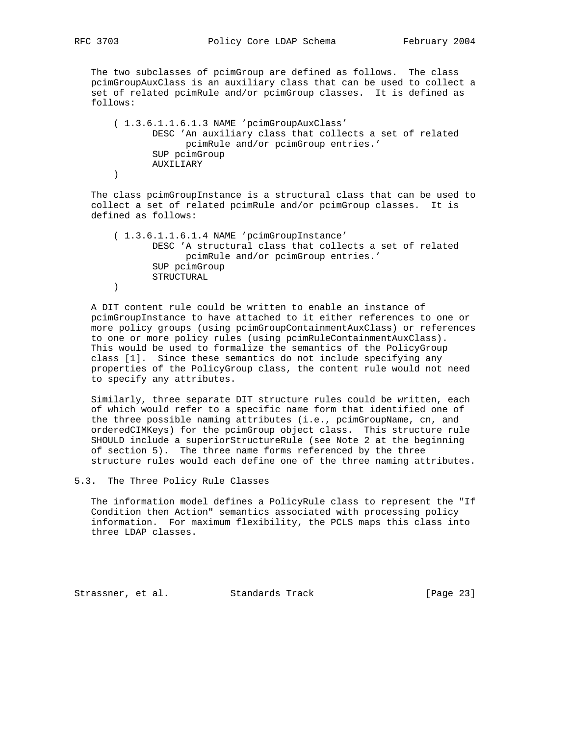The two subclasses of pcimGroup are defined as follows. The class pcimGroupAuxClass is an auxiliary class that can be used to collect a set of related pcimRule and/or pcimGroup classes. It is defined as follows:

```
( 1.3.6.1.1.6.1.3 NAME 'pcimGroupAuxClass'
        DESC 'An auxiliary class that collects a set of related
              pcimRule and/or pcimGroup entries.'
        SUP pcimGroup
        AUXILIARY
)
```

The class pcimGroupInstance is a structural class that can be used to collect a set of related pcimRule and/or pcimGroup classes. It is defined as follows:

```
( 1.3.6.1.1.6.1.4 NAME 'pcimGroupInstance'
        DESC 'A structural class that collects a set of related
              pcimRule and/or pcimGroup entries.'
        SUP pcimGroup
        STRUCTURAL
)
```

A DIT content rule could be written to enable an instance of pcimGroupInstance to have attached to it either references to one or more policy groups (using pcimGroupContainmentAuxClass) or references to one or more policy rules (using pcimRuleContainmentAuxClass). This would be used to formalize the semantics of the PolicyGroup class [1]. Since these semantics do not include specifying any properties of the PolicyGroup class, the content rule would not need to specify any attributes.

Similarly, three separate DIT structure rules could be written, each of which would refer to a specific name form that identified one of the three possible naming attributes (i.e., pcimGroupName, cn, and orderedCIMKeys) for the pcimGroup object class. This structure rule SHOULD include a superiorStructureRule (see Note 2 at the beginning of section 5). The three name forms referenced by the three structure rules would each define one of the three naming attributes.

## 5.3. The Three Policy Rule Classes

The information model defines a PolicyRule class to represent the "If Condition then Action" semantics associated with processing policy information. For maximum flexibility, the PCLS maps this class into three LDAP classes.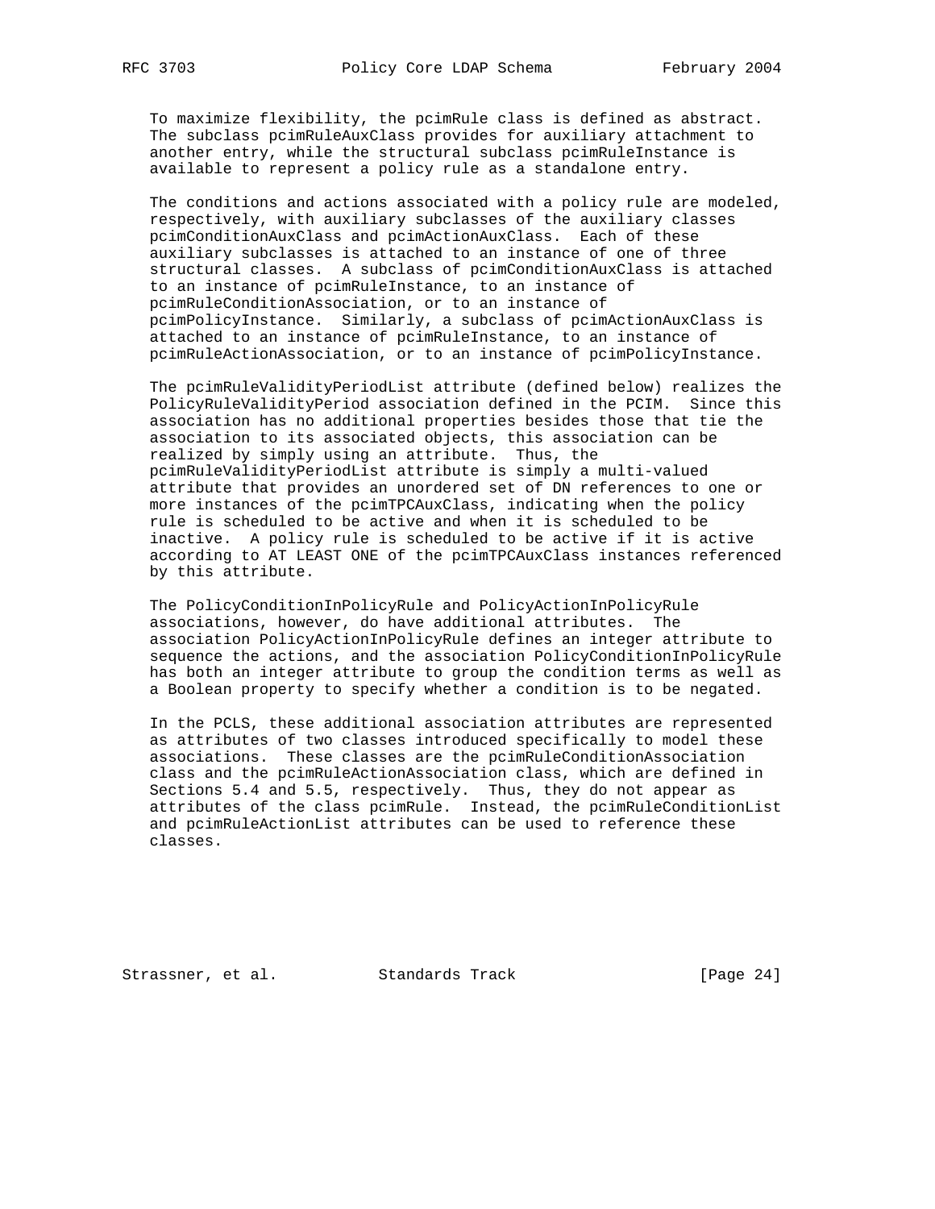To maximize flexibility, the pcimRule class is defined as abstract. The subclass pcimRuleAuxClass provides for auxiliary attachment to another entry, while the structural subclass pcimRuleInstance is available to represent a policy rule as a standalone entry.

The conditions and actions associated with a policy rule are modeled, respectively, with auxiliary subclasses of the auxiliary classes pcimConditionAuxClass and pcimActionAuxClass. Each of these auxiliary subclasses is attached to an instance of one of three structural classes. A subclass of pcimConditionAuxClass is attached to an instance of pcimRuleInstance, to an instance of pcimRuleConditionAssociation, or to an instance of pcimPolicyInstance. Similarly, a subclass of pcimActionAuxClass is attached to an instance of pcimRuleInstance, to an instance of pcimRuleActionAssociation, or to an instance of pcimPolicyInstance.

The pcimRuleValidityPeriodList attribute (defined below) realizes the PolicyRuleValidityPeriod association defined in the PCIM. Since this association has no additional properties besides those that tie the association to its associated objects, this association can be realized by simply using an attribute. Thus, the pcimRuleValidityPeriodList attribute is simply a multi-valued attribute that provides an unordered set of DN references to one or more instances of the pcimTPCAuxClass, indicating when the policy rule is scheduled to be active and when it is scheduled to be inactive. A policy rule is scheduled to be active if it is active according to AT LEAST ONE of the pcimTPCAuxClass instances referenced by this attribute.

The PolicyConditionInPolicyRule and PolicyActionInPolicyRule associations, however, do have additional attributes. The association PolicyActionInPolicyRule defines an integer attribute to sequence the actions, and the association PolicyConditionInPolicyRule has both an integer attribute to group the condition terms as well as a Boolean property to specify whether a condition is to be negated.

In the PCLS, these additional association attributes are represented as attributes of two classes introduced specifically to model these associations. These classes are the pcimRuleConditionAssociation class and the pcimRuleActionAssociation class, which are defined in Sections 5.4 and 5.5, respectively. Thus, they do not appear as attributes of the class pcimRule. Instead, the pcimRuleConditionList and pcimRuleActionList attributes can be used to reference these classes.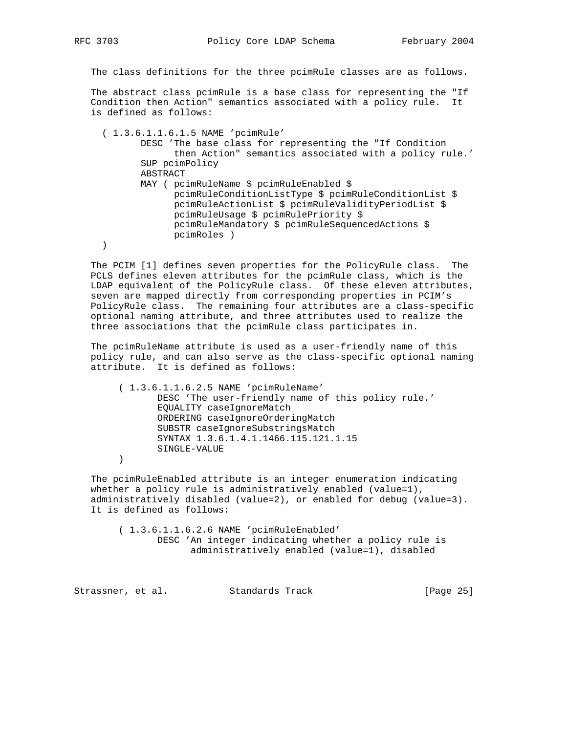The class definitions for the three pcimRule classes are as follows.

The abstract class pcimRule is a base class for representing the "If Condition then Action" semantics associated with a policy rule. It is defined as follows:

```
( 1.3.6.1.1.6.1.5 NAME 'pcimRule'
       DESC 'The base class for representing the "If Condition
             then Action" semantics associated with a policy rule.'
       SUP pcimPolicy
       ABSTRACT
       MAY ( pcimRuleName $ pcimRuleEnabled $
             pcimRuleConditionListType $ pcimRuleConditionList $
             pcimRuleActionList $ pcimRuleValidityPeriodList $
             pcimRuleUsage $ pcimRulePriority $
             pcimRuleMandatory $ pcimRuleSequencedActions $
             pcimRoles )
)
```

The PCIM [1] defines seven properties for the PolicyRule class. The PCLS defines eleven attributes for the pcimRule class, which is the LDAP equivalent of the PolicyRule class. Of these eleven attributes, seven are mapped directly from corresponding properties in PCIM's PolicyRule class. The remaining four attributes are a class-specific optional naming attribute, and three attributes used to realize the three associations that the pcimRule class participates in.

The pcimRuleName attribute is used as a user-friendly name of this policy rule, and can also serve as the class-specific optional naming attribute. It is defined as follows:

```
( 1.3.6.1.1.6.2.5 NAME 'pcimRuleName'
       DESC 'The user-friendly name of this policy rule.'
       EQUALITY caseIgnoreMatch
       ORDERING caseIgnoreOrderingMatch
       SUBSTR caseIgnoreSubstringsMatch
       SYNTAX 1.3.6.1.4.1.1466.115.121.1.15
       SINGLE-VALUE
)
```

The pcimRuleEnabled attribute is an integer enumeration indicating whether a policy rule is administratively enabled (value=1), administratively disabled (value=2), or enabled for debug (value=3). It is defined as follows:

```
( 1.3.6.1.1.6.2.6 NAME 'pcimRuleEnabled'
       DESC 'An integer indicating whether a policy rule is
             administratively enabled (value=1), disabled
```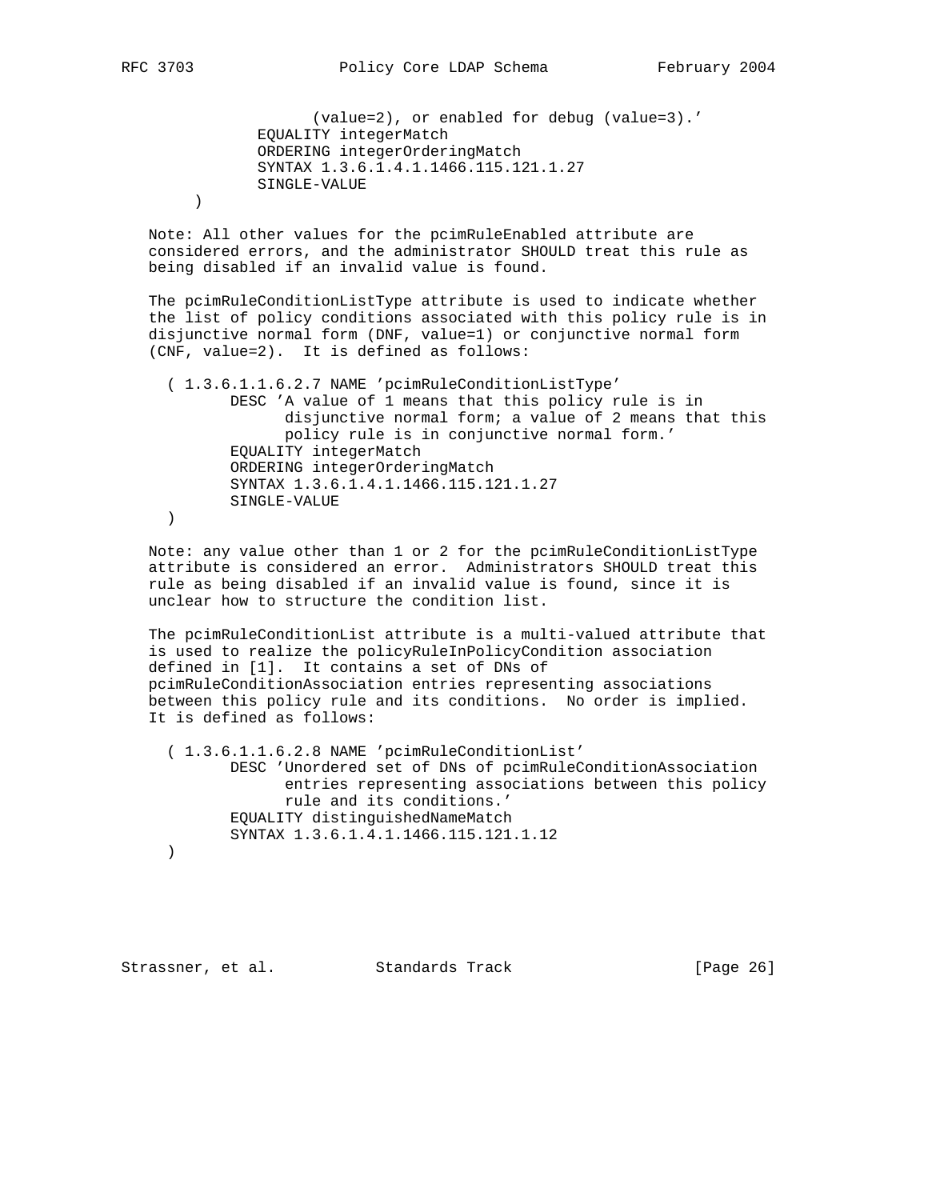```
                (value=2), or enabled for debug (value=3).'
          EQUALITY integerMatch
          ORDERING integerOrderingMatch
          SYNTAX 1.3.6.1.4.1.1466.115.121.1.27
          SINGLE-VALUE
    )
```

Note: All other values for the pcimRuleEnabled attribute are considered errors, and the administrator SHOULD treat this rule as being disabled if an invalid value is found.

The pcimRuleConditionListType attribute is used to indicate whether the list of policy conditions associated with this policy rule is in disjunctive normal form (DNF, value=1) or conjunctive normal form (CNF, value=2). It is defined as follows:

```
( 1.3.6.1.1.6.2.7 NAME 'pcimRuleConditionListType'
        DESC 'A value of 1 means that this policy rule is in
              disjunctive normal form; a value of 2 means that this
              policy rule is in conjunctive normal form.'
        EQUALITY integerMatch
        ORDERING integerOrderingMatch
        SYNTAX 1.3.6.1.4.1.1466.115.121.1.27
        SINGLE-VALUE
)
```

Note: any value other than 1 or 2 for the pcimRuleConditionListType attribute is considered an error. Administrators SHOULD treat this rule as being disabled if an invalid value is found, since it is unclear how to structure the condition list.

The pcimRuleConditionList attribute is a multi-valued attribute that is used to realize the policyRuleInPolicyCondition association defined in [1]. It contains a set of DNs of pcimRuleConditionAssociation entries representing associations between this policy rule and its conditions. No order is implied. It is defined as follows:

```
( 1.3.6.1.1.6.2.8 NAME 'pcimRuleConditionList'
        DESC 'Unordered set of DNs of pcimRuleConditionAssociation
              entries representing associations between this policy
              rule and its conditions.'
        EQUALITY distinguishedNameMatch
        SYNTAX 1.3.6.1.4.1.1466.115.121.1.12
)
```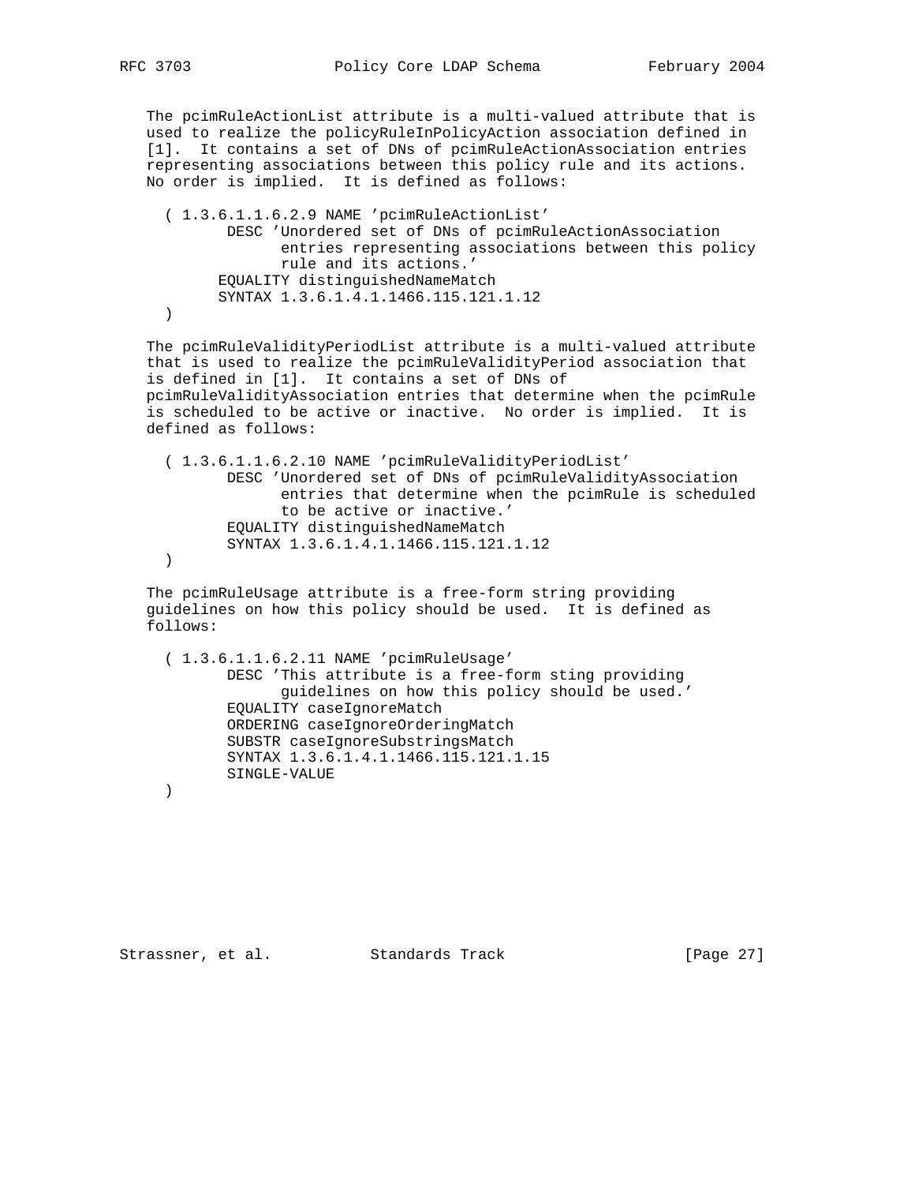The pcimRuleActionList attribute is a multi-valued attribute that is used to realize the policyRuleInPolicyAction association defined in [1]. It contains a set of DNs of pcimRuleActionAssociation entries representing associations between this policy rule and its actions. No order is implied. It is defined as follows:

```
( 1.3.6.1.1.6.2.9 NAME 'pcimRuleActionList'
       DESC 'Unordered set of DNs of pcimRuleActionAssociation
             entries representing associations between this policy
             rule and its actions.'
      EQUALITY distinguishedNameMatch
      SYNTAX 1.3.6.1.4.1.1466.115.121.1.12
)
```

The pcimRuleValidityPeriodList attribute is a multi-valued attribute that is used to realize the pcimRuleValidityPeriod association that is defined in [1]. It contains a set of DNs of pcimRuleValidityAssociation entries that determine when the pcimRule is scheduled to be active or inactive. No order is implied. It is defined as follows:

```
( 1.3.6.1.1.6.2.10 NAME 'pcimRuleValidityPeriodList'
       DESC 'Unordered set of DNs of pcimRuleValidityAssociation
             entries that determine when the pcimRule is scheduled
             to be active or inactive.'
       EQUALITY distinguishedNameMatch
       SYNTAX 1.3.6.1.4.1.1466.115.121.1.12
)
```

The pcimRuleUsage attribute is a free-form string providing guidelines on how this policy should be used. It is defined as follows:

```
( 1.3.6.1.1.6.2.11 NAME 'pcimRuleUsage'
       DESC 'This attribute is a free-form sting providing
             guidelines on how this policy should be used.'
       EQUALITY caseIgnoreMatch
       ORDERING caseIgnoreOrderingMatch
       SUBSTR caseIgnoreSubstringsMatch
       SYNTAX 1.3.6.1.4.1.1466.115.121.1.15
       SINGLE-VALUE
)
```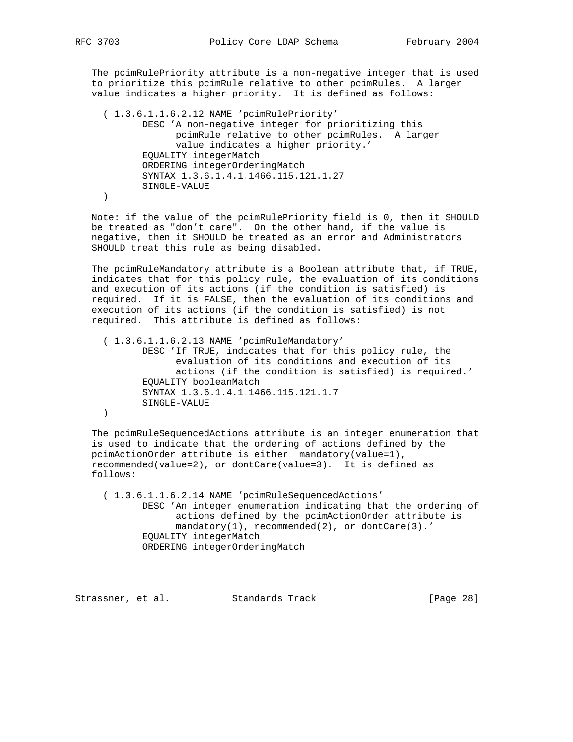The pcimRulePriority attribute is a non-negative integer that is used to prioritize this pcimRule relative to other pcimRules. A larger value indicates a higher priority. It is defined as follows:

```
( 1.3.6.1.1.6.2.12 NAME 'pcimRulePriority'
       DESC 'A non-negative integer for prioritizing this
             pcimRule relative to other pcimRules.  A larger
             value indicates a higher priority.'
       EQUALITY integerMatch
       ORDERING integerOrderingMatch
       SYNTAX 1.3.6.1.4.1.1466.115.121.1.27
       SINGLE-VALUE
)
```

Note: if the value of the pcimRulePriority field is 0, then it SHOULD be treated as "don't care". On the other hand, if the value is negative, then it SHOULD be treated as an error and Administrators SHOULD treat this rule as being disabled.

The pcimRuleMandatory attribute is a Boolean attribute that, if TRUE, indicates that for this policy rule, the evaluation of its conditions and execution of its actions (if the condition is satisfied) is required. If it is FALSE, then the evaluation of its conditions and execution of its actions (if the condition is satisfied) is not required. This attribute is defined as follows:

```
( 1.3.6.1.1.6.2.13 NAME 'pcimRuleMandatory'
       DESC 'If TRUE, indicates that for this policy rule, the
             evaluation of its conditions and execution of its
             actions (if the condition is satisfied) is required.'
       EQUALITY booleanMatch
       SYNTAX 1.3.6.1.4.1.1466.115.121.1.7
       SINGLE-VALUE
)
```

The pcimRuleSequencedActions attribute is an integer enumeration that is used to indicate that the ordering of actions defined by the pcimActionOrder attribute is either mandatory(value=1), recommended(value=2), or dontCare(value=3). It is defined as follows:

```
( 1.3.6.1.1.6.2.14 NAME 'pcimRuleSequencedActions'
       DESC 'An integer enumeration indicating that the ordering of
             actions defined by the pcimActionOrder attribute is
             mandatory(1), recommended(2), or dontCare(3).'
       EQUALITY integerMatch
       ORDERING integerOrderingMatch
```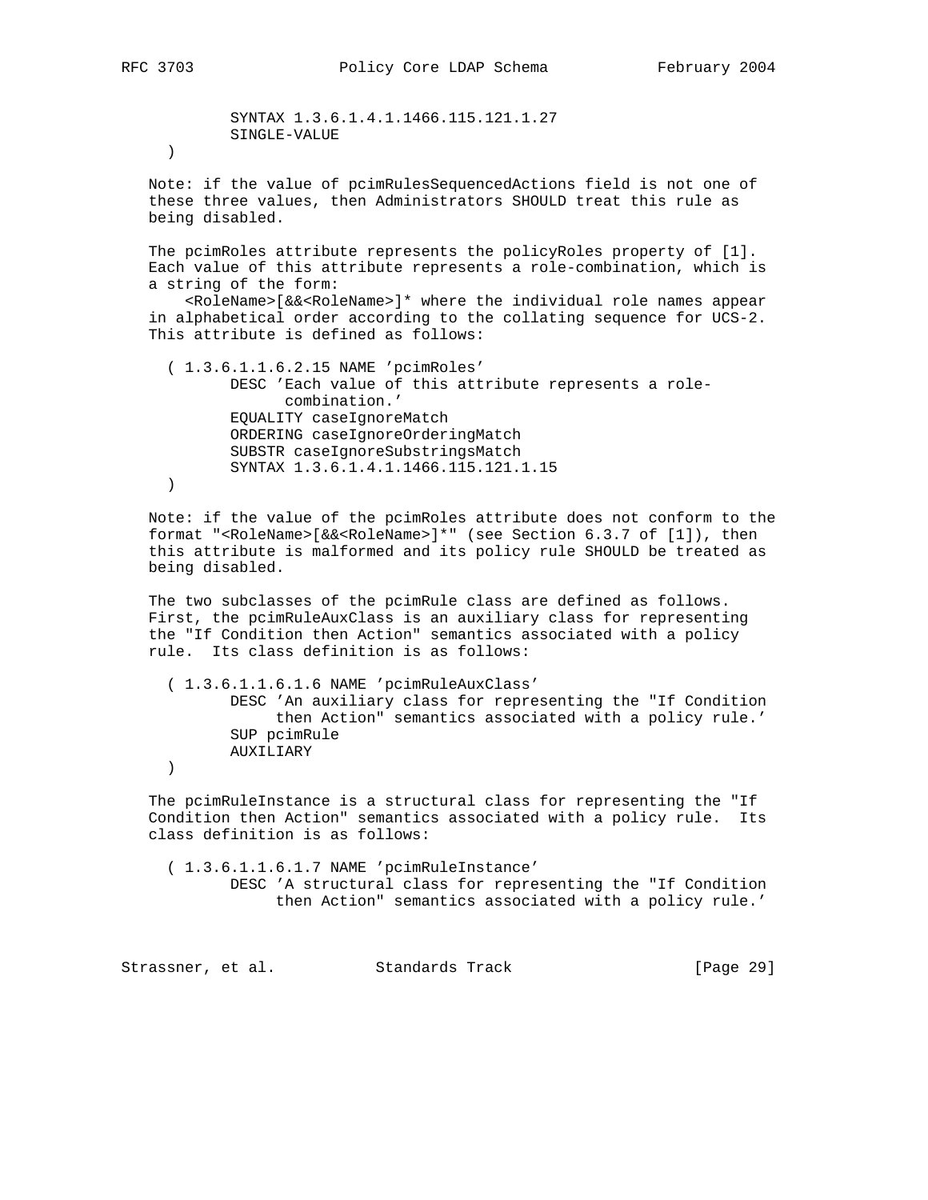```
        SYNTAX 1.3.6.1.4.1.1466.115.121.1.27
        SINGLE-VALUE
  )
```

Note: if the value of pcimRulesSequencedActions field is not one of these three values, then Administrators SHOULD treat this rule as being disabled.

The pcimRoles attribute represents the policyRoles property of [1]. Each value of this attribute represents a role-combination, which is a string of the form:
    <RoleName>[&&<RoleName>]* where the individual role names appear in alphabetical order according to the collating sequence for UCS-2. This attribute is defined as follows:

```
  ( 1.3.6.1.1.6.2.15 NAME 'pcimRoles'
        DESC 'Each value of this attribute represents a role-
               combination.'
        EQUALITY caseIgnoreMatch
        ORDERING caseIgnoreOrderingMatch
        SUBSTR caseIgnoreSubstringsMatch
        SYNTAX 1.3.6.1.4.1.1466.115.121.1.15
  )
```

Note: if the value of the pcimRoles attribute does not conform to the format "<RoleName>[&&<RoleName>]*" (see Section 6.3.7 of [1]), then this attribute is malformed and its policy rule SHOULD be treated as being disabled.

The two subclasses of the pcimRule class are defined as follows. First, the pcimRuleAuxClass is an auxiliary class for representing the "If Condition then Action" semantics associated with a policy rule. Its class definition is as follows:

```
  ( 1.3.6.1.1.6.1.6 NAME 'pcimRuleAuxClass'
        DESC 'An auxiliary class for representing the "If Condition
             then Action" semantics associated with a policy rule.'
        SUP pcimRule
        AUXILIARY
  )
```

The pcimRuleInstance is a structural class for representing the "If Condition then Action" semantics associated with a policy rule. Its class definition is as follows:

```
  ( 1.3.6.1.1.6.1.7 NAME 'pcimRuleInstance'
        DESC 'A structural class for representing the "If Condition
             then Action" semantics associated with a policy rule.'
```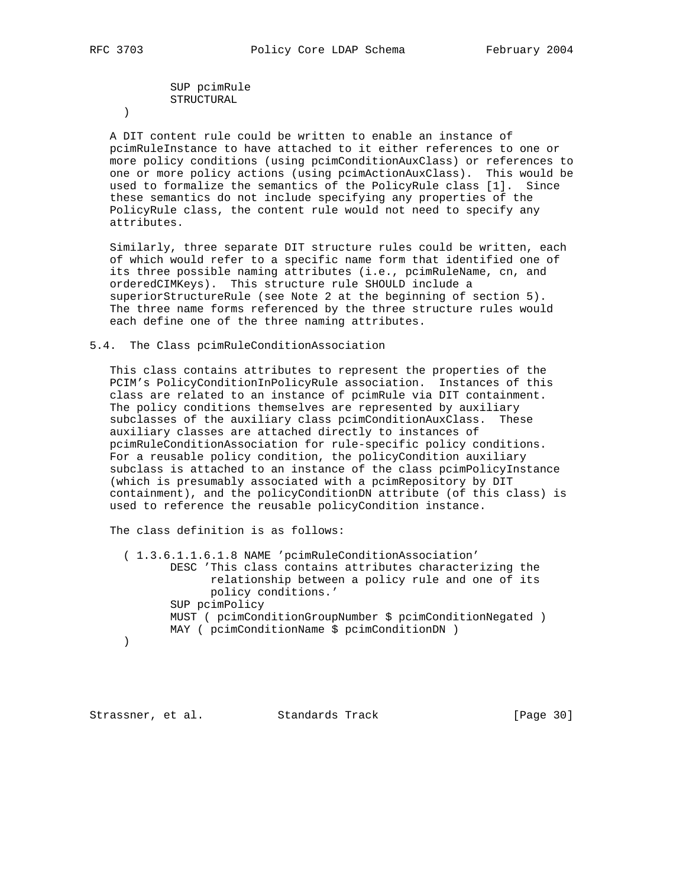```
        SUP pcimRule
        STRUCTURAL
  )
```

A DIT content rule could be written to enable an instance of pcimRuleInstance to have attached to it either references to one or more policy conditions (using pcimConditionAuxClass) or references to one or more policy actions (using pcimActionAuxClass). This would be used to formalize the semantics of the PolicyRule class [1]. Since these semantics do not include specifying any properties of the PolicyRule class, the content rule would not need to specify any attributes.

Similarly, three separate DIT structure rules could be written, each of which would refer to a specific name form that identified one of its three possible naming attributes (i.e., pcimRuleName, cn, and orderedCIMKeys). This structure rule SHOULD include a superiorStructureRule (see Note 2 at the beginning of section 5). The three name forms referenced by the three structure rules would each define one of the three naming attributes.

## 5.4. The Class pcimRuleConditionAssociation

This class contains attributes to represent the properties of the PCIM's PolicyConditionInPolicyRule association. Instances of this class are related to an instance of pcimRule via DIT containment. The policy conditions themselves are represented by auxiliary subclasses of the auxiliary class pcimConditionAuxClass. These auxiliary classes are attached directly to instances of pcimRuleConditionAssociation for rule-specific policy conditions. For a reusable policy condition, the policyCondition auxiliary subclass is attached to an instance of the class pcimPolicyInstance (which is presumably associated with a pcimRepository by DIT containment), and the policyConditionDN attribute (of this class) is used to reference the reusable policyCondition instance.

The class definition is as follows:

```
  ( 1.3.6.1.1.6.1.8 NAME 'pcimRuleConditionAssociation'
        DESC 'This class contains attributes characterizing the
              relationship between a policy rule and one of its
              policy conditions.'
        SUP pcimPolicy
        MUST ( pcimConditionGroupNumber $ pcimConditionNegated )
        MAY ( pcimConditionName $ pcimConditionDN )
  )
```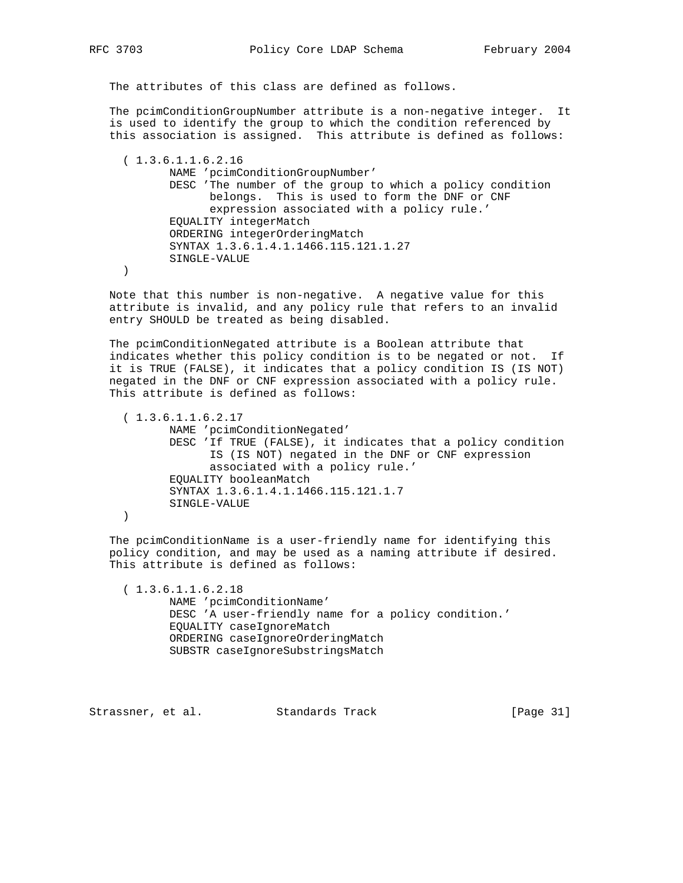The attributes of this class are defined as follows.

The pcimConditionGroupNumber attribute is a non-negative integer. It is used to identify the group to which the condition referenced by this association is assigned. This attribute is defined as follows:

```
( 1.3.6.1.1.6.2.16
       NAME 'pcimConditionGroupNumber'
       DESC 'The number of the group to which a policy condition
             belongs.  This is used to form the DNF or CNF
             expression associated with a policy rule.'
       EQUALITY integerMatch
       ORDERING integerOrderingMatch
       SYNTAX 1.3.6.1.4.1.1466.115.121.1.27
       SINGLE-VALUE
)
```

Note that this number is non-negative. A negative value for this attribute is invalid, and any policy rule that refers to an invalid entry SHOULD be treated as being disabled.

The pcimConditionNegated attribute is a Boolean attribute that indicates whether this policy condition is to be negated or not. If it is TRUE (FALSE), it indicates that a policy condition IS (IS NOT) negated in the DNF or CNF expression associated with a policy rule. This attribute is defined as follows:

```
( 1.3.6.1.1.6.2.17
       NAME 'pcimConditionNegated'
       DESC 'If TRUE (FALSE), it indicates that a policy condition
             IS (IS NOT) negated in the DNF or CNF expression
             associated with a policy rule.'
       EQUALITY booleanMatch
       SYNTAX 1.3.6.1.4.1.1466.115.121.1.7
       SINGLE-VALUE
)
```

The pcimConditionName is a user-friendly name for identifying this policy condition, and may be used as a naming attribute if desired. This attribute is defined as follows:

```
( 1.3.6.1.1.6.2.18
       NAME 'pcimConditionName'
       DESC 'A user-friendly name for a policy condition.'
       EQUALITY caseIgnoreMatch
       ORDERING caseIgnoreOrderingMatch
       SUBSTR caseIgnoreSubstringsMatch
```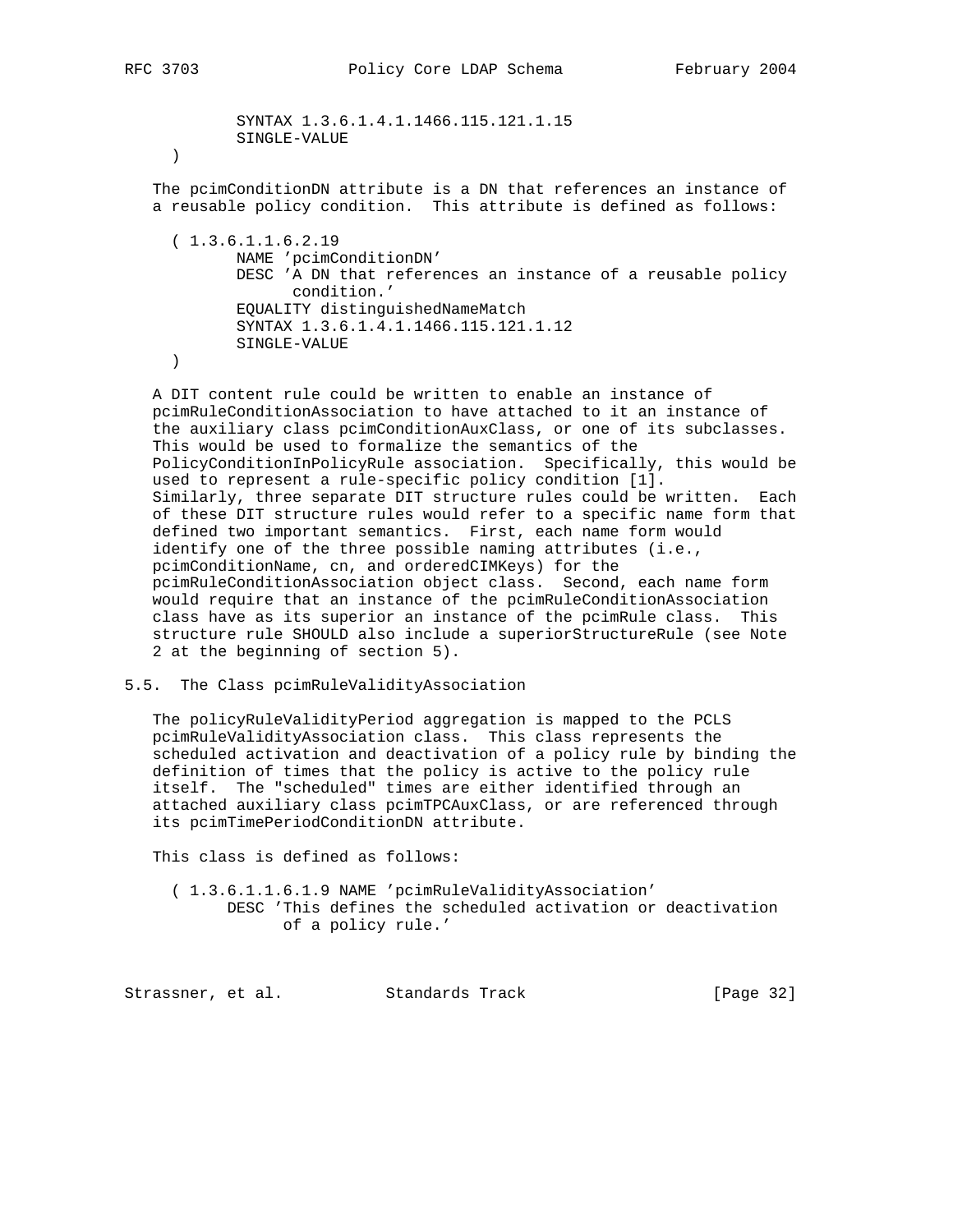```
        SYNTAX 1.3.6.1.4.1.1466.115.121.1.15
        SINGLE-VALUE
  )
```

The pcimConditionDN attribute is a DN that references an instance of a reusable policy condition. This attribute is defined as follows:

```
  ( 1.3.6.1.1.6.2.19
        NAME 'pcimConditionDN'
        DESC 'A DN that references an instance of a reusable policy
              condition.'
        EQUALITY distinguishedNameMatch
        SYNTAX 1.3.6.1.4.1.1466.115.121.1.12
        SINGLE-VALUE
  )
```

A DIT content rule could be written to enable an instance of pcimRuleConditionAssociation to have attached to it an instance of the auxiliary class pcimConditionAuxClass, or one of its subclasses. This would be used to formalize the semantics of the PolicyConditionInPolicyRule association. Specifically, this would be used to represent a rule-specific policy condition [1]. Similarly, three separate DIT structure rules could be written. Each of these DIT structure rules would refer to a specific name form that defined two important semantics. First, each name form would identify one of the three possible naming attributes (i.e., pcimConditionName, cn, and orderedCIMKeys) for the pcimRuleConditionAssociation object class. Second, each name form would require that an instance of the pcimRuleConditionAssociation class have as its superior an instance of the pcimRule class. This structure rule SHOULD also include a superiorStructureRule (see Note 2 at the beginning of section 5).

## 5.5. The Class pcimRuleValidityAssociation

The policyRuleValidityPeriod aggregation is mapped to the PCLS pcimRuleValidityAssociation class. This class represents the scheduled activation and deactivation of a policy rule by binding the definition of times that the policy is active to the policy rule itself. The "scheduled" times are either identified through an attached auxiliary class pcimTPCAuxClass, or are referenced through its pcimTimePeriodConditionDN attribute.

This class is defined as follows:

```
  ( 1.3.6.1.1.6.1.9 NAME 'pcimRuleValidityAssociation'
       DESC 'This defines the scheduled activation or deactivation
             of a policy rule.'
```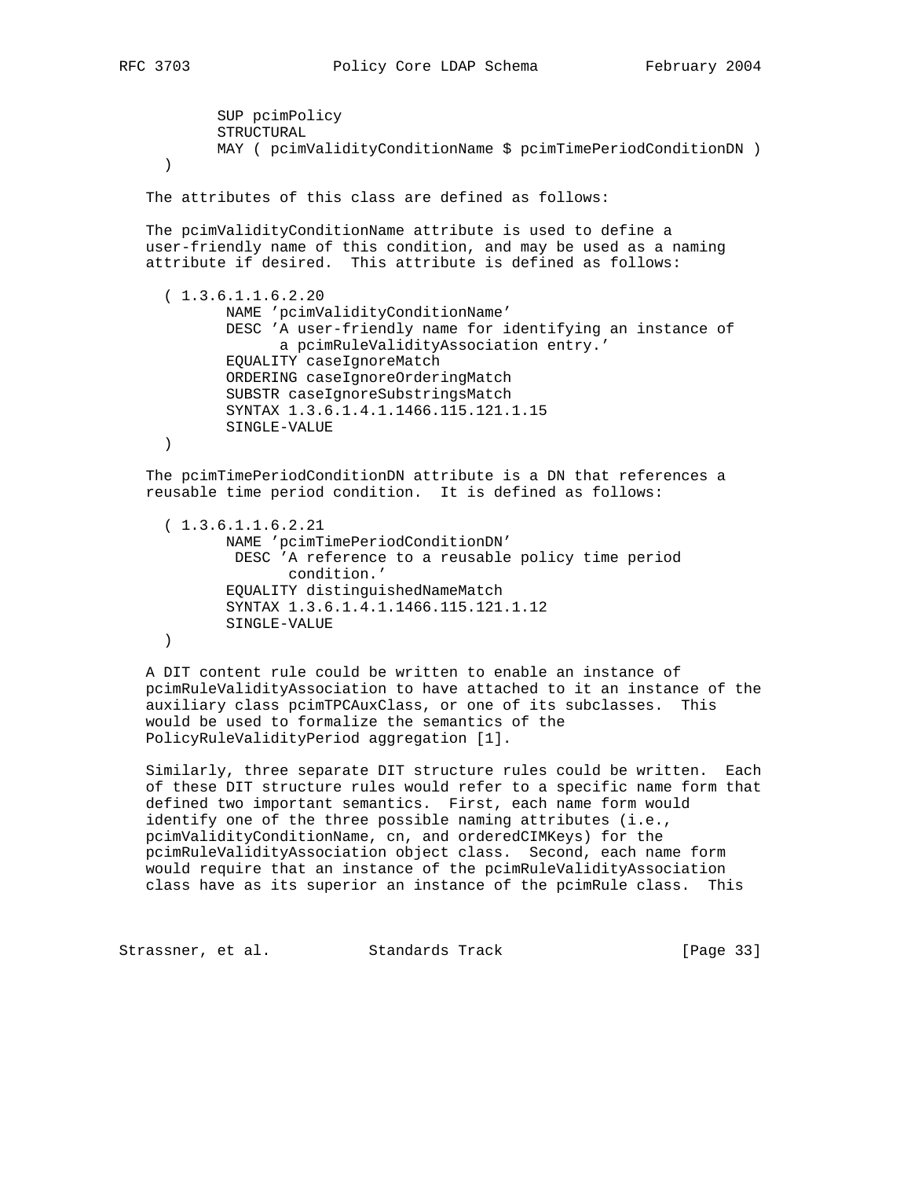```
        SUP pcimPolicy
        STRUCTURAL
        MAY ( pcimValidityConditionName $ pcimTimePeriodConditionDN )
  )
```

The attributes of this class are defined as follows:

The pcimValidityConditionName attribute is used to define a user-friendly name of this condition, and may be used as a naming attribute if desired. This attribute is defined as follows:

```
  ( 1.3.6.1.1.6.2.20
         NAME 'pcimValidityConditionName'
         DESC 'A user-friendly name for identifying an instance of
               a pcimRuleValidityAssociation entry.'
         EQUALITY caseIgnoreMatch
         ORDERING caseIgnoreOrderingMatch
         SUBSTR caseIgnoreSubstringsMatch
         SYNTAX 1.3.6.1.4.1.1466.115.121.1.15
         SINGLE-VALUE
  )
```

The pcimTimePeriodConditionDN attribute is a DN that references a reusable time period condition. It is defined as follows:

```
  ( 1.3.6.1.1.6.2.21
         NAME 'pcimTimePeriodConditionDN'
          DESC 'A reference to a reusable policy time period
                condition.'
         EQUALITY distinguishedNameMatch
         SYNTAX 1.3.6.1.4.1.1466.115.121.1.12
         SINGLE-VALUE
  )
```

A DIT content rule could be written to enable an instance of pcimRuleValidityAssociation to have attached to it an instance of the auxiliary class pcimTPCAuxClass, or one of its subclasses. This would be used to formalize the semantics of the PolicyRuleValidityPeriod aggregation [1].

Similarly, three separate DIT structure rules could be written. Each of these DIT structure rules would refer to a specific name form that defined two important semantics. First, each name form would identify one of the three possible naming attributes (i.e., pcimValidityConditionName, cn, and orderedCIMKeys) for the pcimRuleValidityAssociation object class. Second, each name form would require that an instance of the pcimRuleValidityAssociation class have as its superior an instance of the pcimRule class. This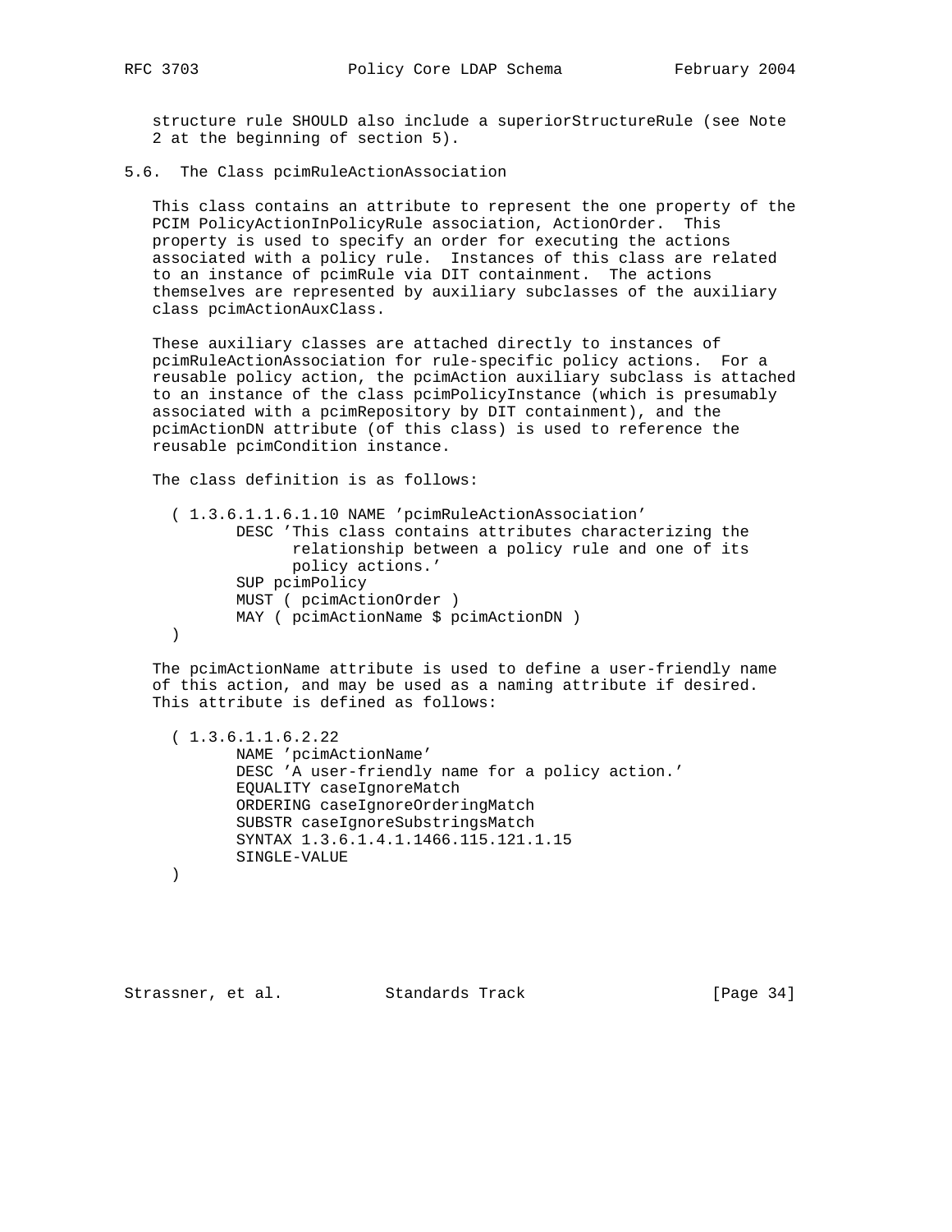structure rule SHOULD also include a superiorStructureRule (see Note 2 at the beginning of section 5).

## 5.6. The Class pcimRuleActionAssociation

This class contains an attribute to represent the one property of the PCIM PolicyActionInPolicyRule association, ActionOrder. This property is used to specify an order for executing the actions associated with a policy rule. Instances of this class are related to an instance of pcimRule via DIT containment. The actions themselves are represented by auxiliary subclasses of the auxiliary class pcimActionAuxClass.

These auxiliary classes are attached directly to instances of pcimRuleActionAssociation for rule-specific policy actions. For a reusable policy action, the pcimAction auxiliary subclass is attached to an instance of the class pcimPolicyInstance (which is presumably associated with a pcimRepository by DIT containment), and the pcimActionDN attribute (of this class) is used to reference the reusable pcimCondition instance.

The class definition is as follows:

```
  ( 1.3.6.1.1.6.1.10 NAME 'pcimRuleActionAssociation'
        DESC 'This class contains attributes characterizing the
              relationship between a policy rule and one of its
              policy actions.'
        SUP pcimPolicy
        MUST ( pcimActionOrder )
        MAY ( pcimActionName $ pcimActionDN )
  )
```

The pcimActionName attribute is used to define a user-friendly name of this action, and may be used as a naming attribute if desired. This attribute is defined as follows:

```
  ( 1.3.6.1.1.6.2.22
        NAME 'pcimActionName'
        DESC 'A user-friendly name for a policy action.'
        EQUALITY caseIgnoreMatch
        ORDERING caseIgnoreOrderingMatch
        SUBSTR caseIgnoreSubstringsMatch
        SYNTAX 1.3.6.1.4.1.1466.115.121.1.15
        SINGLE-VALUE
  )
```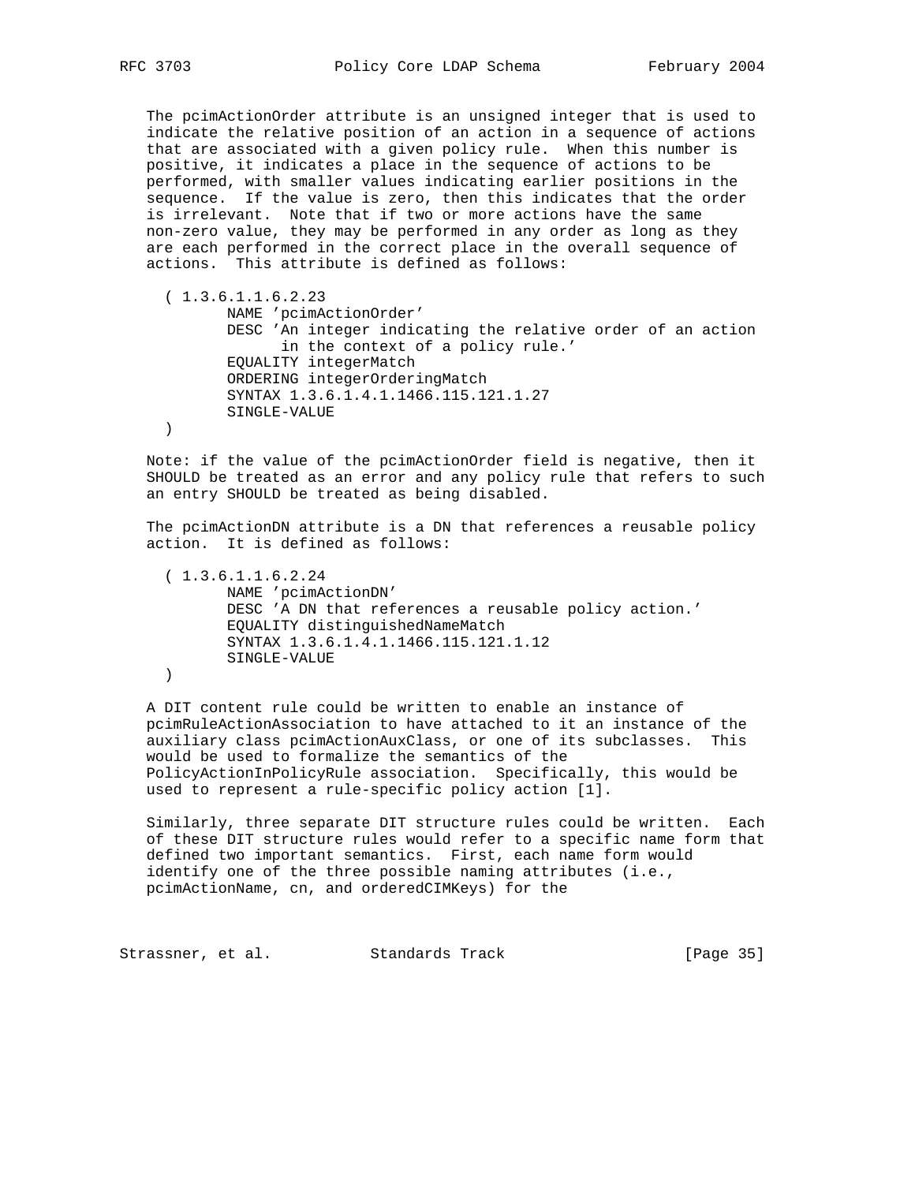The pcimActionOrder attribute is an unsigned integer that is used to indicate the relative position of an action in a sequence of actions that are associated with a given policy rule. When this number is positive, it indicates a place in the sequence of actions to be performed, with smaller values indicating earlier positions in the sequence. If the value is zero, then this indicates that the order is irrelevant. Note that if two or more actions have the same non-zero value, they may be performed in any order as long as they are each performed in the correct place in the overall sequence of actions. This attribute is defined as follows:

```
( 1.3.6.1.1.6.2.23
      NAME 'pcimActionOrder'
      DESC 'An integer indicating the relative order of an action
            in the context of a policy rule.'
      EQUALITY integerMatch
      ORDERING integerOrderingMatch
      SYNTAX 1.3.6.1.4.1.1466.115.121.1.27
      SINGLE-VALUE
)
```

Note: if the value of the pcimActionOrder field is negative, then it SHOULD be treated as an error and any policy rule that refers to such an entry SHOULD be treated as being disabled.

The pcimActionDN attribute is a DN that references a reusable policy action. It is defined as follows:

```
( 1.3.6.1.1.6.2.24
      NAME 'pcimActionDN'
      DESC 'A DN that references a reusable policy action.'
      EQUALITY distinguishedNameMatch
      SYNTAX 1.3.6.1.4.1.1466.115.121.1.12
      SINGLE-VALUE
)
```

A DIT content rule could be written to enable an instance of pcimRuleActionAssociation to have attached to it an instance of the auxiliary class pcimActionAuxClass, or one of its subclasses. This would be used to formalize the semantics of the PolicyActionInPolicyRule association. Specifically, this would be used to represent a rule-specific policy action [1].

Similarly, three separate DIT structure rules could be written. Each of these DIT structure rules would refer to a specific name form that defined two important semantics. First, each name form would identify one of the three possible naming attributes (i.e., pcimActionName, cn, and orderedCIMKeys) for the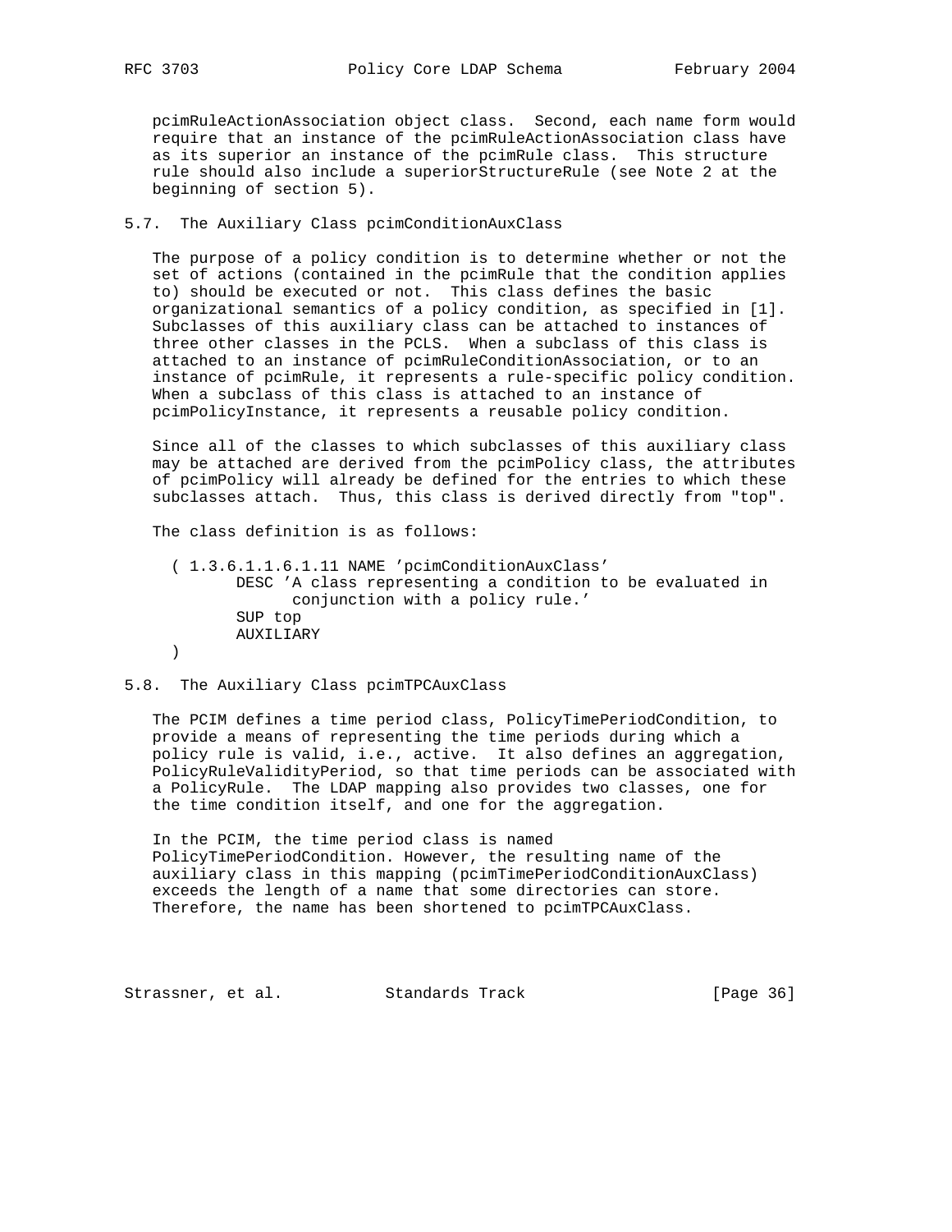pcimRuleActionAssociation object class. Second, each name form would require that an instance of the pcimRuleActionAssociation class have as its superior an instance of the pcimRule class. This structure rule should also include a superiorStructureRule (see Note 2 at the beginning of section 5).

## 5.7. The Auxiliary Class pcimConditionAuxClass

The purpose of a policy condition is to determine whether or not the set of actions (contained in the pcimRule that the condition applies to) should be executed or not. This class defines the basic organizational semantics of a policy condition, as specified in [1]. Subclasses of this auxiliary class can be attached to instances of three other classes in the PCLS. When a subclass of this class is attached to an instance of pcimRuleConditionAssociation, or to an instance of pcimRule, it represents a rule-specific policy condition. When a subclass of this class is attached to an instance of pcimPolicyInstance, it represents a reusable policy condition.

Since all of the classes to which subclasses of this auxiliary class may be attached are derived from the pcimPolicy class, the attributes of pcimPolicy will already be defined for the entries to which these subclasses attach. Thus, this class is derived directly from "top".

The class definition is as follows:

```
( 1.3.6.1.1.6.1.11 NAME 'pcimConditionAuxClass'
        DESC 'A class representing a condition to be evaluated in
              conjunction with a policy rule.'
        SUP top
        AUXILIARY
)
```

## 5.8. The Auxiliary Class pcimTPCAuxClass

The PCIM defines a time period class, PolicyTimePeriodCondition, to provide a means of representing the time periods during which a policy rule is valid, i.e., active. It also defines an aggregation, PolicyRuleValidityPeriod, so that time periods can be associated with a PolicyRule. The LDAP mapping also provides two classes, one for the time condition itself, and one for the aggregation.

In the PCIM, the time period class is named PolicyTimePeriodCondition. However, the resulting name of the auxiliary class in this mapping (pcimTimePeriodConditionAuxClass) exceeds the length of a name that some directories can store. Therefore, the name has been shortened to pcimTPCAuxClass.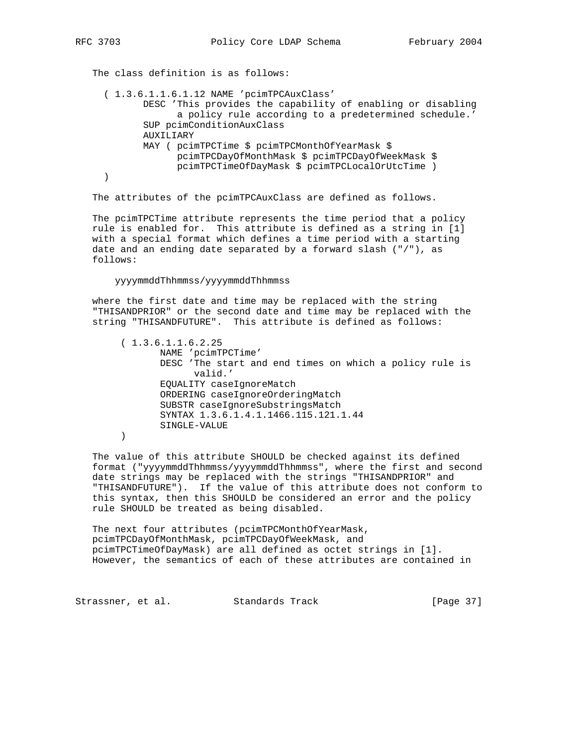The class definition is as follows:

```
  ( 1.3.6.1.1.6.1.12 NAME 'pcimTPCAuxClass'
         DESC 'This provides the capability of enabling or disabling
               a policy rule according to a predetermined schedule.'
         SUP pcimConditionAuxClass
         AUXILIARY
         MAY ( pcimTPCTime $ pcimTPCMonthOfYearMask $
               pcimTPCDayOfMonthMask $ pcimTPCDayOfWeekMask $
               pcimTPCTimeOfDayMask $ pcimTPCLocalOrUtcTime )
  )
```

The attributes of the pcimTPCAuxClass are defined as follows.

The pcimTPCTime attribute represents the time period that a policy rule is enabled for. This attribute is defined as a string in [1] with a special format which defines a time period with a starting date and an ending date separated by a forward slash ("/"), as follows:

```
    yyyymmddThhmmss/yyyymmddThhmmss
```

where the first date and time may be replaced with the string "THISANDPRIOR" or the second date and time may be replaced with the string "THISANDFUTURE". This attribute is defined as follows:

```
     ( 1.3.6.1.1.6.2.25
            NAME 'pcimTPCTime'
            DESC 'The start and end times on which a policy rule is
                  valid.'
            EQUALITY caseIgnoreMatch
            ORDERING caseIgnoreOrderingMatch
            SUBSTR caseIgnoreSubstringsMatch
            SYNTAX 1.3.6.1.4.1.1466.115.121.1.44
            SINGLE-VALUE
     )
```

The value of this attribute SHOULD be checked against its defined format ("yyyymmddThhmmss/yyyymmddThhmmss", where the first and second date strings may be replaced with the strings "THISANDPRIOR" and "THISANDFUTURE"). If the value of this attribute does not conform to this syntax, then this SHOULD be considered an error and the policy rule SHOULD be treated as being disabled.

The next four attributes (pcimTPCMonthOfYearMask, pcimTPCDayOfMonthMask, pcimTPCDayOfWeekMask, and pcimTPCTimeOfDayMask) are all defined as octet strings in [1]. However, the semantics of each of these attributes are contained in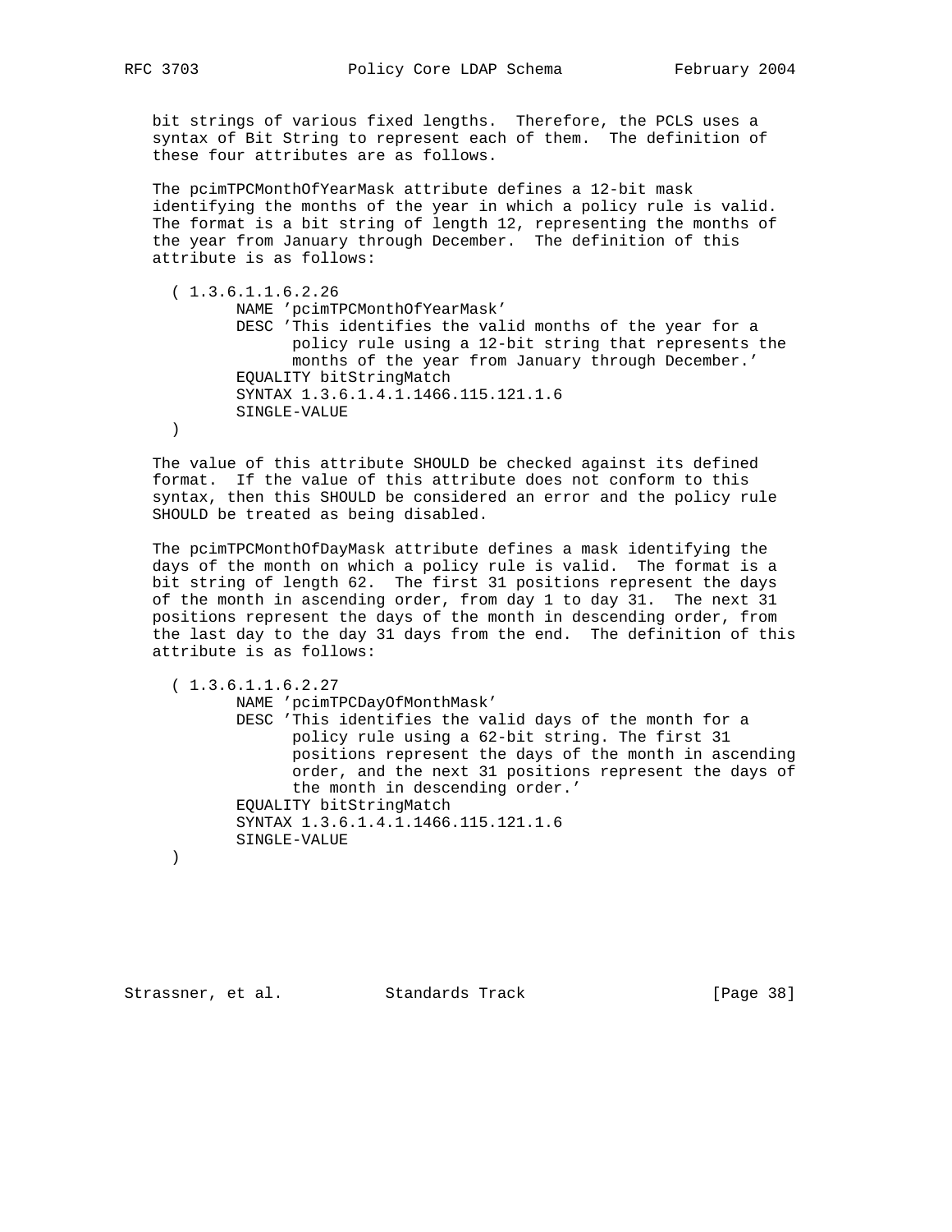bit strings of various fixed lengths. Therefore, the PCLS uses a syntax of Bit String to represent each of them. The definition of these four attributes are as follows.

The pcimTPCMonthOfYearMask attribute defines a 12-bit mask identifying the months of the year in which a policy rule is valid. The format is a bit string of length 12, representing the months of the year from January through December. The definition of this attribute is as follows:

```
( 1.3.6.1.1.6.2.26
      NAME 'pcimTPCMonthOfYearMask'
      DESC 'This identifies the valid months of the year for a
            policy rule using a 12-bit string that represents the
            months of the year from January through December.'
      EQUALITY bitStringMatch
      SYNTAX 1.3.6.1.4.1.1466.115.121.1.6
      SINGLE-VALUE
)
```

The value of this attribute SHOULD be checked against its defined format. If the value of this attribute does not conform to this syntax, then this SHOULD be considered an error and the policy rule SHOULD be treated as being disabled.

The pcimTPCMonthOfDayMask attribute defines a mask identifying the days of the month on which a policy rule is valid. The format is a bit string of length 62. The first 31 positions represent the days of the month in ascending order, from day 1 to day 31. The next 31 positions represent the days of the month in descending order, from the last day to the day 31 days from the end. The definition of this attribute is as follows:

```
( 1.3.6.1.1.6.2.27
      NAME 'pcimTPCDayOfMonthMask'
      DESC 'This identifies the valid days of the month for a
            policy rule using a 62-bit string. The first 31
            positions represent the days of the month in ascending
            order, and the next 31 positions represent the days of
            the month in descending order.'
      EQUALITY bitStringMatch
      SYNTAX 1.3.6.1.4.1.1466.115.121.1.6
      SINGLE-VALUE
)
```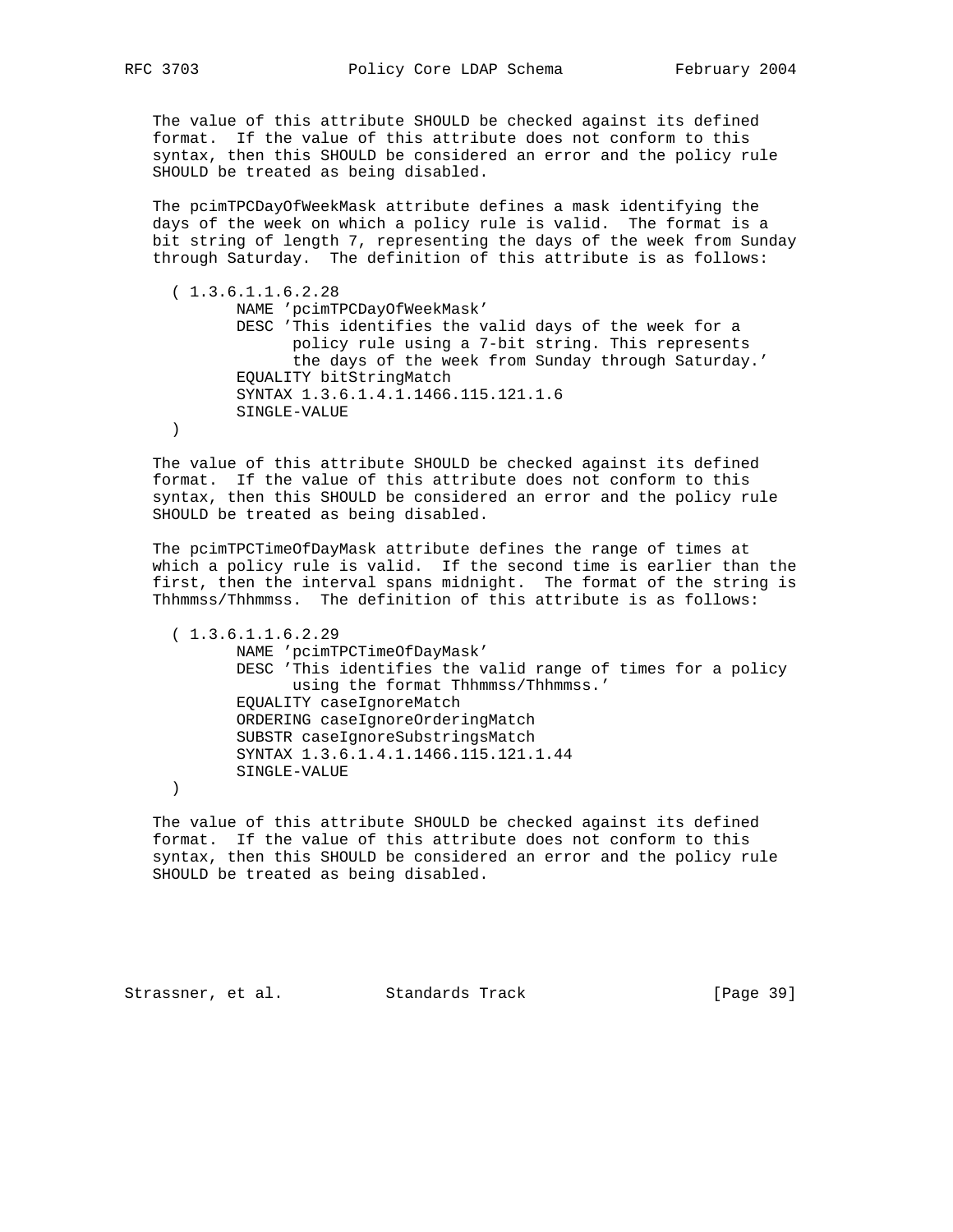The value of this attribute SHOULD be checked against its defined format. If the value of this attribute does not conform to this syntax, then this SHOULD be considered an error and the policy rule SHOULD be treated as being disabled.

The pcimTPCDayOfWeekMask attribute defines a mask identifying the days of the week on which a policy rule is valid. The format is a bit string of length 7, representing the days of the week from Sunday through Saturday. The definition of this attribute is as follows:

```
( 1.3.6.1.1.6.2.28
       NAME 'pcimTPCDayOfWeekMask'
       DESC 'This identifies the valid days of the week for a
             policy rule using a 7-bit string. This represents
             the days of the week from Sunday through Saturday.'
       EQUALITY bitStringMatch
       SYNTAX 1.3.6.1.4.1.1466.115.121.1.6
       SINGLE-VALUE
)
```

The value of this attribute SHOULD be checked against its defined format. If the value of this attribute does not conform to this syntax, then this SHOULD be considered an error and the policy rule SHOULD be treated as being disabled.

The pcimTPCTimeOfDayMask attribute defines the range of times at which a policy rule is valid. If the second time is earlier than the first, then the interval spans midnight. The format of the string is Thhmmss/Thhmmss. The definition of this attribute is as follows:

```
( 1.3.6.1.1.6.2.29
       NAME 'pcimTPCTimeOfDayMask'
       DESC 'This identifies the valid range of times for a policy
             using the format Thhmmss/Thhmmss.'
       EQUALITY caseIgnoreMatch
       ORDERING caseIgnoreOrderingMatch
       SUBSTR caseIgnoreSubstringsMatch
       SYNTAX 1.3.6.1.4.1.1466.115.121.1.44
       SINGLE-VALUE
)
```

The value of this attribute SHOULD be checked against its defined format. If the value of this attribute does not conform to this syntax, then this SHOULD be considered an error and the policy rule SHOULD be treated as being disabled.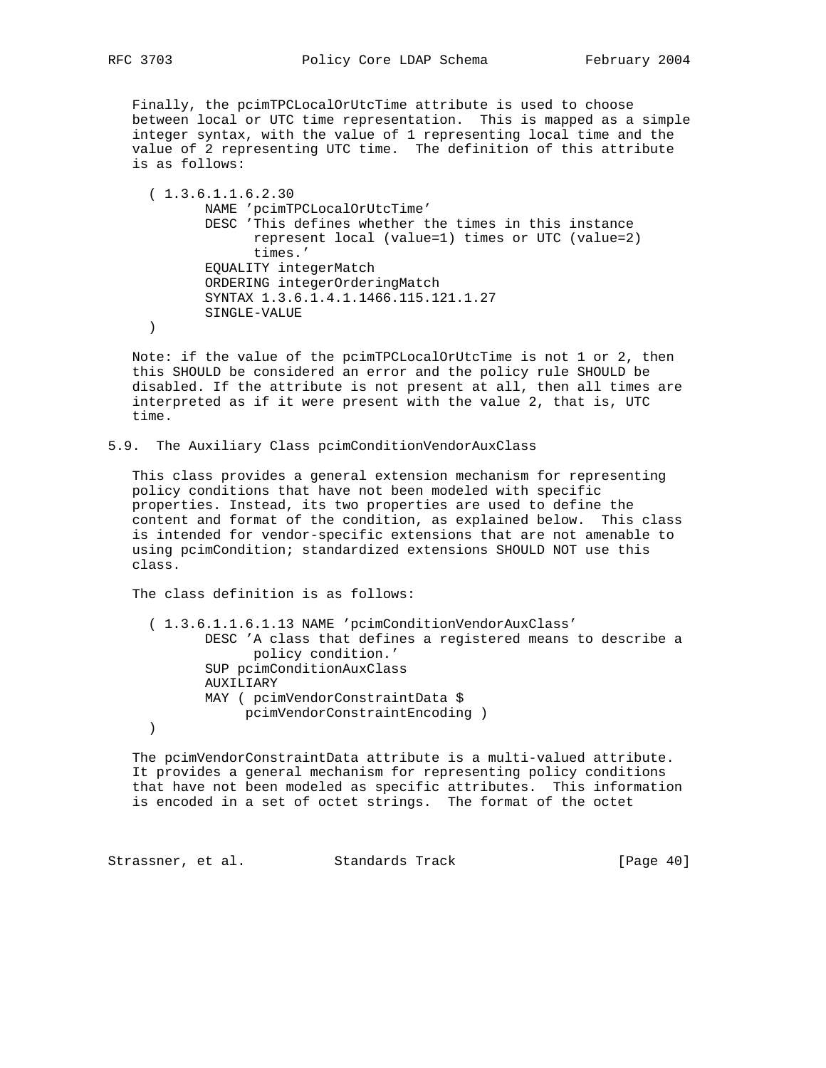Finally, the pcimTPCLocalOrUtcTime attribute is used to choose between local or UTC time representation. This is mapped as a simple integer syntax, with the value of 1 representing local time and the value of 2 representing UTC time. The definition of this attribute is as follows:

```
( 1.3.6.1.1.6.2.30
       NAME 'pcimTPCLocalOrUtcTime'
       DESC 'This defines whether the times in this instance
             represent local (value=1) times or UTC (value=2)
             times.'
       EQUALITY integerMatch
       ORDERING integerOrderingMatch
       SYNTAX 1.3.6.1.4.1.1466.115.121.1.27
       SINGLE-VALUE
)
```

Note: if the value of the pcimTPCLocalOrUtcTime is not 1 or 2, then this SHOULD be considered an error and the policy rule SHOULD be disabled. If the attribute is not present at all, then all times are interpreted as if it were present with the value 2, that is, UTC time.

## 5.9. The Auxiliary Class pcimConditionVendorAuxClass

This class provides a general extension mechanism for representing policy conditions that have not been modeled with specific properties. Instead, its two properties are used to define the content and format of the condition, as explained below. This class is intended for vendor-specific extensions that are not amenable to using pcimCondition; standardized extensions SHOULD NOT use this class.

The class definition is as follows:

```
( 1.3.6.1.1.6.1.13 NAME 'pcimConditionVendorAuxClass'
       DESC 'A class that defines a registered means to describe a
             policy condition.'
       SUP pcimConditionAuxClass
       AUXILIARY
       MAY ( pcimVendorConstraintData $
            pcimVendorConstraintEncoding )
)
```

The pcimVendorConstraintData attribute is a multi-valued attribute. It provides a general mechanism for representing policy conditions that have not been modeled as specific attributes. This information is encoded in a set of octet strings. The format of the octet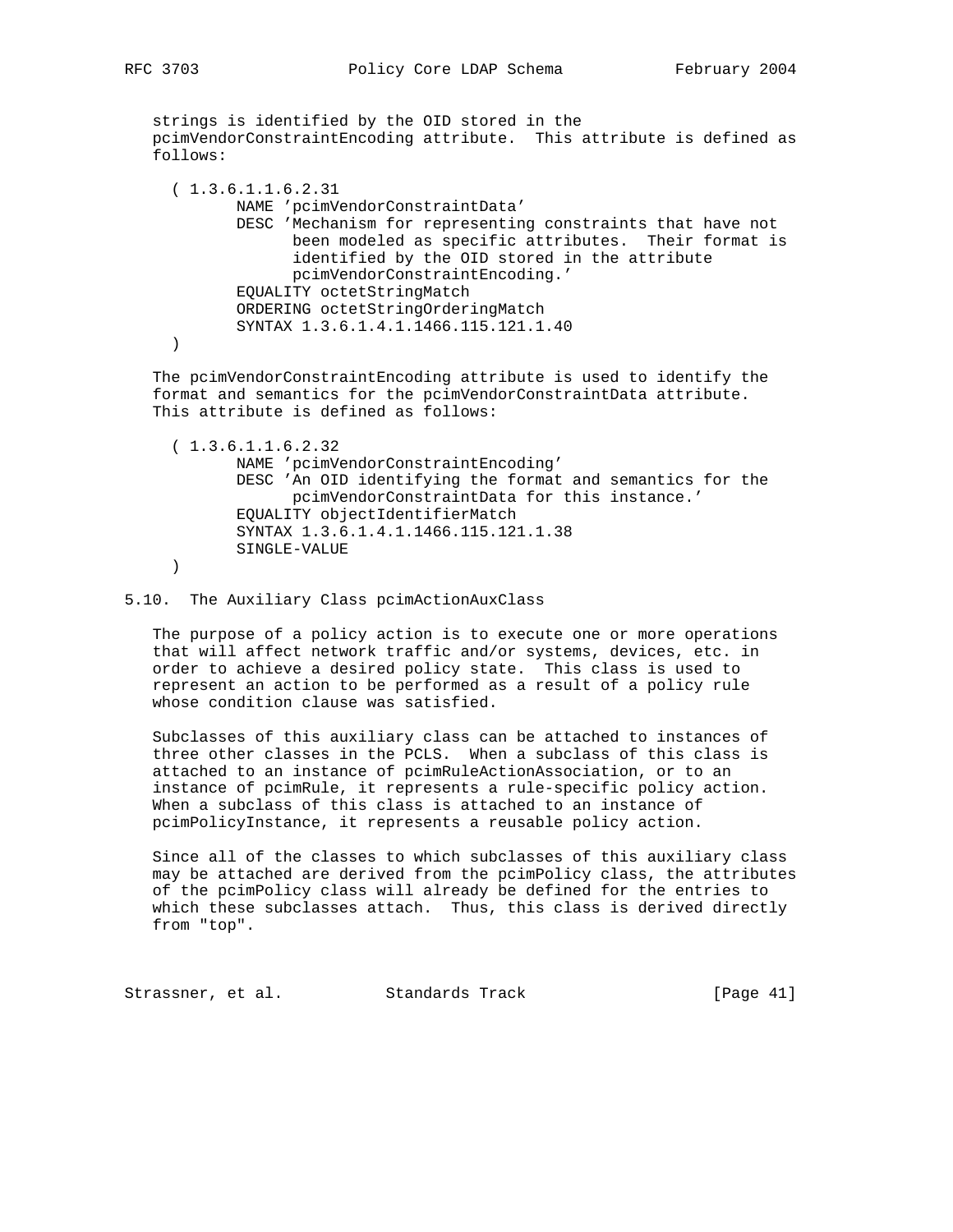strings is identified by the OID stored in the pcimVendorConstraintEncoding attribute. This attribute is defined as follows:

```
( 1.3.6.1.1.6.2.31
      NAME 'pcimVendorConstraintData'
      DESC 'Mechanism for representing constraints that have not
            been modeled as specific attributes.  Their format is
            identified by the OID stored in the attribute
            pcimVendorConstraintEncoding.'
      EQUALITY octetStringMatch
      ORDERING octetStringOrderingMatch
      SYNTAX 1.3.6.1.4.1.1466.115.121.1.40
)
```

The pcimVendorConstraintEncoding attribute is used to identify the format and semantics for the pcimVendorConstraintData attribute. This attribute is defined as follows:

```
( 1.3.6.1.1.6.2.32
      NAME 'pcimVendorConstraintEncoding'
      DESC 'An OID identifying the format and semantics for the
            pcimVendorConstraintData for this instance.'
      EQUALITY objectIdentifierMatch
      SYNTAX 1.3.6.1.4.1.1466.115.121.1.38
      SINGLE-VALUE
)
```

## 5.10. The Auxiliary Class pcimActionAuxClass

The purpose of a policy action is to execute one or more operations that will affect network traffic and/or systems, devices, etc. in order to achieve a desired policy state. This class is used to represent an action to be performed as a result of a policy rule whose condition clause was satisfied.

Subclasses of this auxiliary class can be attached to instances of three other classes in the PCLS. When a subclass of this class is attached to an instance of pcimRuleActionAssociation, or to an instance of pcimRule, it represents a rule-specific policy action. When a subclass of this class is attached to an instance of pcimPolicyInstance, it represents a reusable policy action.

Since all of the classes to which subclasses of this auxiliary class may be attached are derived from the pcimPolicy class, the attributes of the pcimPolicy class will already be defined for the entries to which these subclasses attach. Thus, this class is derived directly from "top".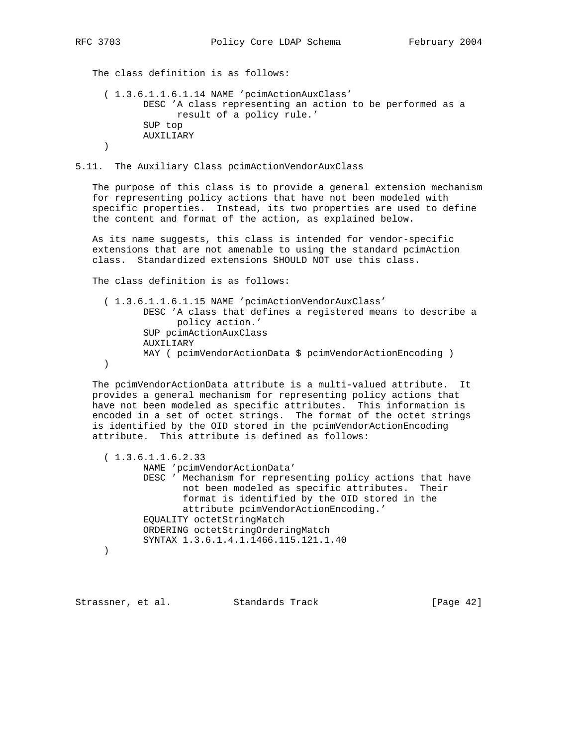The class definition is as follows:

```
( 1.3.6.1.1.6.1.14 NAME 'pcimActionAuxClass'
       DESC 'A class representing an action to be performed as a
             result of a policy rule.'
       SUP top
       AUXILIARY
)
```

## 5.11. The Auxiliary Class pcimActionVendorAuxClass

The purpose of this class is to provide a general extension mechanism for representing policy actions that have not been modeled with specific properties. Instead, its two properties are used to define the content and format of the action, as explained below.

As its name suggests, this class is intended for vendor-specific extensions that are not amenable to using the standard pcimAction class. Standardized extensions SHOULD NOT use this class.

The class definition is as follows:

```
( 1.3.6.1.1.6.1.15 NAME 'pcimActionVendorAuxClass'
       DESC 'A class that defines a registered means to describe a
             policy action.'
       SUP pcimActionAuxClass
       AUXILIARY
       MAY ( pcimVendorActionData $ pcimVendorActionEncoding )
)
```

The pcimVendorActionData attribute is a multi-valued attribute. It provides a general mechanism for representing policy actions that have not been modeled as specific attributes. This information is encoded in a set of octet strings. The format of the octet strings is identified by the OID stored in the pcimVendorActionEncoding attribute. This attribute is defined as follows:

```
( 1.3.6.1.1.6.2.33
       NAME 'pcimVendorActionData'
       DESC ' Mechanism for representing policy actions that have
              not been modeled as specific attributes.  Their
              format is identified by the OID stored in the
              attribute pcimVendorActionEncoding.'
       EQUALITY octetStringMatch
       ORDERING octetStringOrderingMatch
       SYNTAX 1.3.6.1.4.1.1466.115.121.1.40
)
```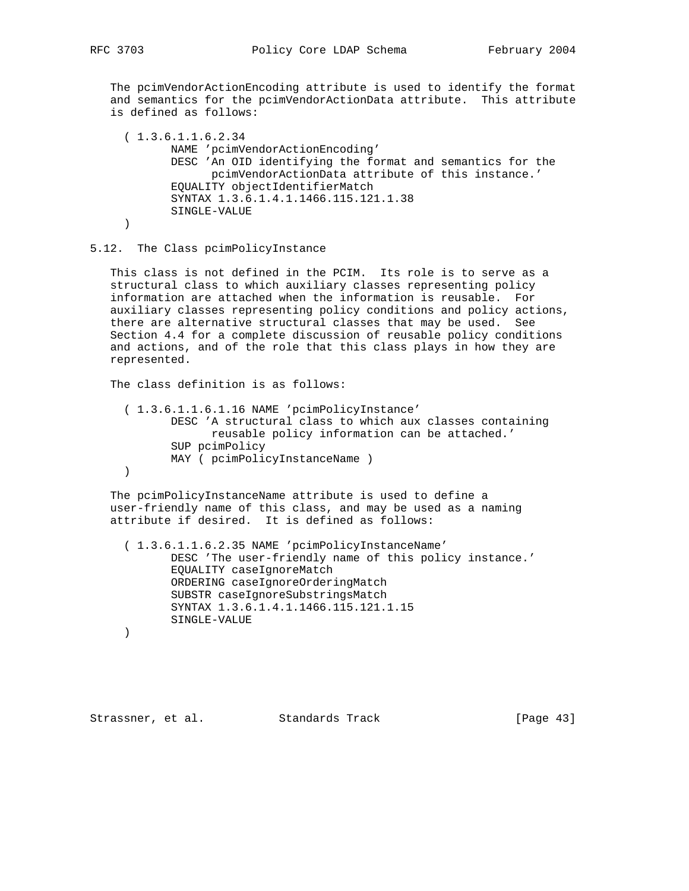The pcimVendorActionEncoding attribute is used to identify the format and semantics for the pcimVendorActionData attribute. This attribute is defined as follows:

```
( 1.3.6.1.1.6.2.34
        NAME 'pcimVendorActionEncoding'
        DESC 'An OID identifying the format and semantics for the
              pcimVendorActionData attribute of this instance.'
        EQUALITY objectIdentifierMatch
        SYNTAX 1.3.6.1.4.1.1466.115.121.1.38
        SINGLE-VALUE
)
```

## 5.12. The Class pcimPolicyInstance

This class is not defined in the PCIM. Its role is to serve as a structural class to which auxiliary classes representing policy information are attached when the information is reusable. For auxiliary classes representing policy conditions and policy actions, there are alternative structural classes that may be used. See Section 4.4 for a complete discussion of reusable policy conditions and actions, and of the role that this class plays in how they are represented.

The class definition is as follows:

```
( 1.3.6.1.1.6.1.16 NAME 'pcimPolicyInstance'
        DESC 'A structural class to which aux classes containing
              reusable policy information can be attached.'
        SUP pcimPolicy
        MAY ( pcimPolicyInstanceName )
)
```

The pcimPolicyInstanceName attribute is used to define a user-friendly name of this class, and may be used as a naming attribute if desired. It is defined as follows:

```
( 1.3.6.1.1.6.2.35 NAME 'pcimPolicyInstanceName'
        DESC 'The user-friendly name of this policy instance.'
        EQUALITY caseIgnoreMatch
        ORDERING caseIgnoreOrderingMatch
        SUBSTR caseIgnoreSubstringsMatch
        SYNTAX 1.3.6.1.4.1.1466.115.121.1.15
        SINGLE-VALUE
)
```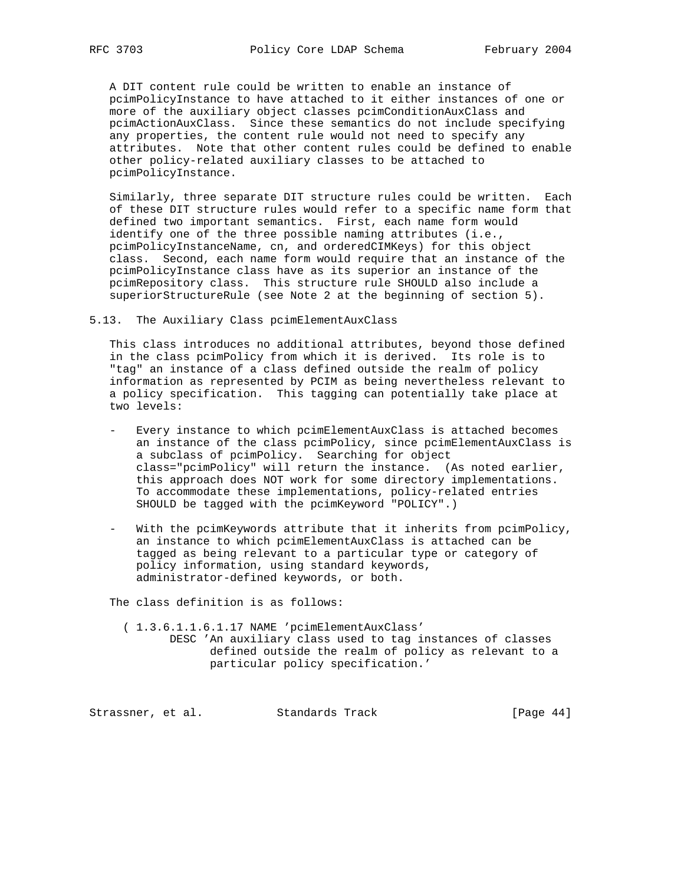A DIT content rule could be written to enable an instance of pcimPolicyInstance to have attached to it either instances of one or more of the auxiliary object classes pcimConditionAuxClass and pcimActionAuxClass. Since these semantics do not include specifying any properties, the content rule would not need to specify any attributes. Note that other content rules could be defined to enable other policy-related auxiliary classes to be attached to pcimPolicyInstance.

Similarly, three separate DIT structure rules could be written. Each of these DIT structure rules would refer to a specific name form that defined two important semantics. First, each name form would identify one of the three possible naming attributes (i.e., pcimPolicyInstanceName, cn, and orderedCIMKeys) for this object class. Second, each name form would require that an instance of the pcimPolicyInstance class have as its superior an instance of the pcimRepository class. This structure rule SHOULD also include a superiorStructureRule (see Note 2 at the beginning of section 5).

## 5.13. The Auxiliary Class pcimElementAuxClass

This class introduces no additional attributes, beyond those defined in the class pcimPolicy from which it is derived. Its role is to "tag" an instance of a class defined outside the realm of policy information as represented by PCIM as being nevertheless relevant to a policy specification. This tagging can potentially take place at two levels:

- Every instance to which pcimElementAuxClass is attached becomes an instance of the class pcimPolicy, since pcimElementAuxClass is a subclass of pcimPolicy. Searching for object class="pcimPolicy" will return the instance. (As noted earlier, this approach does NOT work for some directory implementations. To accommodate these implementations, policy-related entries SHOULD be tagged with the pcimKeyword "POLICY".)

- With the pcimKeywords attribute that it inherits from pcimPolicy, an instance to which pcimElementAuxClass is attached can be tagged as being relevant to a particular type or category of policy information, using standard keywords, administrator-defined keywords, or both.

The class definition is as follows:

```
( 1.3.6.1.1.6.1.17 NAME 'pcimElementAuxClass'
      DESC 'An auxiliary class used to tag instances of classes
            defined outside the realm of policy as relevant to a
            particular policy specification.'
```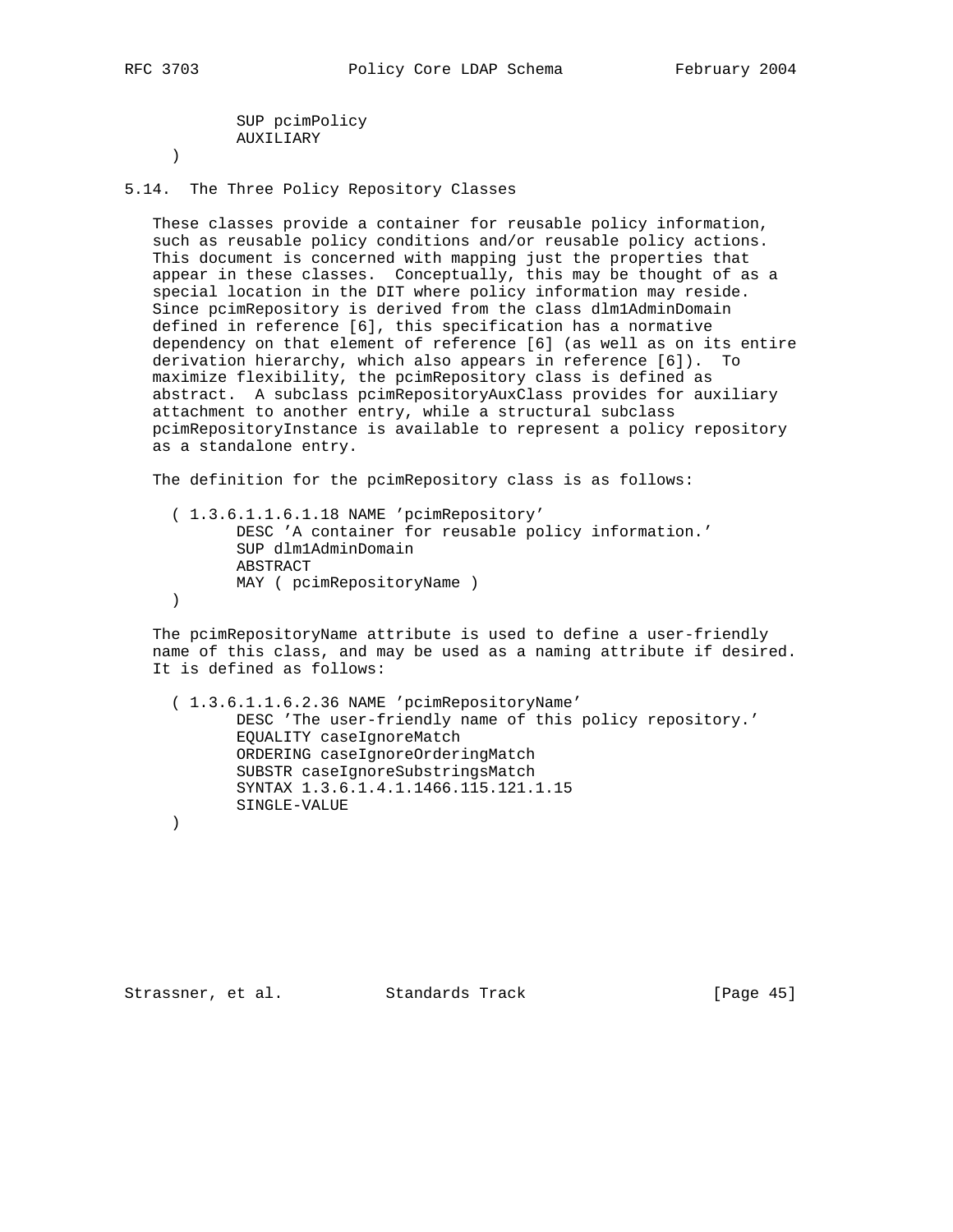```
        SUP pcimPolicy
        AUXILIARY
  )
```

## 5.14. The Three Policy Repository Classes

These classes provide a container for reusable policy information, such as reusable policy conditions and/or reusable policy actions. This document is concerned with mapping just the properties that appear in these classes. Conceptually, this may be thought of as a special location in the DIT where policy information may reside. Since pcimRepository is derived from the class dlm1AdminDomain defined in reference [6], this specification has a normative dependency on that element of reference [6] (as well as on its entire derivation hierarchy, which also appears in reference [6]). To maximize flexibility, the pcimRepository class is defined as abstract. A subclass pcimRepositoryAuxClass provides for auxiliary attachment to another entry, while a structural subclass pcimRepositoryInstance is available to represent a policy repository as a standalone entry.

The definition for the pcimRepository class is as follows:

```
  ( 1.3.6.1.1.6.1.18 NAME 'pcimRepository'
        DESC 'A container for reusable policy information.'
        SUP dlm1AdminDomain
        ABSTRACT
        MAY ( pcimRepositoryName )
  )
```

The pcimRepositoryName attribute is used to define a user-friendly name of this class, and may be used as a naming attribute if desired. It is defined as follows:

```
  ( 1.3.6.1.1.6.2.36 NAME 'pcimRepositoryName'
        DESC 'The user-friendly name of this policy repository.'
        EQUALITY caseIgnoreMatch
        ORDERING caseIgnoreOrderingMatch
        SUBSTR caseIgnoreSubstringsMatch
        SYNTAX 1.3.6.1.4.1.1466.115.121.1.15
        SINGLE-VALUE
  )
```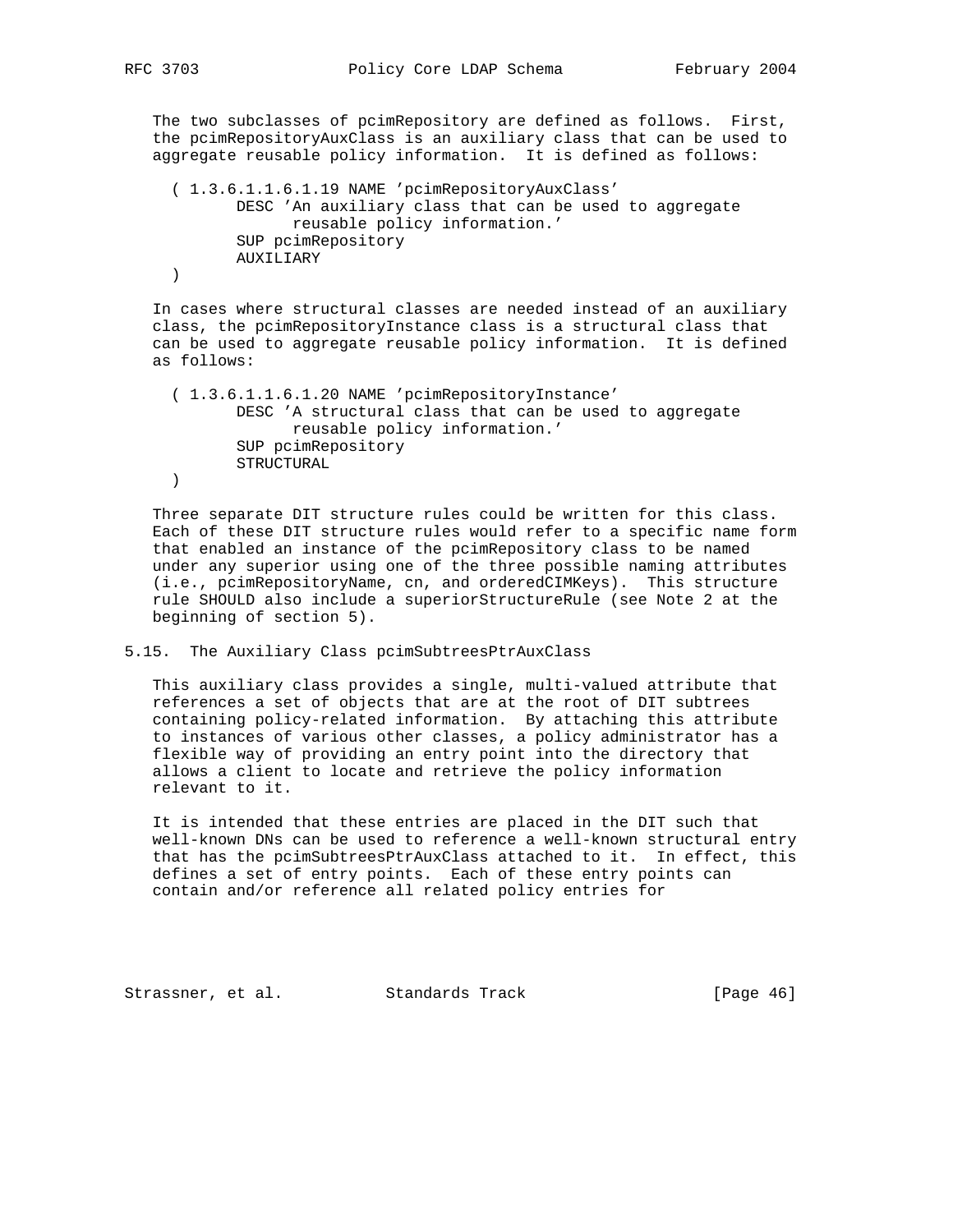The two subclasses of pcimRepository are defined as follows. First, the pcimRepositoryAuxClass is an auxiliary class that can be used to aggregate reusable policy information. It is defined as follows:

```
  ( 1.3.6.1.1.6.1.19 NAME 'pcimRepositoryAuxClass'
          DESC 'An auxiliary class that can be used to aggregate
                reusable policy information.'
          SUP pcimRepository
          AUXILIARY
  )
```

In cases where structural classes are needed instead of an auxiliary class, the pcimRepositoryInstance class is a structural class that can be used to aggregate reusable policy information. It is defined as follows:

```
  ( 1.3.6.1.1.6.1.20 NAME 'pcimRepositoryInstance'
          DESC 'A structural class that can be used to aggregate
                reusable policy information.'
          SUP pcimRepository
          STRUCTURAL
  )
```

Three separate DIT structure rules could be written for this class. Each of these DIT structure rules would refer to a specific name form that enabled an instance of the pcimRepository class to be named under any superior using one of the three possible naming attributes (i.e., pcimRepositoryName, cn, and orderedCIMKeys). This structure rule SHOULD also include a superiorStructureRule (see Note 2 at the beginning of section 5).

## 5.15. The Auxiliary Class pcimSubtreesPtrAuxClass

This auxiliary class provides a single, multi-valued attribute that references a set of objects that are at the root of DIT subtrees containing policy-related information. By attaching this attribute to instances of various other classes, a policy administrator has a flexible way of providing an entry point into the directory that allows a client to locate and retrieve the policy information relevant to it.

It is intended that these entries are placed in the DIT such that well-known DNs can be used to reference a well-known structural entry that has the pcimSubtreesPtrAuxClass attached to it. In effect, this defines a set of entry points. Each of these entry points can contain and/or reference all related policy entries for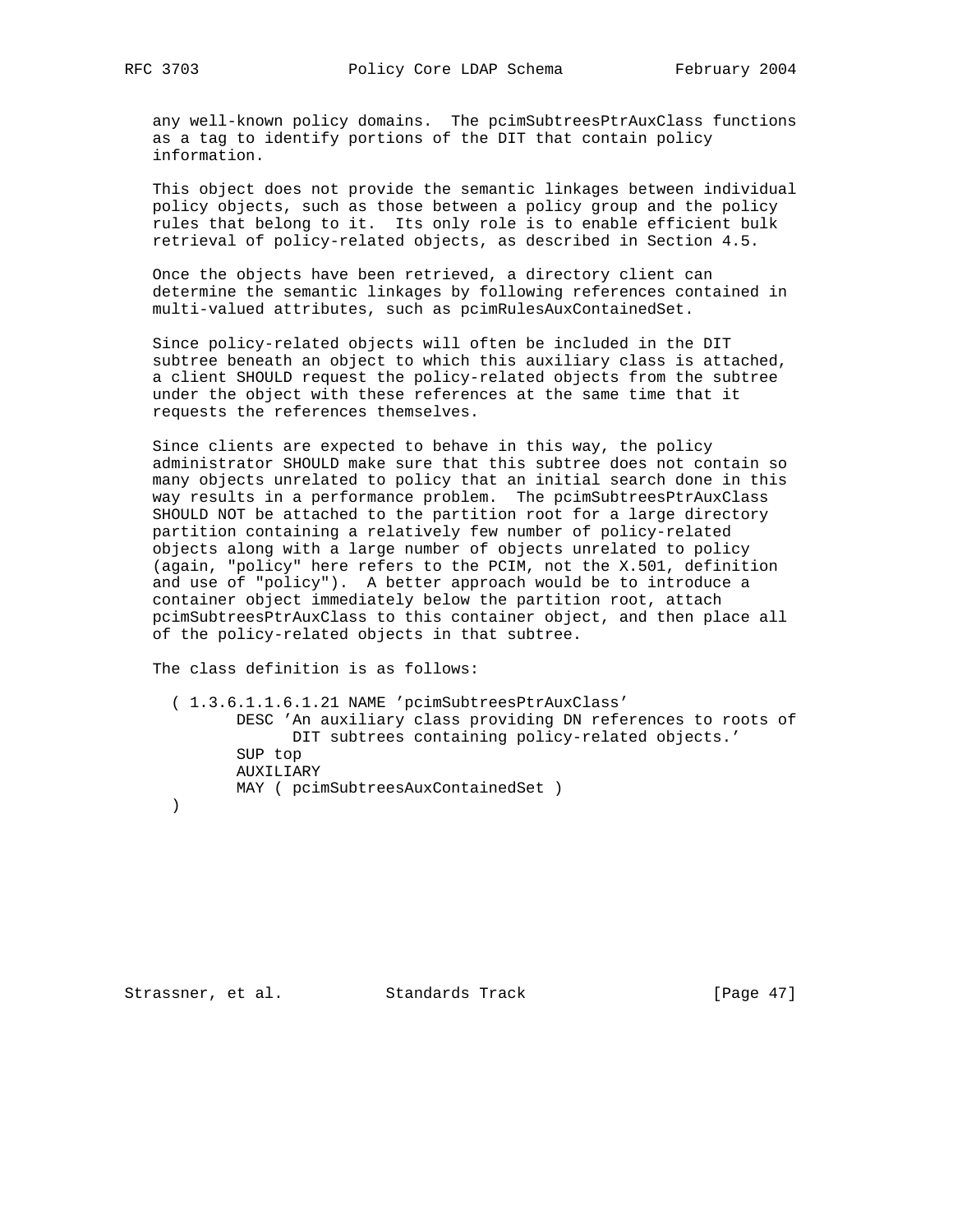any well-known policy domains. The pcimSubtreesPtrAuxClass functions as a tag to identify portions of the DIT that contain policy information.

This object does not provide the semantic linkages between individual policy objects, such as those between a policy group and the policy rules that belong to it. Its only role is to enable efficient bulk retrieval of policy-related objects, as described in Section 4.5.

Once the objects have been retrieved, a directory client can determine the semantic linkages by following references contained in multi-valued attributes, such as pcimRulesAuxContainedSet.

Since policy-related objects will often be included in the DIT subtree beneath an object to which this auxiliary class is attached, a client SHOULD request the policy-related objects from the subtree under the object with these references at the same time that it requests the references themselves.

Since clients are expected to behave in this way, the policy administrator SHOULD make sure that this subtree does not contain so many objects unrelated to policy that an initial search done in this way results in a performance problem. The pcimSubtreesPtrAuxClass SHOULD NOT be attached to the partition root for a large directory partition containing a relatively few number of policy-related objects along with a large number of objects unrelated to policy (again, "policy" here refers to the PCIM, not the X.501, definition and use of "policy"). A better approach would be to introduce a container object immediately below the partition root, attach pcimSubtreesPtrAuxClass to this container object, and then place all of the policy-related objects in that subtree.

The class definition is as follows:

```
  ( 1.3.6.1.1.6.1.21 NAME 'pcimSubtreesPtrAuxClass'
         DESC 'An auxiliary class providing DN references to roots of
              DIT subtrees containing policy-related objects.'
         SUP top
         AUXILIARY
         MAY ( pcimSubtreesAuxContainedSet )
  )
```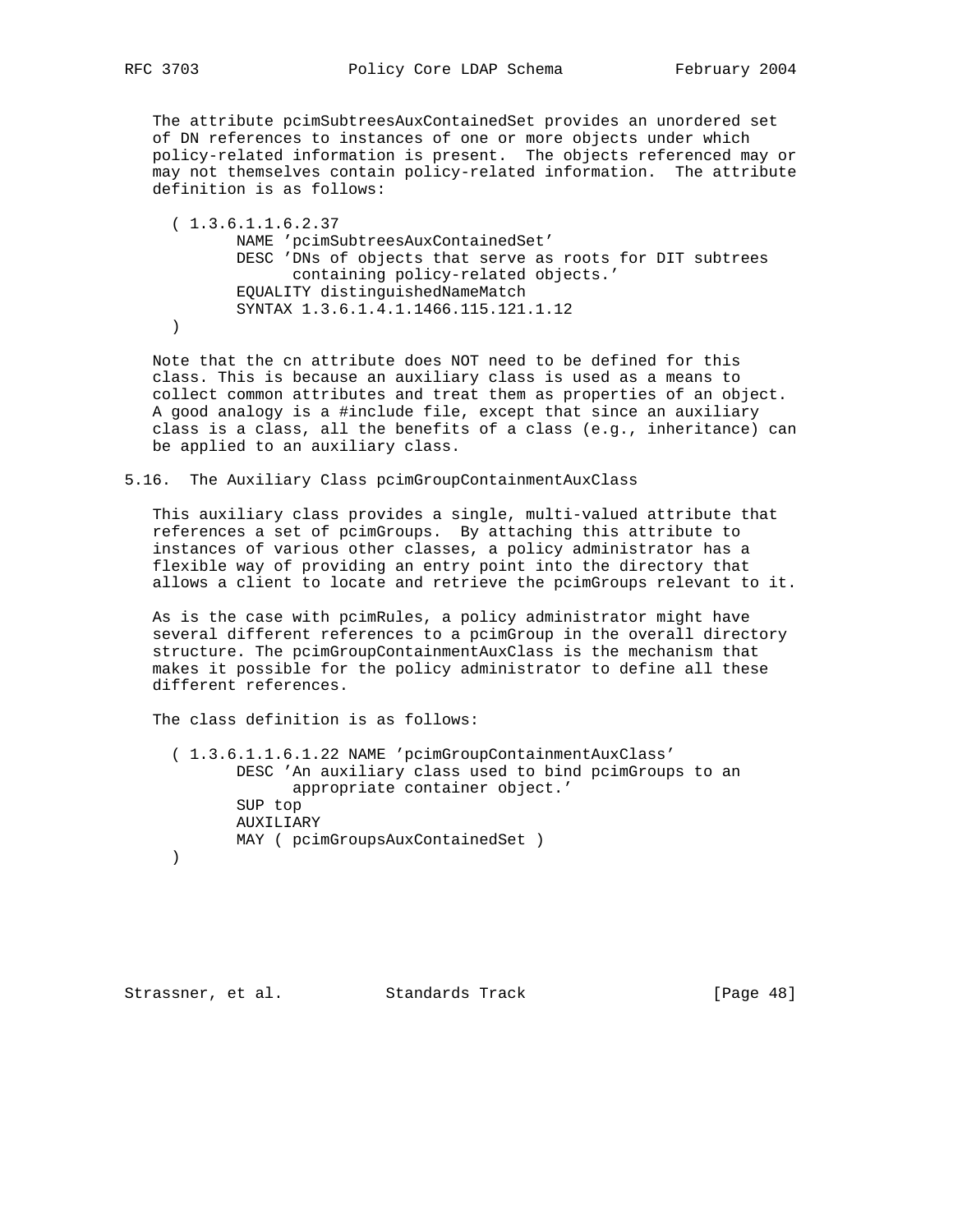The attribute pcimSubtreesAuxContainedSet provides an unordered set of DN references to instances of one or more objects under which policy-related information is present. The objects referenced may or may not themselves contain policy-related information. The attribute definition is as follows:

```
( 1.3.6.1.1.6.2.37
       NAME 'pcimSubtreesAuxContainedSet'
       DESC 'DNs of objects that serve as roots for DIT subtrees
             containing policy-related objects.'
       EQUALITY distinguishedNameMatch
       SYNTAX 1.3.6.1.4.1.1466.115.121.1.12
)
```

Note that the cn attribute does NOT need to be defined for this class. This is because an auxiliary class is used as a means to collect common attributes and treat them as properties of an object. A good analogy is a #include file, except that since an auxiliary class is a class, all the benefits of a class (e.g., inheritance) can be applied to an auxiliary class.

## 5.16. The Auxiliary Class pcimGroupContainmentAuxClass

This auxiliary class provides a single, multi-valued attribute that references a set of pcimGroups. By attaching this attribute to instances of various other classes, a policy administrator has a flexible way of providing an entry point into the directory that allows a client to locate and retrieve the pcimGroups relevant to it.

As is the case with pcimRules, a policy administrator might have several different references to a pcimGroup in the overall directory structure. The pcimGroupContainmentAuxClass is the mechanism that makes it possible for the policy administrator to define all these different references.

The class definition is as follows:

```
( 1.3.6.1.1.6.1.22 NAME 'pcimGroupContainmentAuxClass'
       DESC 'An auxiliary class used to bind pcimGroups to an
             appropriate container object.'
       SUP top
       AUXILIARY
       MAY ( pcimGroupsAuxContainedSet )
)
```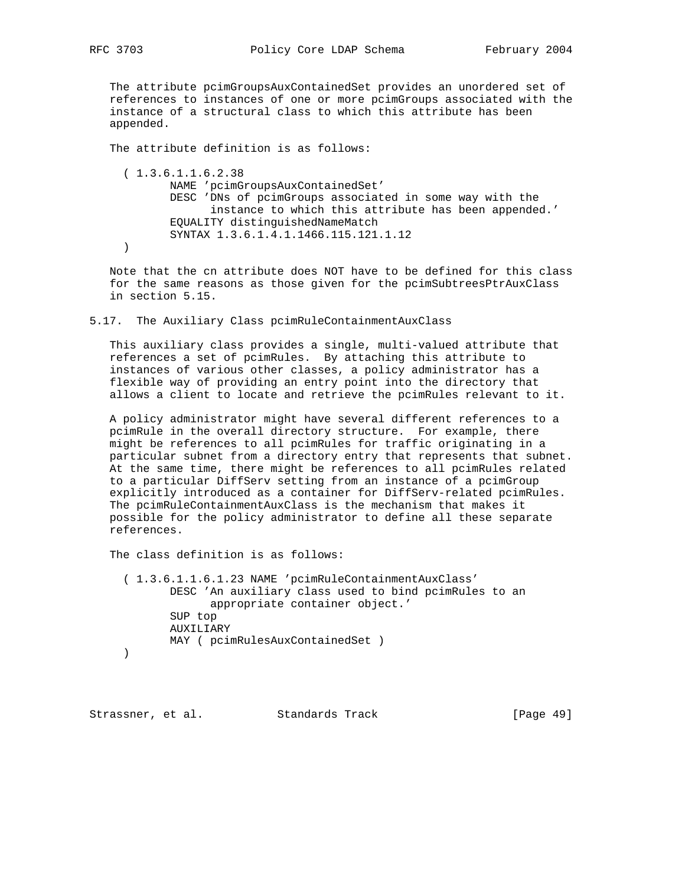The attribute pcimGroupsAuxContainedSet provides an unordered set of references to instances of one or more pcimGroups associated with the instance of a structural class to which this attribute has been appended.

The attribute definition is as follows:

```
( 1.3.6.1.1.6.2.38
       NAME 'pcimGroupsAuxContainedSet'
       DESC 'DNs of pcimGroups associated in some way with the
             instance to which this attribute has been appended.'
       EQUALITY distinguishedNameMatch
       SYNTAX 1.3.6.1.4.1.1466.115.121.1.12
)
```

Note that the cn attribute does NOT have to be defined for this class for the same reasons as those given for the pcimSubtreesPtrAuxClass in section 5.15.

## 5.17. The Auxiliary Class pcimRuleContainmentAuxClass

This auxiliary class provides a single, multi-valued attribute that references a set of pcimRules. By attaching this attribute to instances of various other classes, a policy administrator has a flexible way of providing an entry point into the directory that allows a client to locate and retrieve the pcimRules relevant to it.

A policy administrator might have several different references to a pcimRule in the overall directory structure. For example, there might be references to all pcimRules for traffic originating in a particular subnet from a directory entry that represents that subnet. At the same time, there might be references to all pcimRules related to a particular DiffServ setting from an instance of a pcimGroup explicitly introduced as a container for DiffServ-related pcimRules. The pcimRuleContainmentAuxClass is the mechanism that makes it possible for the policy administrator to define all these separate references.

The class definition is as follows:

```
( 1.3.6.1.1.6.1.23 NAME 'pcimRuleContainmentAuxClass'
       DESC 'An auxiliary class used to bind pcimRules to an
             appropriate container object.'
       SUP top
       AUXILIARY
       MAY ( pcimRulesAuxContainedSet )
)
```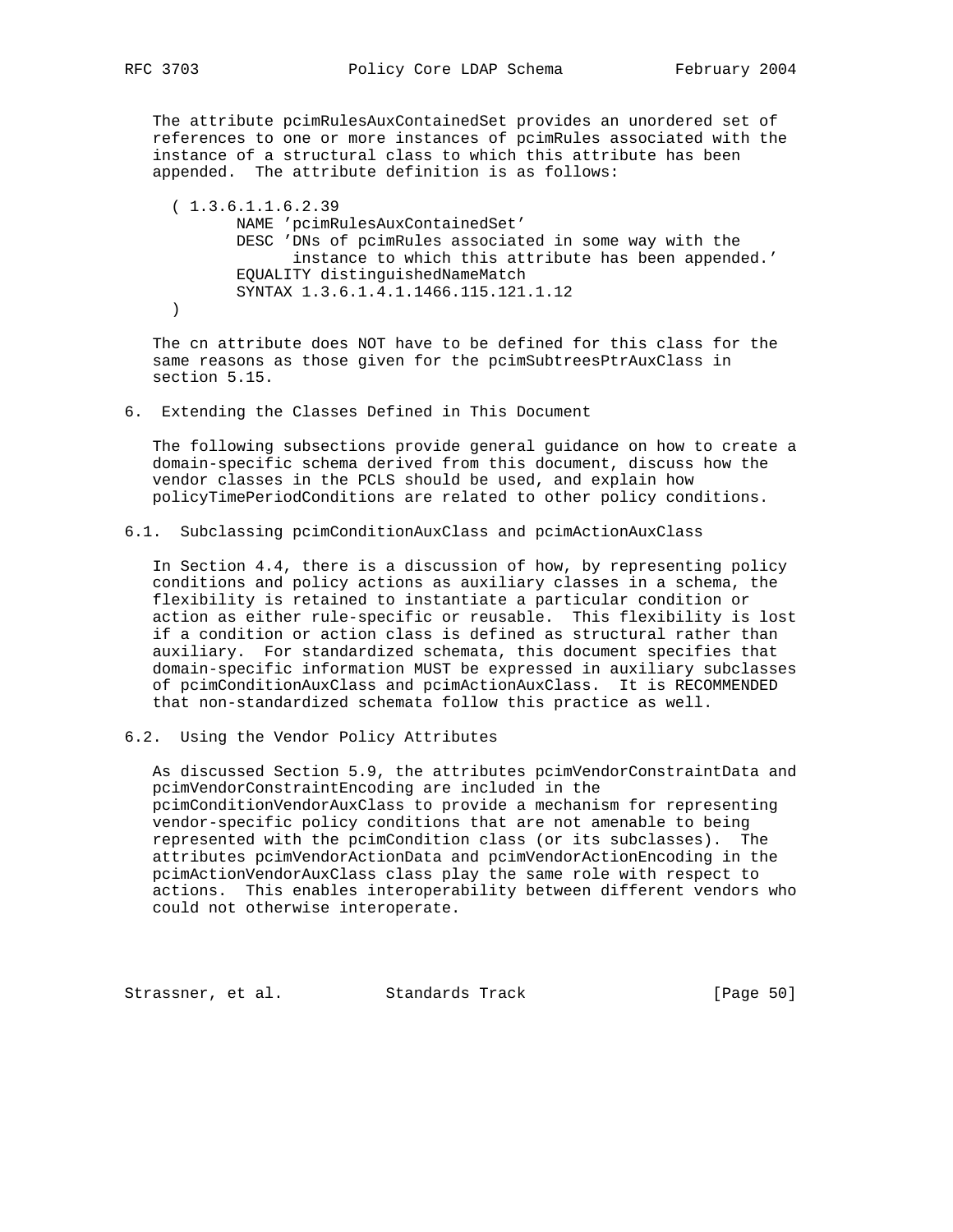The attribute pcimRulesAuxContainedSet provides an unordered set of references to one or more instances of pcimRules associated with the instance of a structural class to which this attribute has been appended. The attribute definition is as follows:

```
( 1.3.6.1.1.6.2.39
        NAME 'pcimRulesAuxContainedSet'
        DESC 'DNs of pcimRules associated in some way with the
              instance to which this attribute has been appended.'
        EQUALITY distinguishedNameMatch
        SYNTAX 1.3.6.1.4.1.1466.115.121.1.12
)
```

The cn attribute does NOT have to be defined for this class for the same reasons as those given for the pcimSubtreesPtrAuxClass in section 5.15.

## 6. Extending the Classes Defined in This Document

The following subsections provide general guidance on how to create a domain-specific schema derived from this document, discuss how the vendor classes in the PCLS should be used, and explain how policyTimePeriodConditions are related to other policy conditions.

### 6.1. Subclassing pcimConditionAuxClass and pcimActionAuxClass

In Section 4.4, there is a discussion of how, by representing policy conditions and policy actions as auxiliary classes in a schema, the flexibility is retained to instantiate a particular condition or action as either rule-specific or reusable. This flexibility is lost if a condition or action class is defined as structural rather than auxiliary. For standardized schemata, this document specifies that domain-specific information MUST be expressed in auxiliary subclasses of pcimConditionAuxClass and pcimActionAuxClass. It is RECOMMENDED that non-standardized schemata follow this practice as well.

### 6.2. Using the Vendor Policy Attributes

As discussed Section 5.9, the attributes pcimVendorConstraintData and pcimVendorConstraintEncoding are included in the pcimConditionVendorAuxClass to provide a mechanism for representing vendor-specific policy conditions that are not amenable to being represented with the pcimCondition class (or its subclasses). The attributes pcimVendorActionData and pcimVendorActionEncoding in the pcimActionVendorAuxClass class play the same role with respect to actions. This enables interoperability between different vendors who could not otherwise interoperate.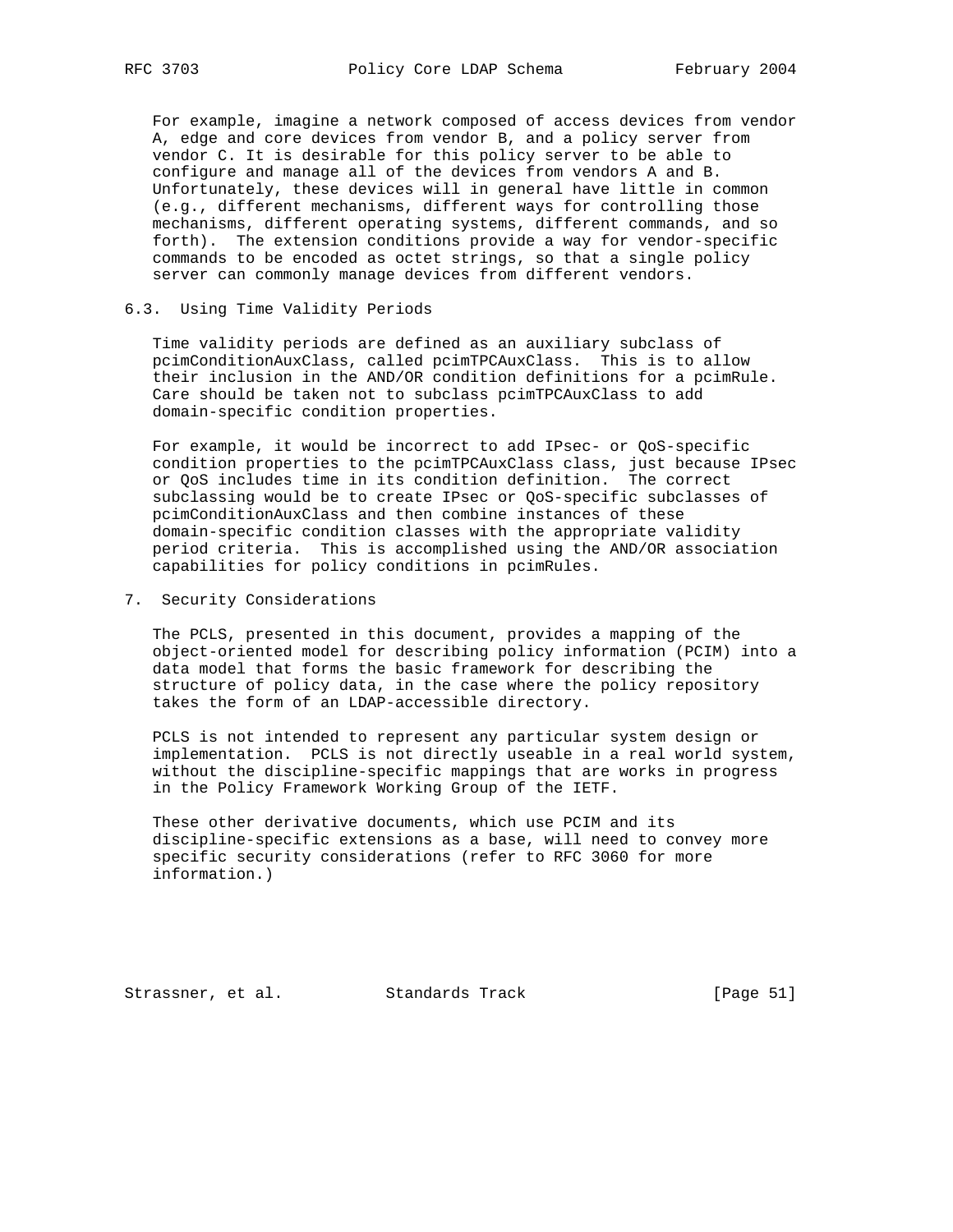For example, imagine a network composed of access devices from vendor A, edge and core devices from vendor B, and a policy server from vendor C. It is desirable for this policy server to be able to configure and manage all of the devices from vendors A and B. Unfortunately, these devices will in general have little in common (e.g., different mechanisms, different ways for controlling those mechanisms, different operating systems, different commands, and so forth). The extension conditions provide a way for vendor-specific commands to be encoded as octet strings, so that a single policy server can commonly manage devices from different vendors.

### 6.3. Using Time Validity Periods

Time validity periods are defined as an auxiliary subclass of pcimConditionAuxClass, called pcimTPCAuxClass. This is to allow their inclusion in the AND/OR condition definitions for a pcimRule. Care should be taken not to subclass pcimTPCAuxClass to add domain-specific condition properties.

For example, it would be incorrect to add IPsec- or QoS-specific condition properties to the pcimTPCAuxClass class, just because IPsec or QoS includes time in its condition definition. The correct subclassing would be to create IPsec or QoS-specific subclasses of pcimConditionAuxClass and then combine instances of these domain-specific condition classes with the appropriate validity period criteria. This is accomplished using the AND/OR association capabilities for policy conditions in pcimRules.

## 7. Security Considerations

The PCLS, presented in this document, provides a mapping of the object-oriented model for describing policy information (PCIM) into a data model that forms the basic framework for describing the structure of policy data, in the case where the policy repository takes the form of an LDAP-accessible directory.

PCLS is not intended to represent any particular system design or implementation. PCLS is not directly useable in a real world system, without the discipline-specific mappings that are works in progress in the Policy Framework Working Group of the IETF.

These other derivative documents, which use PCIM and its discipline-specific extensions as a base, will need to convey more specific security considerations (refer to RFC 3060 for more information.)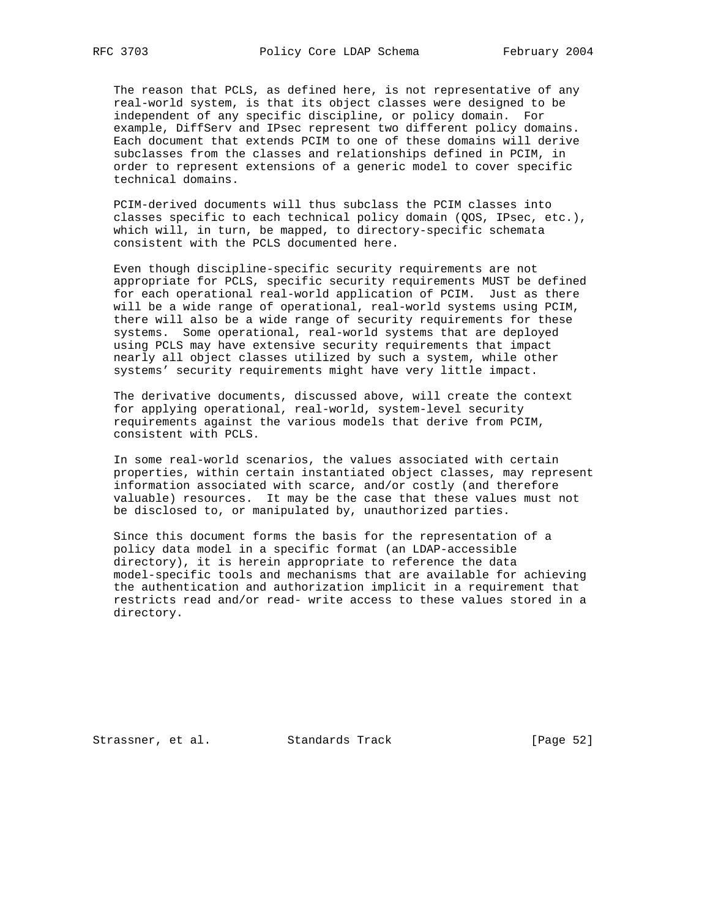The reason that PCLS, as defined here, is not representative of any real-world system, is that its object classes were designed to be independent of any specific discipline, or policy domain. For example, DiffServ and IPsec represent two different policy domains. Each document that extends PCIM to one of these domains will derive subclasses from the classes and relationships defined in PCIM, in order to represent extensions of a generic model to cover specific technical domains.

PCIM-derived documents will thus subclass the PCIM classes into classes specific to each technical policy domain (QOS, IPsec, etc.), which will, in turn, be mapped, to directory-specific schemata consistent with the PCLS documented here.

Even though discipline-specific security requirements are not appropriate for PCLS, specific security requirements MUST be defined for each operational real-world application of PCIM. Just as there will be a wide range of operational, real-world systems using PCIM, there will also be a wide range of security requirements for these systems. Some operational, real-world systems that are deployed using PCLS may have extensive security requirements that impact nearly all object classes utilized by such a system, while other systems' security requirements might have very little impact.

The derivative documents, discussed above, will create the context for applying operational, real-world, system-level security requirements against the various models that derive from PCIM, consistent with PCLS.

In some real-world scenarios, the values associated with certain properties, within certain instantiated object classes, may represent information associated with scarce, and/or costly (and therefore valuable) resources. It may be the case that these values must not be disclosed to, or manipulated by, unauthorized parties.

Since this document forms the basis for the representation of a policy data model in a specific format (an LDAP-accessible directory), it is herein appropriate to reference the data model-specific tools and mechanisms that are available for achieving the authentication and authorization implicit in a requirement that restricts read and/or read- write access to these values stored in a directory.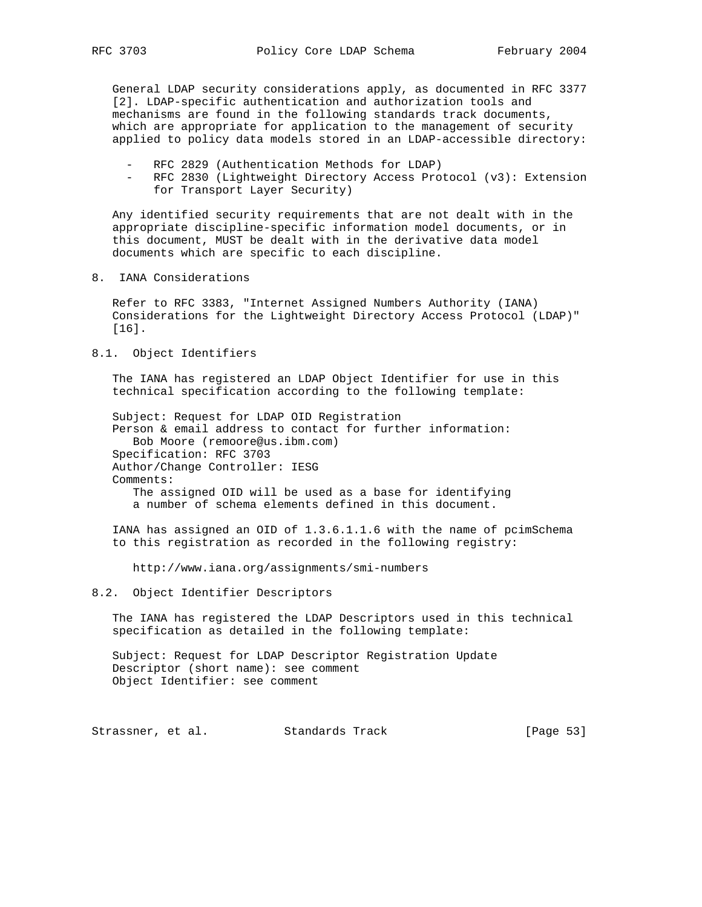General LDAP security considerations apply, as documented in RFC 3377 [2]. LDAP-specific authentication and authorization tools and mechanisms are found in the following standards track documents, which are appropriate for application to the management of security applied to policy data models stored in an LDAP-accessible directory:

- RFC 2829 (Authentication Methods for LDAP)
- RFC 2830 (Lightweight Directory Access Protocol (v3): Extension for Transport Layer Security)

Any identified security requirements that are not dealt with in the appropriate discipline-specific information model documents, or in this document, MUST be dealt with in the derivative data model documents which are specific to each discipline.

## 8. IANA Considerations

Refer to RFC 3383, "Internet Assigned Numbers Authority (IANA) Considerations for the Lightweight Directory Access Protocol (LDAP)" [16].

### 8.1. Object Identifiers

The IANA has registered an LDAP Object Identifier for use in this technical specification according to the following template:

```
Subject: Request for LDAP OID Registration
Person & email address to contact for further information:
   Bob Moore (remoore@us.ibm.com)
Specification: RFC 3703
Author/Change Controller: IESG
Comments:
   The assigned OID will be used as a base for identifying
   a number of schema elements defined in this document.
```

IANA has assigned an OID of 1.3.6.1.1.6 with the name of pcimSchema to this registration as recorded in the following registry:

http://www.iana.org/assignments/smi-numbers

### 8.2. Object Identifier Descriptors

The IANA has registered the LDAP Descriptors used in this technical specification as detailed in the following template:

```
Subject: Request for LDAP Descriptor Registration Update
Descriptor (short name): see comment
Object Identifier: see comment
```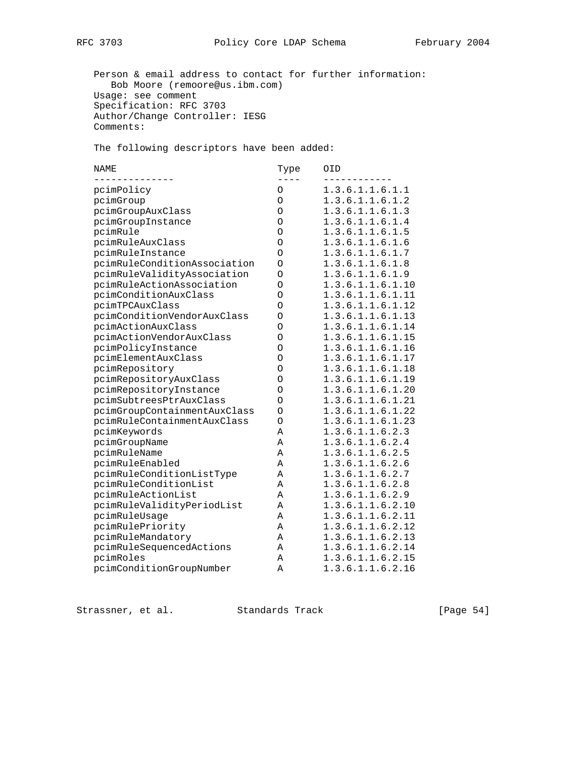Person & email address to contact for further information:
Bob Moore (remoore@us.ibm.com)
Usage: see comment
Specification: RFC 3703
Author/Change Controller: IESG
Comments:

The following descriptors have been added:

| NAME | Type | OID |
|---|---|---|
| pcimPolicy | O | 1.3.6.1.1.6.1.1 |
| pcimGroup | O | 1.3.6.1.1.6.1.2 |
| pcimGroupAuxClass | O | 1.3.6.1.1.6.1.3 |
| pcimGroupInstance | O | 1.3.6.1.1.6.1.4 |
| pcimRule | O | 1.3.6.1.1.6.1.5 |
| pcimRuleAuxClass | O | 1.3.6.1.1.6.1.6 |
| pcimRuleInstance | O | 1.3.6.1.1.6.1.7 |
| pcimRuleConditionAssociation | O | 1.3.6.1.1.6.1.8 |
| pcimRuleValidityAssociation | O | 1.3.6.1.1.6.1.9 |
| pcimRuleActionAssociation | O | 1.3.6.1.1.6.1.10 |
| pcimConditionAuxClass | O | 1.3.6.1.1.6.1.11 |
| pcimTPCAuxClass | O | 1.3.6.1.1.6.1.12 |
| pcimConditionVendorAuxClass | O | 1.3.6.1.1.6.1.13 |
| pcimActionAuxClass | O | 1.3.6.1.1.6.1.14 |
| pcimActionVendorAuxClass | O | 1.3.6.1.1.6.1.15 |
| pcimPolicyInstance | O | 1.3.6.1.1.6.1.16 |
| pcimElementAuxClass | O | 1.3.6.1.1.6.1.17 |
| pcimRepository | O | 1.3.6.1.1.6.1.18 |
| pcimRepositoryAuxClass | O | 1.3.6.1.1.6.1.19 |
| pcimRepositoryInstance | O | 1.3.6.1.1.6.1.20 |
| pcimSubtreesPtrAuxClass | O | 1.3.6.1.1.6.1.21 |
| pcimGroupContainmentAuxClass | O | 1.3.6.1.1.6.1.22 |
| pcimRuleContainmentAuxClass | O | 1.3.6.1.1.6.1.23 |
| pcimKeywords | A | 1.3.6.1.1.6.2.3 |
| pcimGroupName | A | 1.3.6.1.1.6.2.4 |
| pcimRuleName | A | 1.3.6.1.1.6.2.5 |
| pcimRuleEnabled | A | 1.3.6.1.1.6.2.6 |
| pcimRuleConditionListType | A | 1.3.6.1.1.6.2.7 |
| pcimRuleConditionList | A | 1.3.6.1.1.6.2.8 |
| pcimRuleActionList | A | 1.3.6.1.1.6.2.9 |
| pcimRuleValidityPeriodList | A | 1.3.6.1.1.6.2.10 |
| pcimRuleUsage | A | 1.3.6.1.1.6.2.11 |
| pcimRulePriority | A | 1.3.6.1.1.6.2.12 |
| pcimRuleMandatory | A | 1.3.6.1.1.6.2.13 |
| pcimRuleSequencedActions | A | 1.3.6.1.1.6.2.14 |
| pcimRoles | A | 1.3.6.1.1.6.2.15 |
| pcimConditionGroupNumber | A | 1.3.6.1.1.6.2.16 |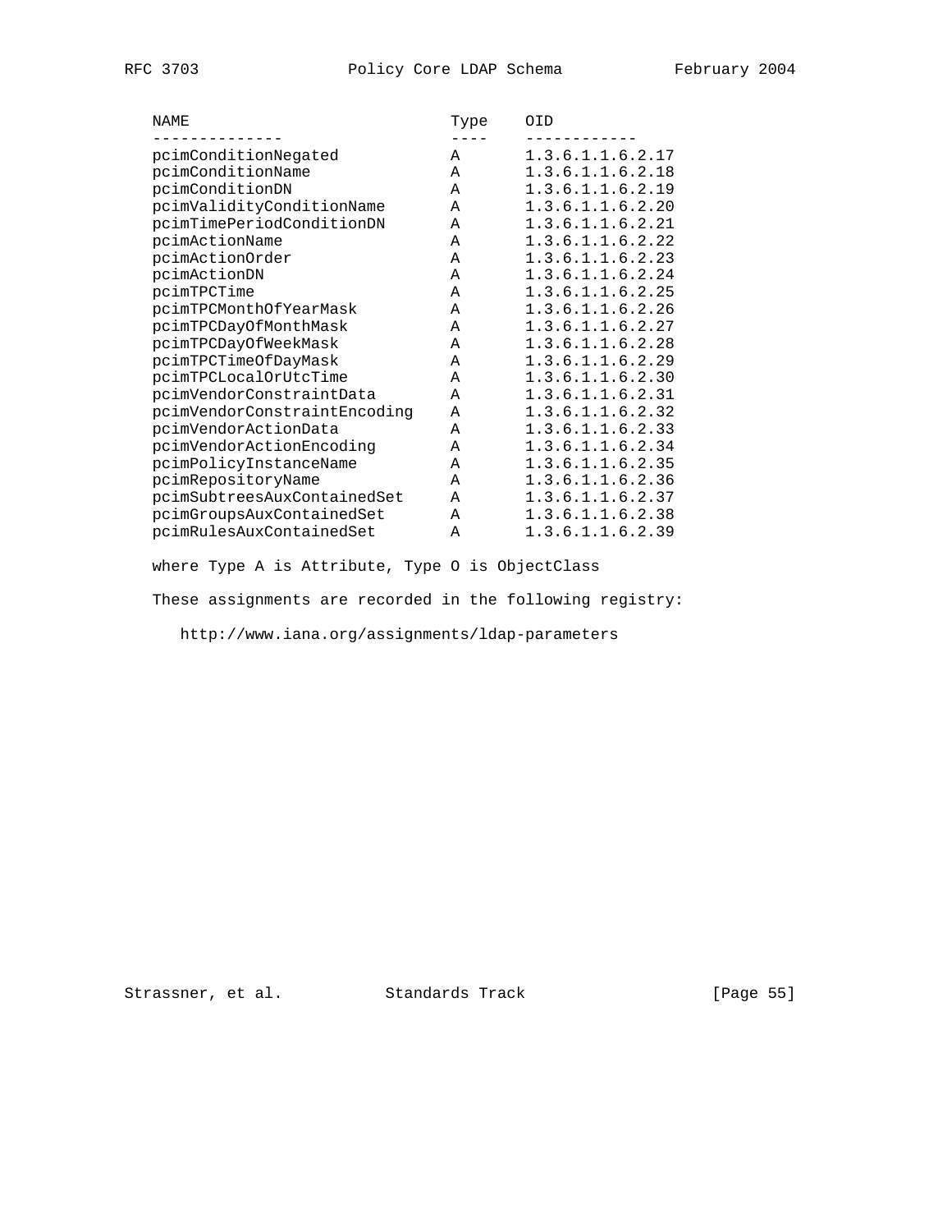| NAME | Type | OID |
| --- | --- | --- |
| pcimConditionNegated | A | 1.3.6.1.1.6.2.17 |
| pcimConditionName | A | 1.3.6.1.1.6.2.18 |
| pcimConditionDN | A | 1.3.6.1.1.6.2.19 |
| pcimValidityConditionName | A | 1.3.6.1.1.6.2.20 |
| pcimTimePeriodConditionDN | A | 1.3.6.1.1.6.2.21 |
| pcimActionName | A | 1.3.6.1.1.6.2.22 |
| pcimActionOrder | A | 1.3.6.1.1.6.2.23 |
| pcimActionDN | A | 1.3.6.1.1.6.2.24 |
| pcimTPCTime | A | 1.3.6.1.1.6.2.25 |
| pcimTPCMonthOfYearMask | A | 1.3.6.1.1.6.2.26 |
| pcimTPCDayOfMonthMask | A | 1.3.6.1.1.6.2.27 |
| pcimTPCDayOfWeekMask | A | 1.3.6.1.1.6.2.28 |
| pcimTPCTimeOfDayMask | A | 1.3.6.1.1.6.2.29 |
| pcimTPCLocalOrUtcTime | A | 1.3.6.1.1.6.2.30 |
| pcimVendorConstraintData | A | 1.3.6.1.1.6.2.31 |
| pcimVendorConstraintEncoding | A | 1.3.6.1.1.6.2.32 |
| pcimVendorActionData | A | 1.3.6.1.1.6.2.33 |
| pcimVendorActionEncoding | A | 1.3.6.1.1.6.2.34 |
| pcimPolicyInstanceName | A | 1.3.6.1.1.6.2.35 |
| pcimRepositoryName | A | 1.3.6.1.1.6.2.36 |
| pcimSubtreesAuxContainedSet | A | 1.3.6.1.1.6.2.37 |
| pcimGroupsAuxContainedSet | A | 1.3.6.1.1.6.2.38 |
| pcimRulesAuxContainedSet | A | 1.3.6.1.1.6.2.39 |

where Type A is Attribute, Type O is ObjectClass

These assignments are recorded in the following registry:

http://www.iana.org/assignments/ldap-parameters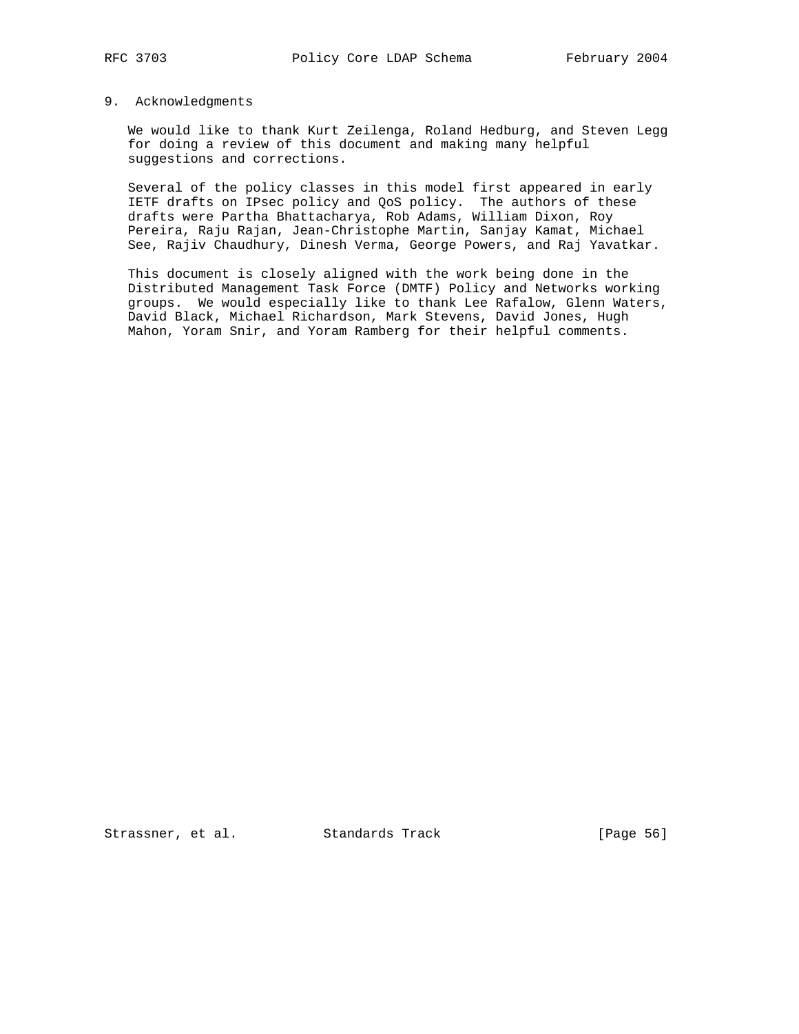## 9. Acknowledgments

We would like to thank Kurt Zeilenga, Roland Hedburg, and Steven Legg for doing a review of this document and making many helpful suggestions and corrections.

Several of the policy classes in this model first appeared in early IETF drafts on IPsec policy and QoS policy. The authors of these drafts were Partha Bhattacharya, Rob Adams, William Dixon, Roy Pereira, Raju Rajan, Jean-Christophe Martin, Sanjay Kamat, Michael See, Rajiv Chaudhury, Dinesh Verma, George Powers, and Raj Yavatkar.

This document is closely aligned with the work being done in the Distributed Management Task Force (DMTF) Policy and Networks working groups. We would especially like to thank Lee Rafalow, Glenn Waters, David Black, Michael Richardson, Mark Stevens, David Jones, Hugh Mahon, Yoram Snir, and Yoram Ramberg for their helpful comments.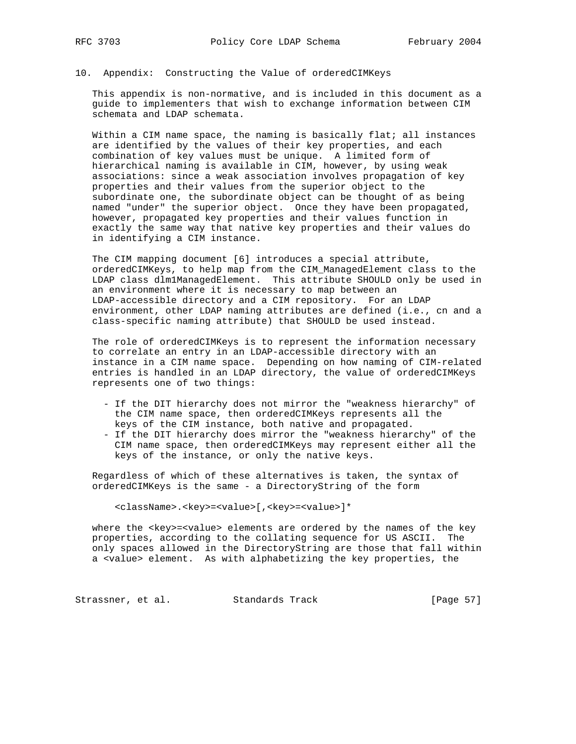## 10. Appendix: Constructing the Value of orderedCIMKeys

This appendix is non-normative, and is included in this document as a guide to implementers that wish to exchange information between CIM schemata and LDAP schemata.

Within a CIM name space, the naming is basically flat; all instances are identified by the values of their key properties, and each combination of key values must be unique. A limited form of hierarchical naming is available in CIM, however, by using weak associations: since a weak association involves propagation of key properties and their values from the superior object to the subordinate one, the subordinate object can be thought of as being named "under" the superior object. Once they have been propagated, however, propagated key properties and their values function in exactly the same way that native key properties and their values do in identifying a CIM instance.

The CIM mapping document [6] introduces a special attribute, orderedCIMKeys, to help map from the CIM_ManagedElement class to the LDAP class dlm1ManagedElement. This attribute SHOULD only be used in an environment where it is necessary to map between an LDAP-accessible directory and a CIM repository. For an LDAP environment, other LDAP naming attributes are defined (i.e., cn and a class-specific naming attribute) that SHOULD be used instead.

The role of orderedCIMKeys is to represent the information necessary to correlate an entry in an LDAP-accessible directory with an instance in a CIM name space. Depending on how naming of CIM-related entries is handled in an LDAP directory, the value of orderedCIMKeys represents one of two things:

- If the DIT hierarchy does not mirror the "weakness hierarchy" of the CIM name space, then orderedCIMKeys represents all the keys of the CIM instance, both native and propagated.
- If the DIT hierarchy does mirror the "weakness hierarchy" of the CIM name space, then orderedCIMKeys may represent either all the keys of the instance, or only the native keys.

Regardless of which of these alternatives is taken, the syntax of orderedCIMKeys is the same - a DirectoryString of the form

```
<className>.<key>=<value>[,<key>=<value>]*
```

where the <key>=<value> elements are ordered by the names of the key properties, according to the collating sequence for US ASCII. The only spaces allowed in the DirectoryString are those that fall within a <value> element. As with alphabetizing the key properties, the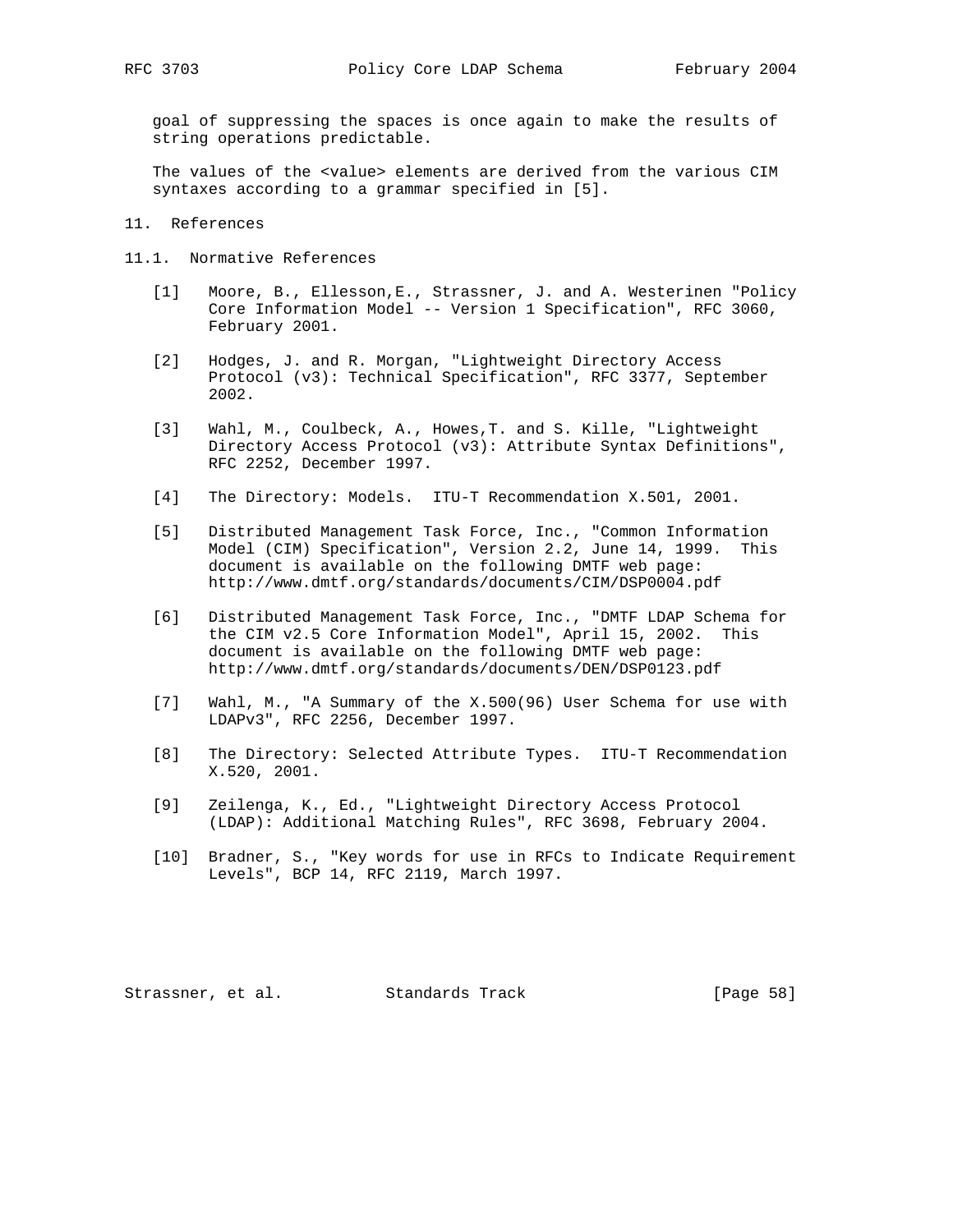goal of suppressing the spaces is once again to make the results of string operations predictable.

The values of the <value> elements are derived from the various CIM syntaxes according to a grammar specified in [5].

# 11. References

## 11.1. Normative References

[1] Moore, B., Ellesson,E., Strassner, J. and A. Westerinen "Policy Core Information Model -- Version 1 Specification", RFC 3060, February 2001.

[2] Hodges, J. and R. Morgan, "Lightweight Directory Access Protocol (v3): Technical Specification", RFC 3377, September 2002.

[3] Wahl, M., Coulbeck, A., Howes,T. and S. Kille, "Lightweight Directory Access Protocol (v3): Attribute Syntax Definitions", RFC 2252, December 1997.

[4] The Directory: Models. ITU-T Recommendation X.501, 2001.

[5] Distributed Management Task Force, Inc., "Common Information Model (CIM) Specification", Version 2.2, June 14, 1999. This document is available on the following DMTF web page: http://www.dmtf.org/standards/documents/CIM/DSP0004.pdf

[6] Distributed Management Task Force, Inc., "DMTF LDAP Schema for the CIM v2.5 Core Information Model", April 15, 2002. This document is available on the following DMTF web page: http://www.dmtf.org/standards/documents/DEN/DSP0123.pdf

[7] Wahl, M., "A Summary of the X.500(96) User Schema for use with LDAPv3", RFC 2256, December 1997.

[8] The Directory: Selected Attribute Types. ITU-T Recommendation X.520, 2001.

[9] Zeilenga, K., Ed., "Lightweight Directory Access Protocol (LDAP): Additional Matching Rules", RFC 3698, February 2004.

[10] Bradner, S., "Key words for use in RFCs to Indicate Requirement Levels", BCP 14, RFC 2119, March 1997.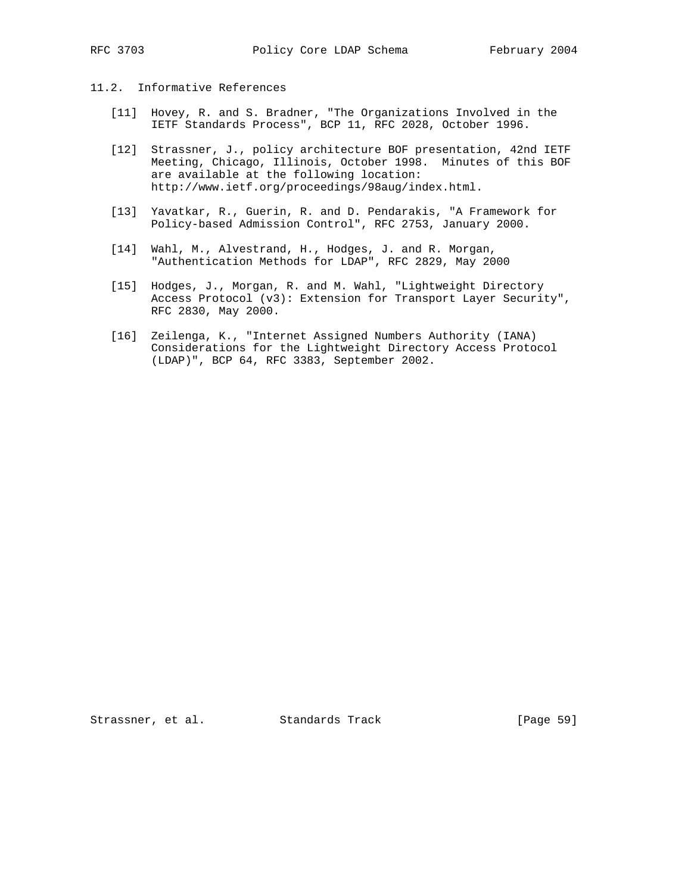### 11.2. Informative References

[11] Hovey, R. and S. Bradner, "The Organizations Involved in the IETF Standards Process", BCP 11, RFC 2028, October 1996.

[12] Strassner, J., policy architecture BOF presentation, 42nd IETF Meeting, Chicago, Illinois, October 1998. Minutes of this BOF are available at the following location: http://www.ietf.org/proceedings/98aug/index.html.

[13] Yavatkar, R., Guerin, R. and D. Pendarakis, "A Framework for Policy-based Admission Control", RFC 2753, January 2000.

[14] Wahl, M., Alvestrand, H., Hodges, J. and R. Morgan, "Authentication Methods for LDAP", RFC 2829, May 2000

[15] Hodges, J., Morgan, R. and M. Wahl, "Lightweight Directory Access Protocol (v3): Extension for Transport Layer Security", RFC 2830, May 2000.

[16] Zeilenga, K., "Internet Assigned Numbers Authority (IANA) Considerations for the Lightweight Directory Access Protocol (LDAP)", BCP 64, RFC 3383, September 2002.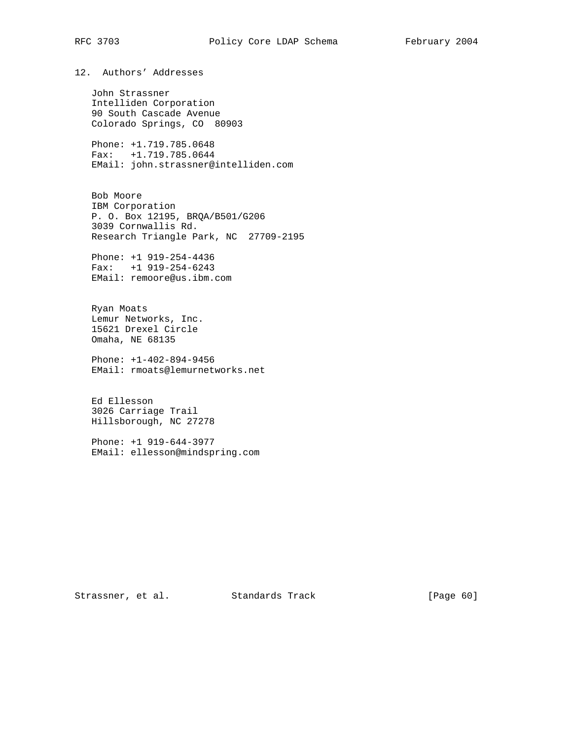## 12. Authors' Addresses

John Strassner
Intelliden Corporation
90 South Cascade Avenue
Colorado Springs, CO  80903

Phone: +1.719.785.0648
Fax:   +1.719.785.0644
EMail: john.strassner@intelliden.com

Bob Moore
IBM Corporation
P. O. Box 12195, BRQA/B501/G206
3039 Cornwallis Rd.
Research Triangle Park, NC  27709-2195

Phone: +1 919-254-4436
Fax:   +1 919-254-6243
EMail: remoore@us.ibm.com

Ryan Moats
Lemur Networks, Inc.
15621 Drexel Circle
Omaha, NE 68135

Phone: +1-402-894-9456
EMail: rmoats@lemurnetworks.net

Ed Ellesson
3026 Carriage Trail
Hillsborough, NC 27278

Phone: +1 919-644-3977
EMail: ellesson@mindspring.com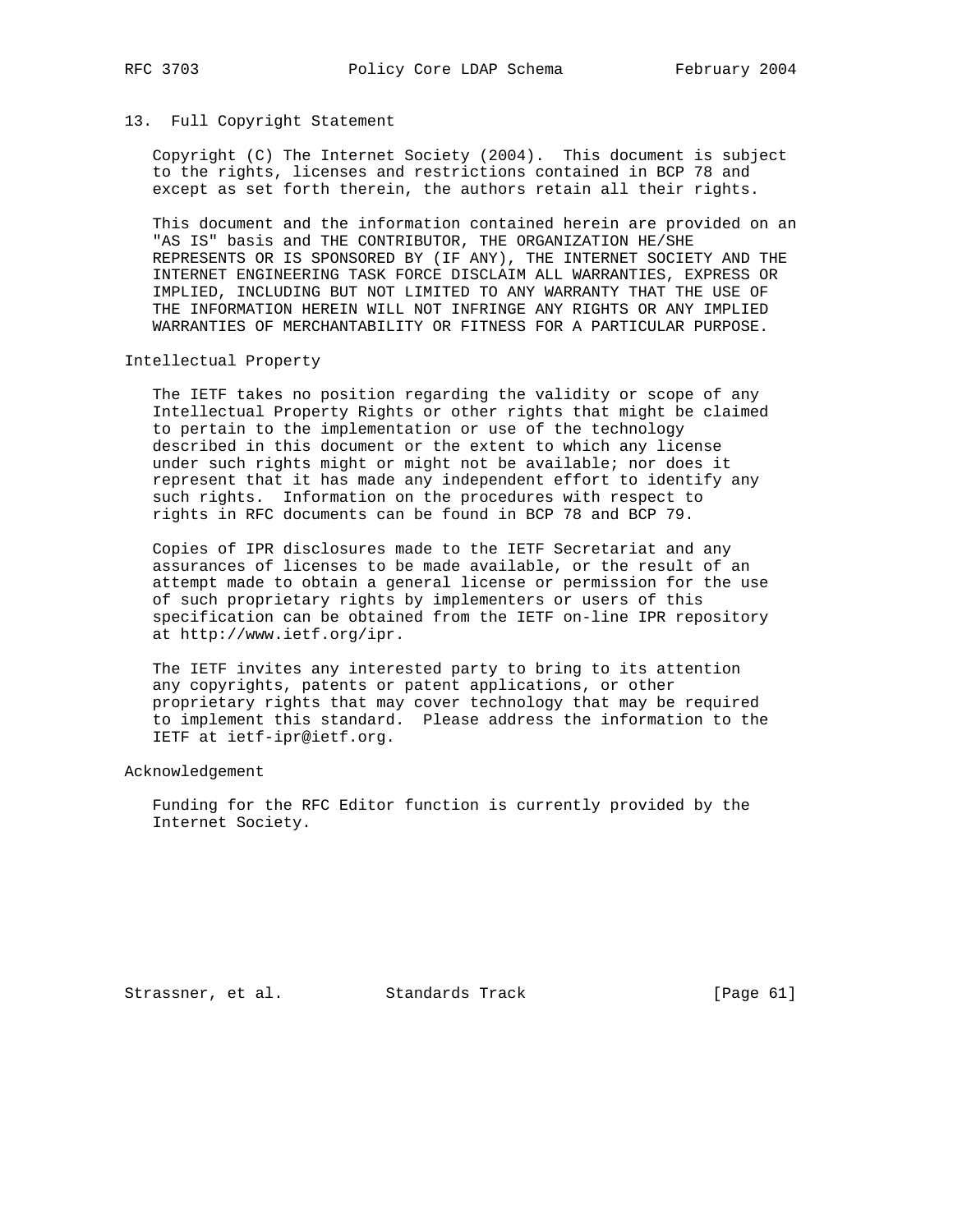## 13. Full Copyright Statement

Copyright (C) The Internet Society (2004). This document is subject to the rights, licenses and restrictions contained in BCP 78 and except as set forth therein, the authors retain all their rights.

This document and the information contained herein are provided on an "AS IS" basis and THE CONTRIBUTOR, THE ORGANIZATION HE/SHE REPRESENTS OR IS SPONSORED BY (IF ANY), THE INTERNET SOCIETY AND THE INTERNET ENGINEERING TASK FORCE DISCLAIM ALL WARRANTIES, EXPRESS OR IMPLIED, INCLUDING BUT NOT LIMITED TO ANY WARRANTY THAT THE USE OF THE INFORMATION HEREIN WILL NOT INFRINGE ANY RIGHTS OR ANY IMPLIED WARRANTIES OF MERCHANTABILITY OR FITNESS FOR A PARTICULAR PURPOSE.

### Intellectual Property

The IETF takes no position regarding the validity or scope of any Intellectual Property Rights or other rights that might be claimed to pertain to the implementation or use of the technology described in this document or the extent to which any license under such rights might or might not be available; nor does it represent that it has made any independent effort to identify any such rights. Information on the procedures with respect to rights in RFC documents can be found in BCP 78 and BCP 79.

Copies of IPR disclosures made to the IETF Secretariat and any assurances of licenses to be made available, or the result of an attempt made to obtain a general license or permission for the use of such proprietary rights by implementers or users of this specification can be obtained from the IETF on-line IPR repository at http://www.ietf.org/ipr.

The IETF invites any interested party to bring to its attention any copyrights, patents or patent applications, or other proprietary rights that may cover technology that may be required to implement this standard. Please address the information to the IETF at ietf-ipr@ietf.org.

### Acknowledgement

Funding for the RFC Editor function is currently provided by the Internet Society.